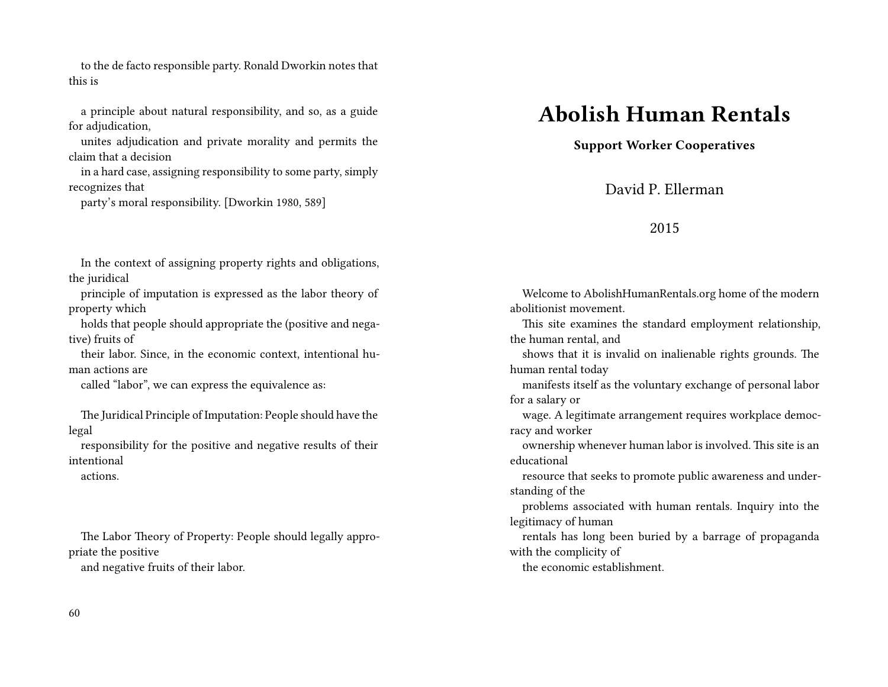to the de facto responsible party. Ronald Dworkin notes that this is

a principle about natural responsibility, and so, as a guide for adjudication, unites adjudication and private morality and permits the claim that a decision in a hard case, assigning responsibility to some party, simply recognizes that party's moral responsibility. [Dworkin 1980, 589]

In the context of assigning property rights and obligations, the juridical principle of imputation is expressed as the labor theory of property which holds that people should appropriate the (positive and negative) fruits of their labor. Since, in the economic context, intentional human actions are called "labor", we can express the equivalence as:

The Juridical Principle of Imputation: People should have the legal responsibility for the positive and negative results of their intentional actions.

The Labor Theory of Property: People should legally appropriate the positive and negative fruits of their labor.

# Abolish Human Rentals

**Support Worker Cooperatives**

David P. Ellerman

2015

Welcome to AbolishHumanRentals.org home of the modern abolitionist movement.

This site examines the standard employment relationship, the human rental, and shows that it is invalid on inalienable rights grounds. The human rental today manifests itself as the voluntary exchange of personal labor for a salary or wage. A legitimate arrangement requires workplace democracy and worker ownership whenever human labor is involved. This site is an educational resource that seeks to promote public awareness and understanding of the problems associated with human rentals. Inquiry into the legitimacy of human rentals has long been buried by a barrage of propaganda with the complicity of the economic establishment.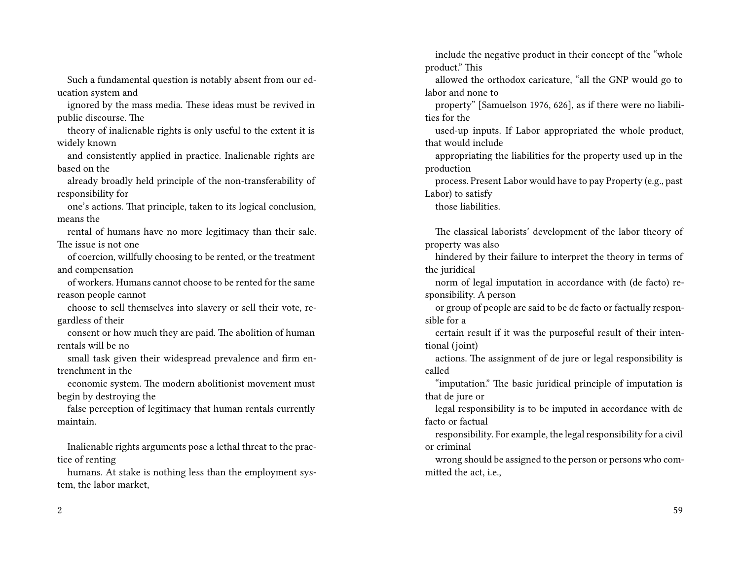Such a fundamental question is notably absent from our education system and ignored by the mass media. These ideas must be revived in public discourse. The theory of inalienable rights is only useful to the extent it is widely known and consistently applied in practice. Inalienable rights are based on the already broadly held principle of the non-transferability of responsibility for one's actions. That principle, taken to its logical conclusion, means the rental of humans have no more legitimacy than their sale. The issue is not one of coercion, willfully choosing to be rented, or the treatment and compensation of workers. Humans cannot choose to be rented for the same reason people cannot choose to sell themselves into slavery or sell their vote, regardless of their consent or how much they are paid. The abolition of human rentals will be no small task given their widespread prevalence and firm entrenchment in the economic system. The modern abolitionist movement must begin by destroying the false perception of legitimacy that human rentals currently maintain.

Inalienable rights arguments pose a lethal threat to the practice of renting humans. At stake is nothing less than the employment system, the labor market,

include the negative product in their concept of the "whole product." This allowed the orthodox caricature, "all the GNP would go to labor and none to property" [Samuelson 1976, 626], as if there were no liabilities for the used-up inputs. If Labor appropriated the whole product, that would include appropriating the liabilities for the property used up in the production process. Present Labor would have to pay Property (e.g., past Labor) to satisfy those liabilities.

The classical laborists' development of the labor theory of property was also hindered by their failure to interpret the theory in terms of the juridical norm of legal imputation in accordance with (de facto) responsibility. A person or group of people are said to be de facto or factually responsible for a certain result if it was the purposeful result of their intentional (joint) actions. The assignment of de jure or legal responsibility is called "imputation." The basic juridical principle of imputation is that de jure or legal responsibility is to be imputed in accordance with de facto or factual responsibility. For example, the legal responsibility for a civil or criminal wrong should be assigned to the person or persons who committed the act, i.e.,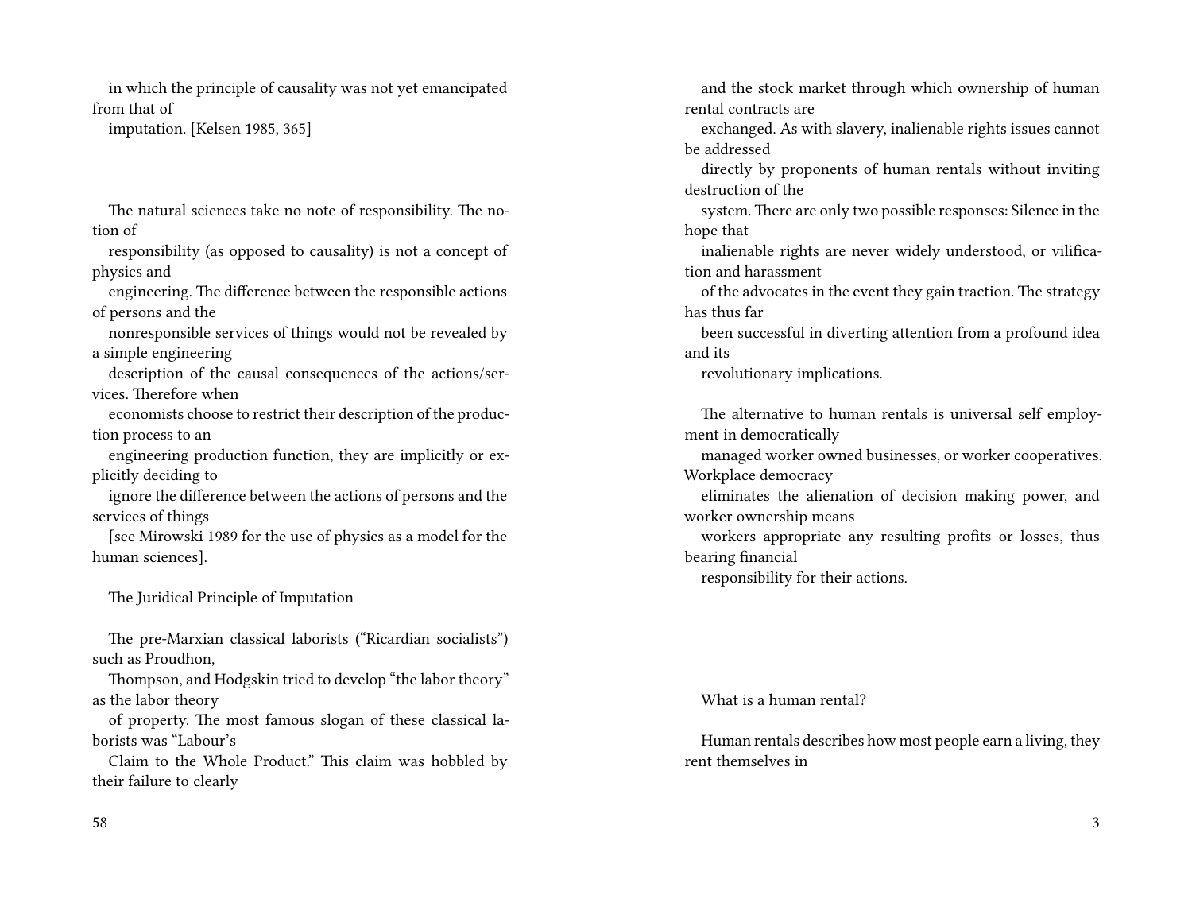in which the principle of causality was not yet emancipated from that of imputation. [Kelsen 1985, 365]

The natural sciences take no note of responsibility. The notion of responsibility (as opposed to causality) is not a concept of physics and engineering. The difference between the responsible actions of persons and the nonresponsible services of things would not be revealed by a simple engineering description of the causal consequences of the actions/services. Therefore when economists choose to restrict their description of the production process to an engineering production function, they are implicitly or explicitly deciding to ignore the difference between the actions of persons and the services of things [see Mirowski 1989 for the use of physics as a model for the human sciences].

## The Juridical Principle of Imputation

The pre-Marxian classical laborists ("Ricardian socialists") such as Proudhon, Thompson, and Hodgskin tried to develop "the labor theory" as the labor theory of property. The most famous slogan of these classical laborists was "Labour's Claim to the Whole Product." This claim was hobbled by their failure to clearly

and the stock market through which ownership of human rental contracts are exchanged. As with slavery, inalienable rights issues cannot be addressed directly by proponents of human rentals without inviting destruction of the system. There are only two possible responses: Silence in the hope that inalienable rights are never widely understood, or vilification and harassment of the advocates in the event they gain traction. The strategy has thus far been successful in diverting attention from a profound idea and its revolutionary implications.

The alternative to human rentals is universal self employment in democratically managed worker owned businesses, or worker cooperatives. Workplace democracy eliminates the alienation of decision making power, and worker ownership means workers appropriate any resulting profits or losses, thus bearing financial responsibility for their actions.

## What is a human rental?

Human rentals describes how most people earn a living, they rent themselves in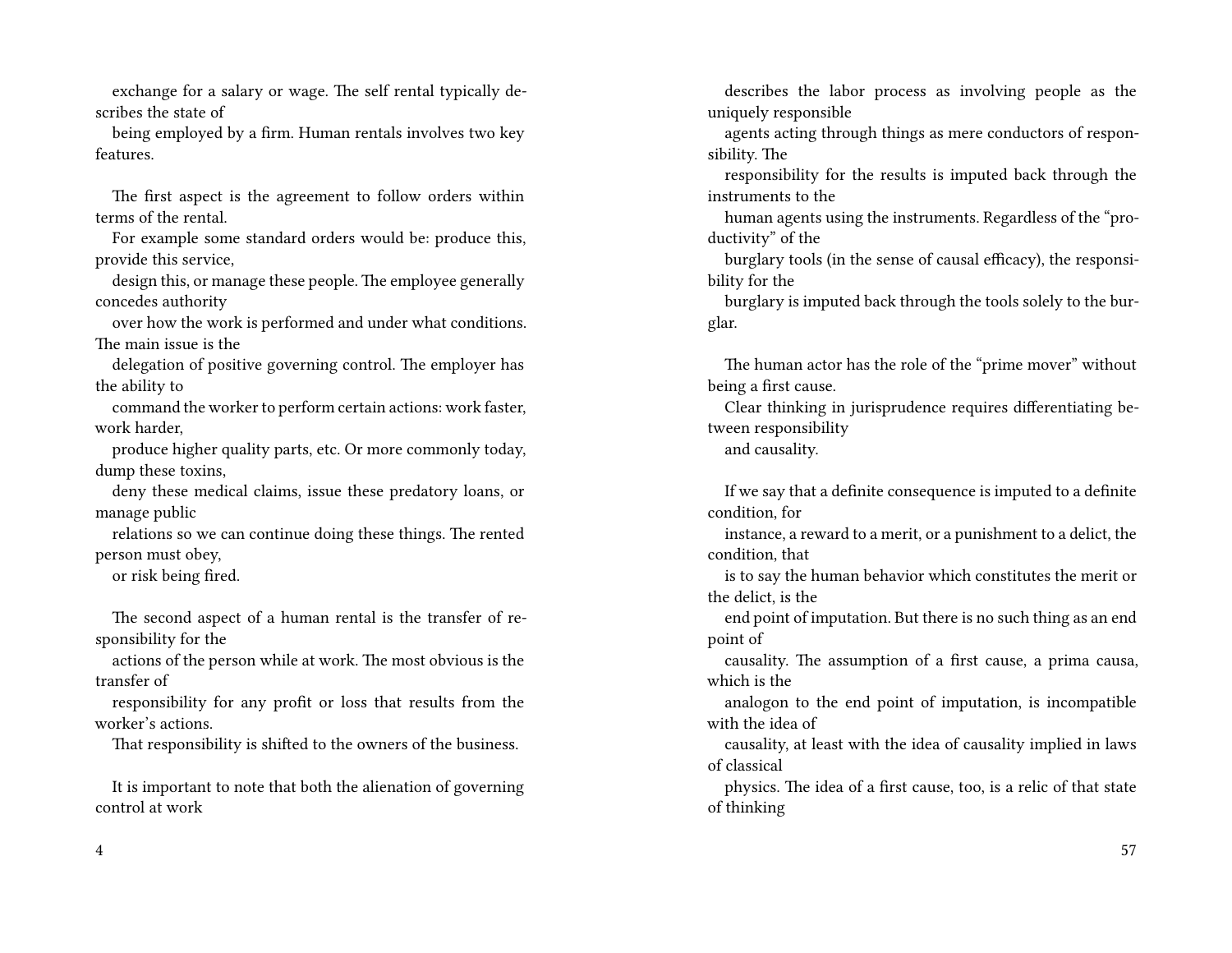exchange for a salary or wage. The self rental typically describes the state of being employed by a firm. Human rentals involves two key features.

The first aspect is the agreement to follow orders within terms of the rental. For example some standard orders would be: produce this, provide this service, design this, or manage these people. The employee generally concedes authority over how the work is performed and under what conditions. The main issue is the delegation of positive governing control. The employer has the ability to command the worker to perform certain actions: work faster, work harder, produce higher quality parts, etc. Or more commonly today, dump these toxins, deny these medical claims, issue these predatory loans, or manage public relations so we can continue doing these things. The rented person must obey, or risk being fired.

The second aspect of a human rental is the transfer of responsibility for the actions of the person while at work. The most obvious is the transfer of responsibility for any profit or loss that results from the worker's actions. That responsibility is shifted to the owners of the business.

It is important to note that both the alienation of governing control at work

describes the labor process as involving people as the uniquely responsible agents acting through things as mere conductors of responsibility. The responsibility for the results is imputed back through the instruments to the human agents using the instruments. Regardless of the "productivity" of the burglary tools (in the sense of causal efficacy), the responsibility for the burglary is imputed back through the tools solely to the burglar.

The human actor has the role of the "prime mover" without being a first cause. Clear thinking in jurisprudence requires differentiating between responsibility and causality.

If we say that a definite consequence is imputed to a definite condition, for instance, a reward to a merit, or a punishment to a delict, the condition, that is to say the human behavior which constitutes the merit or the delict, is the end point of imputation. But there is no such thing as an end point of causality. The assumption of a first cause, a prima causa, which is the analogon to the end point of imputation, is incompatible with the idea of causality, at least with the idea of causality implied in laws of classical physics. The idea of a first cause, too, is a relic of that state of thinking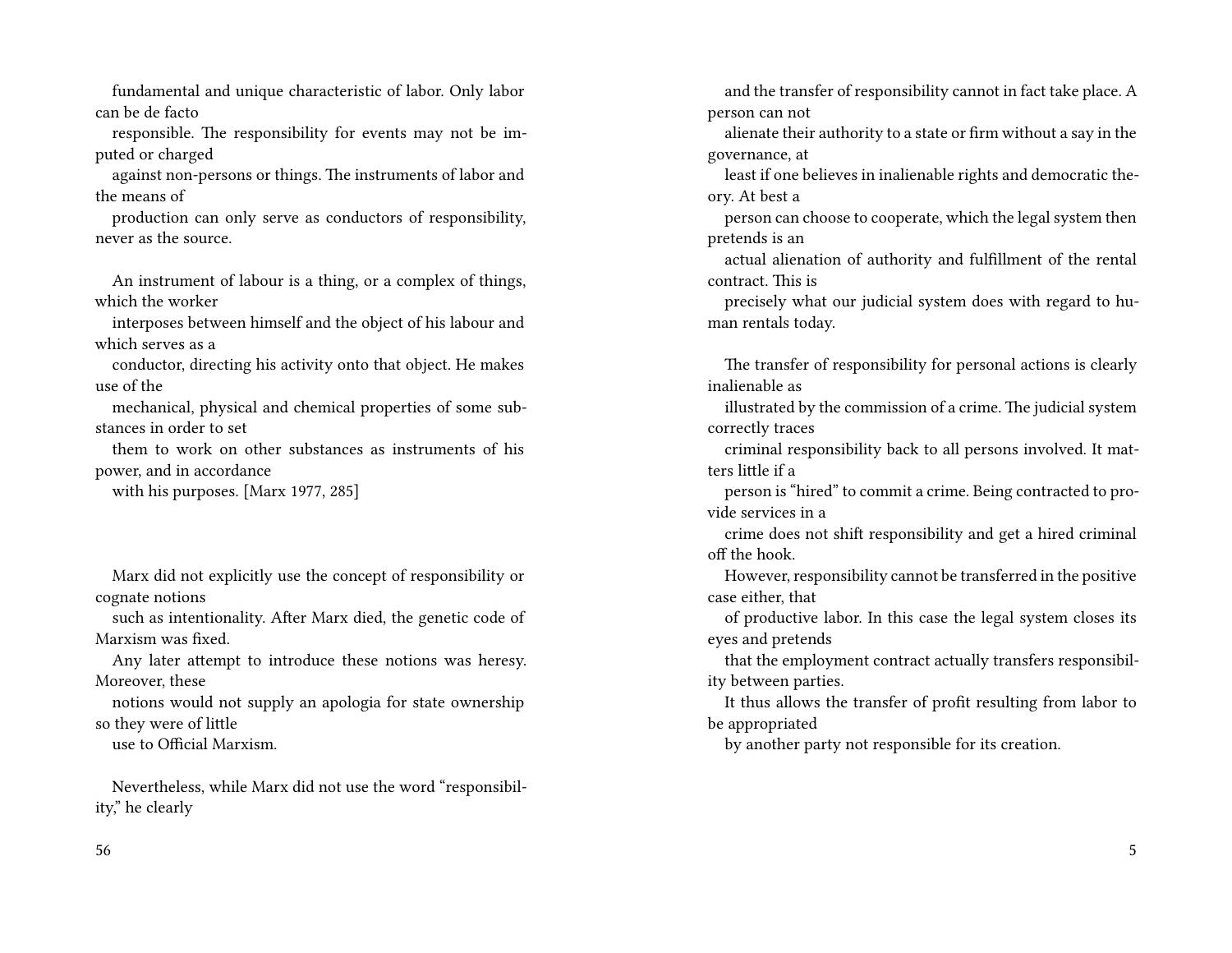fundamental and unique characteristic of labor. Only labor can be de facto responsible. The responsibility for events may not be imputed or charged against non-persons or things. The instruments of labor and the means of production can only serve as conductors of responsibility, never as the source.

> An instrument of labour is a thing, or a complex of things, which the worker interposes between himself and the object of his labour and which serves as a conductor, directing his activity onto that object. He makes use of the mechanical, physical and chemical properties of some substances in order to set them to work on other substances as instruments of his power, and in accordance with his purposes. [Marx 1977, 285]

Marx did not explicitly use the concept of responsibility or cognate notions such as intentionality. After Marx died, the genetic code of Marxism was fixed. Any later attempt to introduce these notions was heresy. Moreover, these notions would not supply an apologia for state ownership so they were of little use to Official Marxism.

Nevertheless, while Marx did not use the word "responsibility," he clearly

and the transfer of responsibility cannot in fact take place. A person can not alienate their authority to a state or firm without a say in the governance, at least if one believes in inalienable rights and democratic theory. At best a person can choose to cooperate, which the legal system then pretends is an actual alienation of authority and fulfillment of the rental contract. This is precisely what our judicial system does with regard to human rentals today.

The transfer of responsibility for personal actions is clearly inalienable as illustrated by the commission of a crime. The judicial system correctly traces criminal responsibility back to all persons involved. It matters little if a person is "hired" to commit a crime. Being contracted to provide services in a crime does not shift responsibility and get a hired criminal off the hook.

However, responsibility cannot be transferred in the positive case either, that of productive labor. In this case the legal system closes its eyes and pretends that the employment contract actually transfers responsibility between parties.

It thus allows the transfer of profit resulting from labor to be appropriated by another party not responsible for its creation.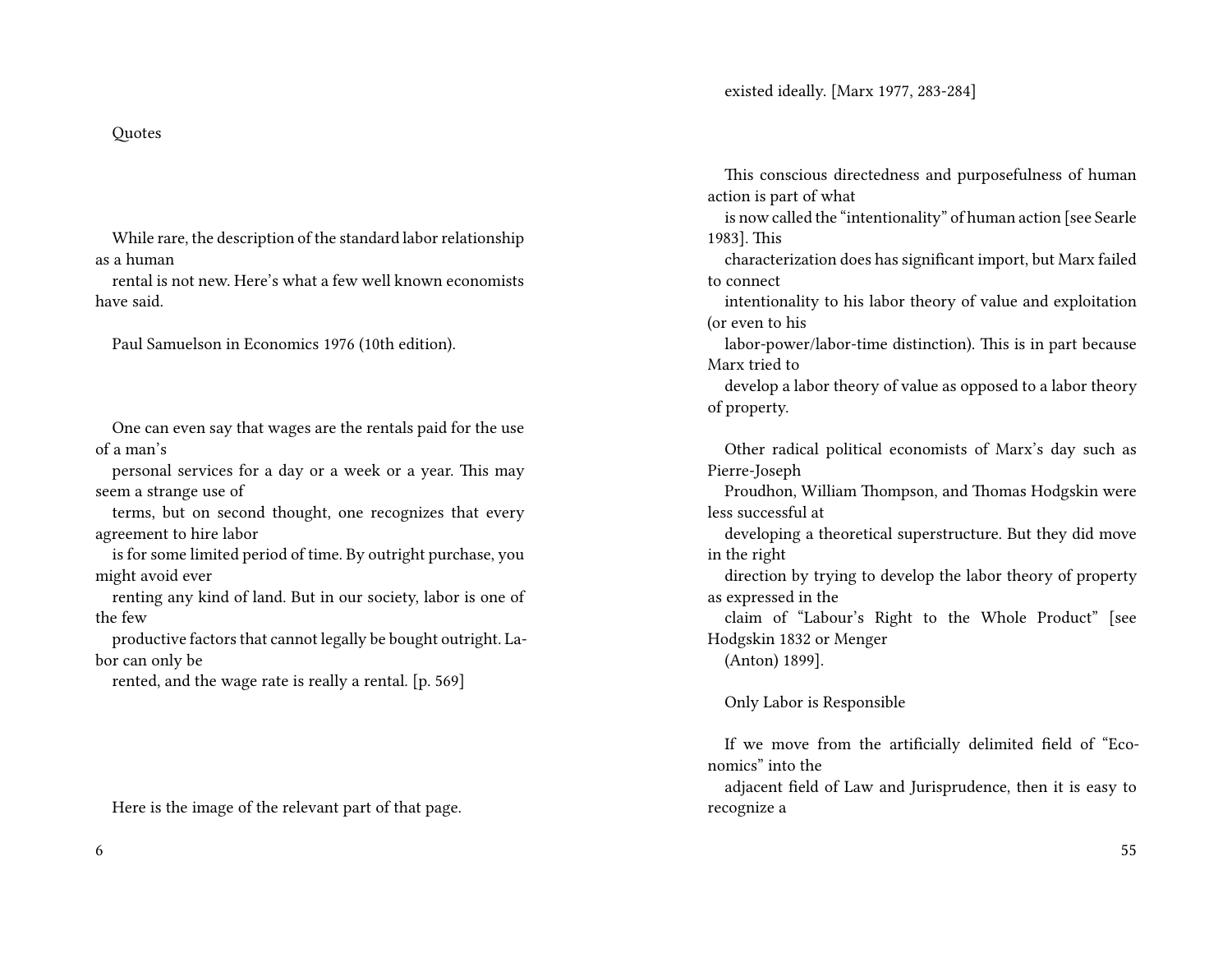Quotes

While rare, the description of the standard labor relationship as a human rental is not new. Here's what a few well known economists have said.

Paul Samuelson in Economics 1976 (10th edition).

One can even say that wages are the rentals paid for the use of a man's personal services for a day or a week or a year. This may seem a strange use of terms, but on second thought, one recognizes that every agreement to hire labor is for some limited period of time. By outright purchase, you might avoid ever renting any kind of land. But in our society, labor is one of the few productive factors that cannot legally be bought outright. Labor can only be rented, and the wage rate is really a rental. [p. 569]

Here is the image of the relevant part of that page.

existed ideally. [Marx 1977, 283-284]

This conscious directedness and purposefulness of human action is part of what is now called the "intentionality" of human action [see Searle 1983]. This characterization does has significant import, but Marx failed to connect intentionality to his labor theory of value and exploitation (or even to his labor-power/labor-time distinction). This is in part because Marx tried to develop a labor theory of value as opposed to a labor theory of property.

Other radical political economists of Marx's day such as Pierre-Joseph Proudhon, William Thompson, and Thomas Hodgskin were less successful at developing a theoretical superstructure. But they did move in the right direction by trying to develop the labor theory of property as expressed in the claim of "Labour's Right to the Whole Product" [see Hodgskin 1832 or Menger (Anton) 1899].

## Only Labor is Responsible

If we move from the artificially delimited field of "Economics" into the adjacent field of Law and Jurisprudence, then it is easy to recognize a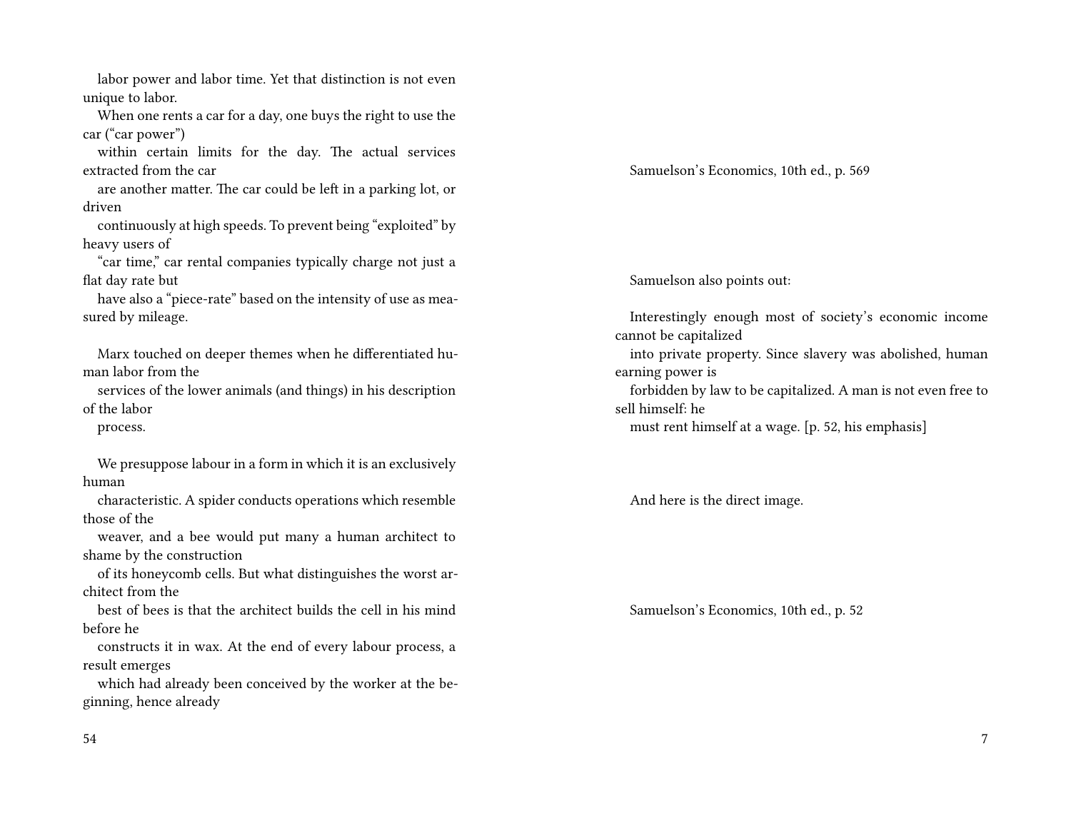labor power and labor time. Yet that distinction is not even unique to labor.

When one rents a car for a day, one buys the right to use the car ("car power") within certain limits for the day. The actual services extracted from the car are another matter. The car could be left in a parking lot, or driven continuously at high speeds. To prevent being "exploited" by heavy users of "car time," car rental companies typically charge not just a flat day rate but have also a "piece-rate" based on the intensity of use as measured by mileage.

Marx touched on deeper themes when he differentiated human labor from the services of the lower animals (and things) in his description of the labor process.

> We presuppose labour in a form in which it is an exclusively human characteristic. A spider conducts operations which resemble those of the weaver, and a bee would put many a human architect to shame by the construction of its honeycomb cells. But what distinguishes the worst architect from the best of bees is that the architect builds the cell in his mind before he constructs it in wax. At the end of every labour process, a result emerges which had already been conceived by the worker at the beginning, hence already

Samuelson's Economics, 10th ed., p. 569

Samuelson also points out:

> Interestingly enough most of society's economic income cannot be capitalized into private property. Since slavery was abolished, human earning power is forbidden by law to be capitalized. A man is not even free to sell himself: he must rent himself at a wage. [p. 52, his emphasis]

And here is the direct image.

Samuelson's Economics, 10th ed., p. 52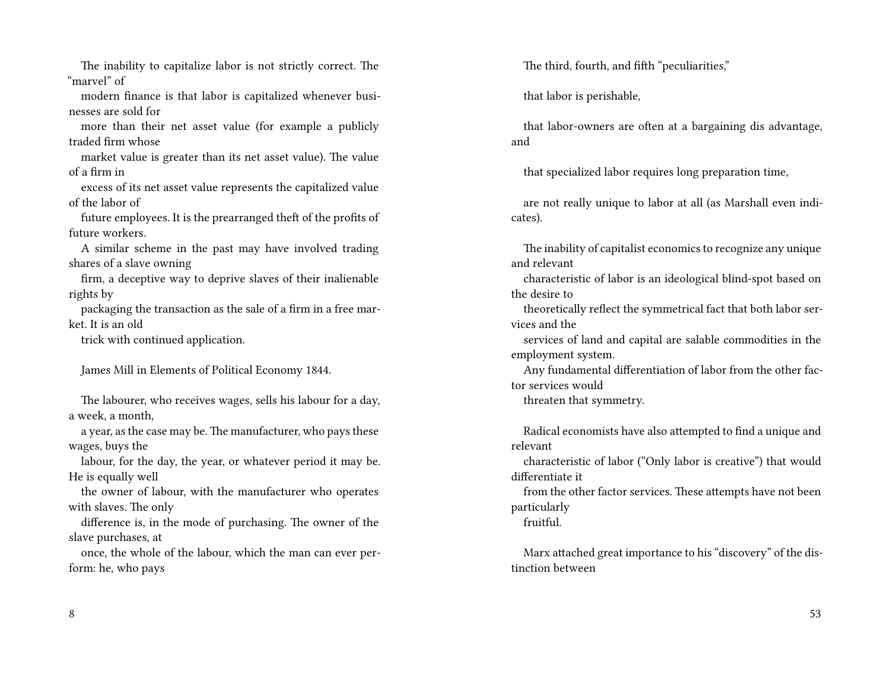The inability to capitalize labor is not strictly correct. The "marvel" of modern finance is that labor is capitalized whenever businesses are sold for more than their net asset value (for example a publicly traded firm whose market value is greater than its net asset value). The value of a firm in excess of its net asset value represents the capitalized value of the labor of future employees. It is the prearranged theft of the profits of future workers.

A similar scheme in the past may have involved trading shares of a slave owning firm, a deceptive way to deprive slaves of their inalienable rights by packaging the transaction as the sale of a firm in a free market. It is an old trick with continued application.

James Mill in Elements of Political Economy 1844.

The labourer, who receives wages, sells his labour for a day, a week, a month, a year, as the case may be. The manufacturer, who pays these wages, buys the labour, for the day, the year, or whatever period it may be. He is equally well the owner of labour, with the manufacturer who operates with slaves. The only difference is, in the mode of purchasing. The owner of the slave purchases, at once, the whole of the labour, which the man can ever perform: he, who pays

The third, fourth, and fifth "peculiarities,"

that labor is perishable,

that labor-owners are often at a bargaining dis advantage, and

that specialized labor requires long preparation time,

are not really unique to labor at all (as Marshall even indicates).

The inability of capitalist economics to recognize any unique and relevant characteristic of labor is an ideological blind-spot based on the desire to theoretically reflect the symmetrical fact that both labor services and the services of land and capital are salable commodities in the employment system.

Any fundamental differentiation of labor from the other factor services would threaten that symmetry.

Radical economists have also attempted to find a unique and relevant characteristic of labor ("Only labor is creative") that would differentiate it from the other factor services. These attempts have not been particularly fruitful.

Marx attached great importance to his "discovery" of the distinction between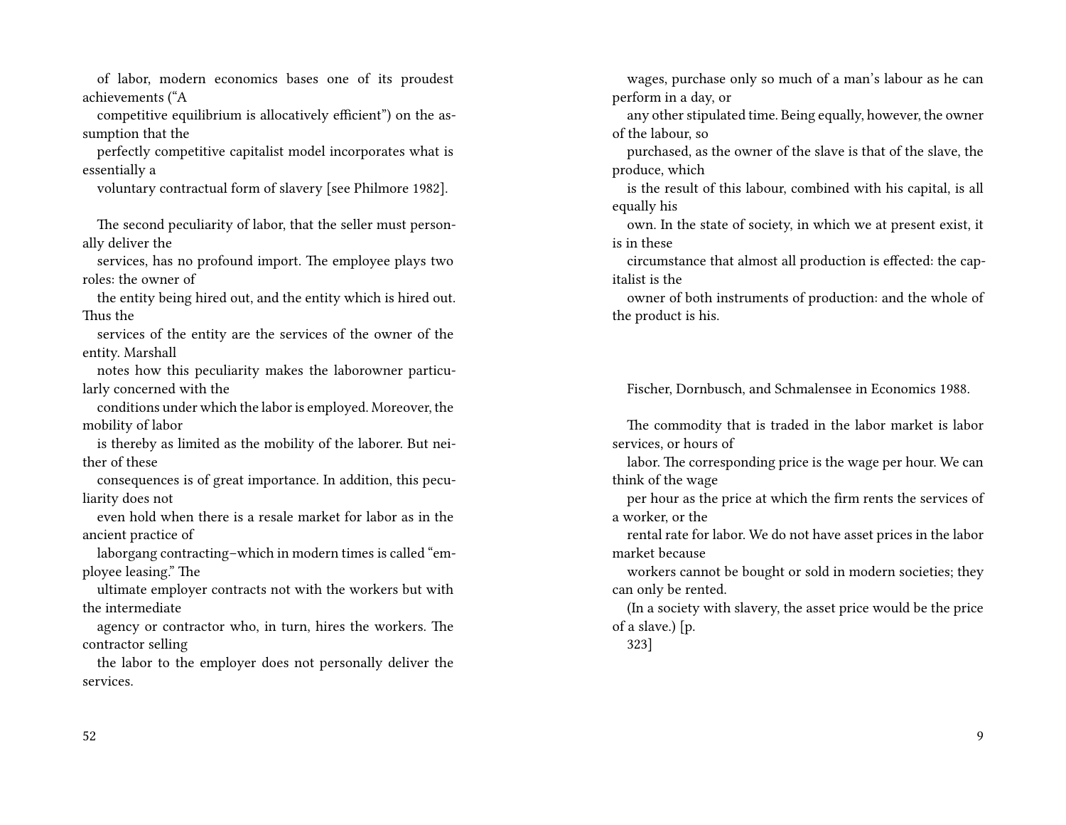of labor, modern economics bases one of its proudest achievements ("A competitive equilibrium is allocatively efficient") on the assumption that the perfectly competitive capitalist model incorporates what is essentially a voluntary contractual form of slavery [see Philmore 1982].

The second peculiarity of labor, that the seller must personally deliver the services, has no profound import. The employee plays two roles: the owner of the entity being hired out, and the entity which is hired out. Thus the services of the entity are the services of the owner of the entity. Marshall notes how this peculiarity makes the laborowner particularly concerned with the conditions under which the labor is employed. Moreover, the mobility of labor is thereby as limited as the mobility of the laborer. But neither of these consequences is of great importance. In addition, this peculiarity does not even hold when there is a resale market for labor as in the ancient practice of laborgang contracting–which in modern times is called "employee leasing." The ultimate employer contracts not with the workers but with the intermediate agency or contractor who, in turn, hires the workers. The contractor selling the labor to the employer does not personally deliver the services.

wages, purchase only so much of a man's labour as he can perform in a day, or any other stipulated time. Being equally, however, the owner of the labour, so purchased, as the owner of the slave is that of the slave, the produce, which is the result of this labour, combined with his capital, is all equally his own. In the state of society, in which we at present exist, it is in these circumstance that almost all production is effected: the capitalist is the owner of both instruments of production: and the whole of the product is his.

Fischer, Dornbusch, and Schmalensee in Economics 1988.

The commodity that is traded in the labor market is labor services, or hours of labor. The corresponding price is the wage per hour. We can think of the wage per hour as the price at which the firm rents the services of a worker, or the rental rate for labor. We do not have asset prices in the labor market because workers cannot be bought or sold in modern societies; they can only be rented. (In a society with slavery, the asset price would be the price of a slave.) [p. 323]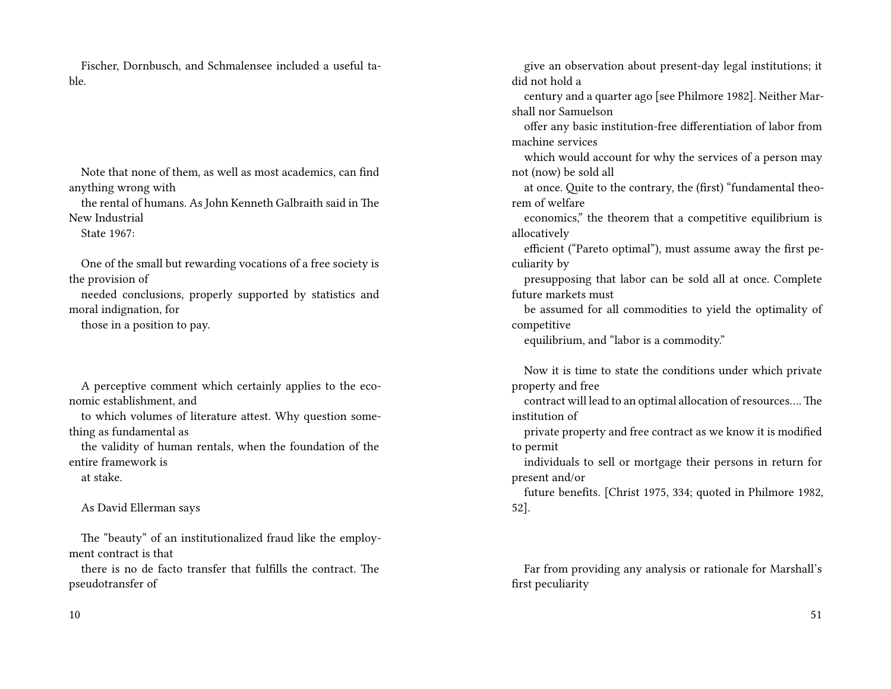Fischer, Dornbusch, and Schmalensee included a useful table.

Note that none of them, as well as most academics, can find anything wrong with the rental of humans. As John Kenneth Galbraith said in The New Industrial State 1967:

> One of the small but rewarding vocations of a free society is the provision of needed conclusions, properly supported by statistics and moral indignation, for those in a position to pay.

A perceptive comment which certainly applies to the economic establishment, and to which volumes of literature attest. Why question something as fundamental as the validity of human rentals, when the foundation of the entire framework is at stake.

As David Ellerman says

> The "beauty" of an institutionalized fraud like the employment contract is that there is no de facto transfer that fulfills the contract. The pseudotransfer of

give an observation about present-day legal institutions; it did not hold a century and a quarter ago [see Philmore 1982]. Neither Marshall nor Samuelson offer any basic institution-free differentiation of labor from machine services which would account for why the services of a person may not (now) be sold all at once. Quite to the contrary, the (first) "fundamental theorem of welfare economics," the theorem that a competitive equilibrium is allocatively efficient ("Pareto optimal"), must assume away the first peculiarity by presupposing that labor can be sold all at once. Complete future markets must be assumed for all commodities to yield the optimality of competitive equilibrium, and "labor is a commodity."

> Now it is time to state the conditions under which private property and free contract will lead to an optimal allocation of resources…. The institution of private property and free contract as we know it is modified to permit individuals to sell or mortgage their persons in return for present and/or future benefits. [Christ 1975, 334; quoted in Philmore 1982, 52].

Far from providing any analysis or rationale for Marshall's first peculiarity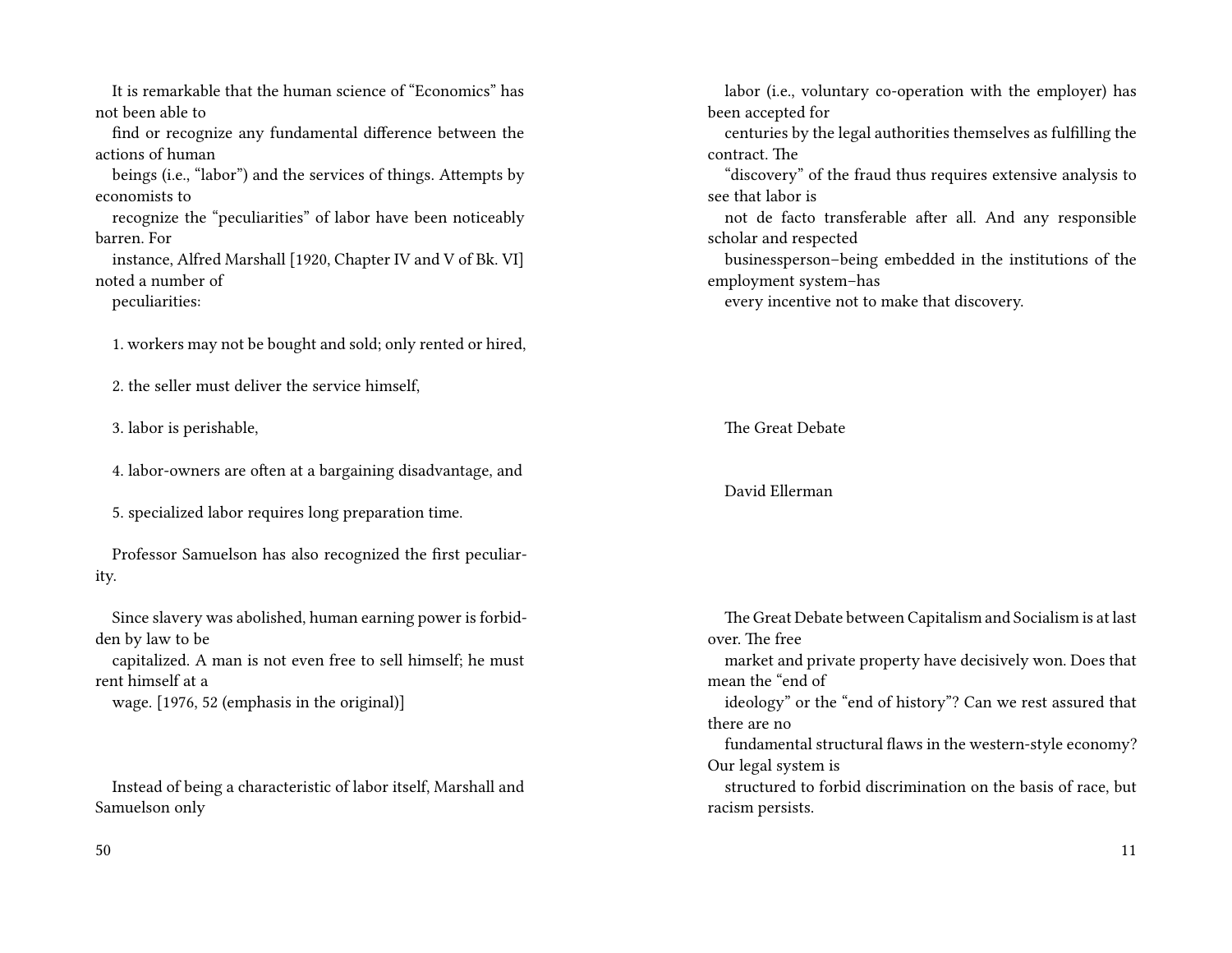It is remarkable that the human science of "Economics" has not been able to find or recognize any fundamental difference between the actions of human beings (i.e., "labor") and the services of things. Attempts by economists to recognize the "peculiarities" of labor have been noticeably barren. For instance, Alfred Marshall [1920, Chapter IV and V of Bk. VI] noted a number of peculiarities:

1. workers may not be bought and sold; only rented or hired,
2. the seller must deliver the service himself,
3. labor is perishable,
4. labor-owners are often at a bargaining disadvantage, and
5. specialized labor requires long preparation time.

Professor Samuelson has also recognized the first peculiarity.

> Since slavery was abolished, human earning power is forbidden by law to be capitalized. A man is not even free to sell himself; he must rent himself at a wage. [1976, 52 (emphasis in the original)]

Instead of being a characteristic of labor itself, Marshall and Samuelson only

labor (i.e., voluntary co-operation with the employer) has been accepted for centuries by the legal authorities themselves as fulfilling the contract. The "discovery" of the fraud thus requires extensive analysis to see that labor is not de facto transferable after all. And any responsible scholar and respected businessperson–being embedded in the institutions of the employment system–has every incentive not to make that discovery.

# The Great Debate

David Ellerman

The Great Debate between Capitalism and Socialism is at last over. The free market and private property have decisively won. Does that mean the "end of ideology" or the "end of history"? Can we rest assured that there are no fundamental structural flaws in the western-style economy? Our legal system is structured to forbid discrimination on the basis of race, but racism persists.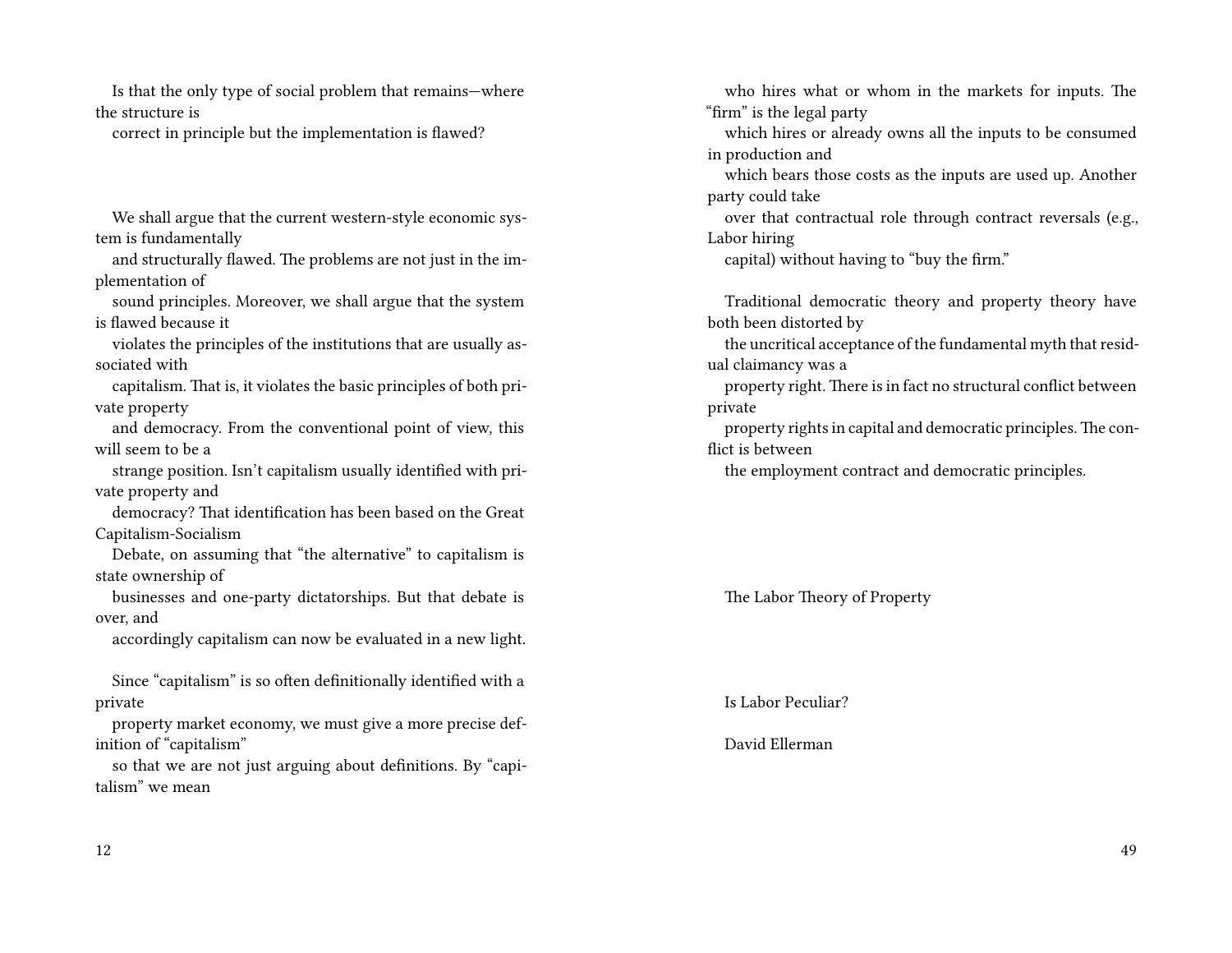Is that the only type of social problem that remains—where the structure is correct in principle but the implementation is flawed?

We shall argue that the current western-style economic system is fundamentally and structurally flawed. The problems are not just in the implementation of sound principles. Moreover, we shall argue that the system is flawed because it violates the principles of the institutions that are usually associated with capitalism. That is, it violates the basic principles of both private property and democracy. From the conventional point of view, this will seem to be a strange position. Isn't capitalism usually identified with private property and democracy? That identification has been based on the Great Capitalism-Socialism Debate, on assuming that "the alternative" to capitalism is state ownership of businesses and one-party dictatorships. But that debate is over, and accordingly capitalism can now be evaluated in a new light.

Since "capitalism" is so often definitionally identified with a private property market economy, we must give a more precise definition of "capitalism" so that we are not just arguing about definitions. By "capitalism" we mean

who hires what or whom in the markets for inputs. The "firm" is the legal party which hires or already owns all the inputs to be consumed in production and which bears those costs as the inputs are used up. Another party could take over that contractual role through contract reversals (e.g., Labor hiring capital) without having to "buy the firm."

Traditional democratic theory and property theory have both been distorted by the uncritical acceptance of the fundamental myth that residual claimancy was a property right. There is in fact no structural conflict between private property rights in capital and democratic principles. The conflict is between the employment contract and democratic principles.

The Labor Theory of Property

Is Labor Peculiar?

David Ellerman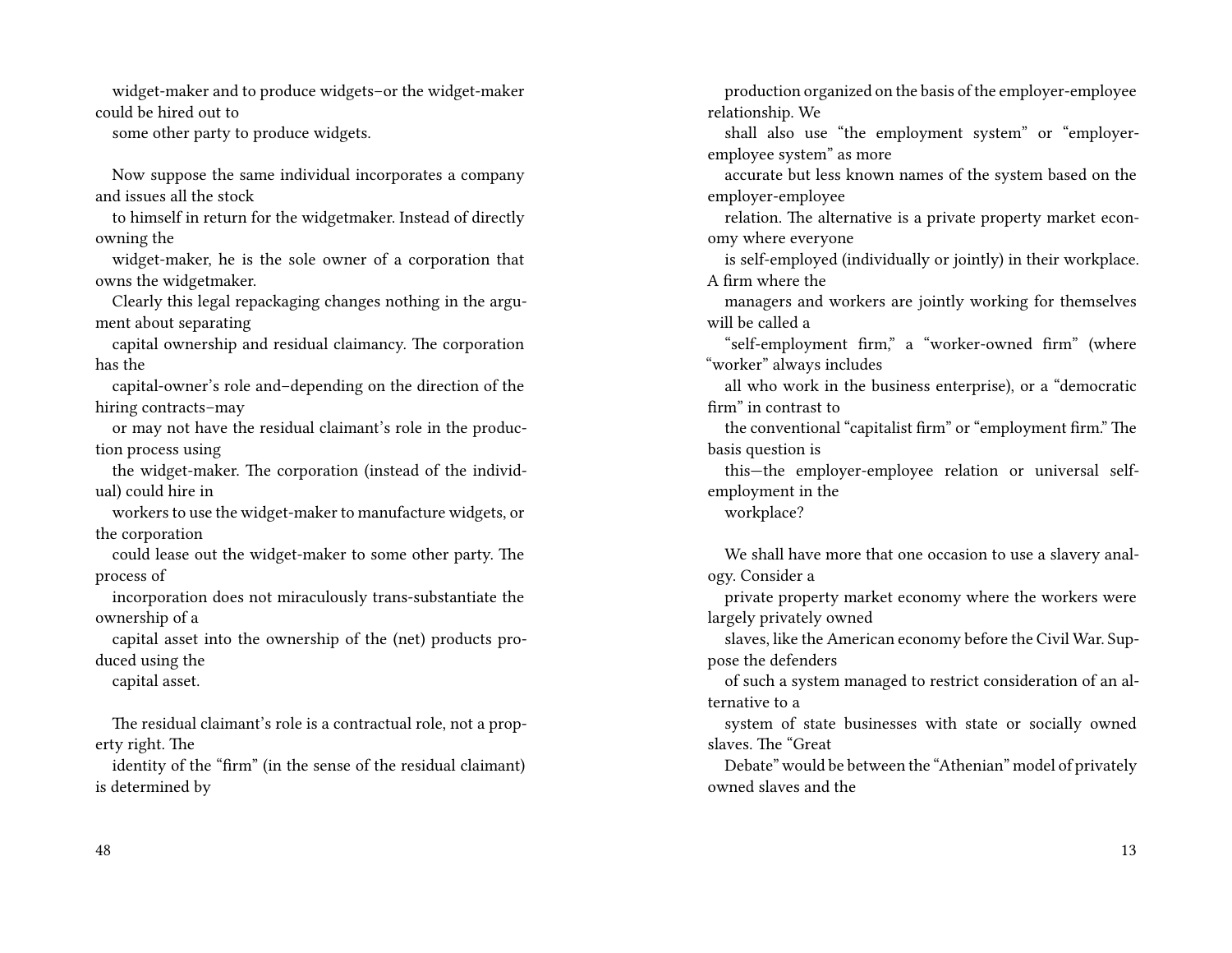widget-maker and to produce widgets–or the widget-maker could be hired out to some other party to produce widgets.

Now suppose the same individual incorporates a company and issues all the stock to himself in return for the widgetmaker. Instead of directly owning the widget-maker, he is the sole owner of a corporation that owns the widgetmaker.

Clearly this legal repackaging changes nothing in the argument about separating capital ownership and residual claimancy. The corporation has the capital-owner's role and–depending on the direction of the hiring contracts–may or may not have the residual claimant's role in the production process using the widget-maker. The corporation (instead of the individual) could hire in workers to use the widget-maker to manufacture widgets, or the corporation could lease out the widget-maker to some other party. The process of incorporation does not miraculously trans-substantiate the ownership of a capital asset into the ownership of the (net) products produced using the capital asset.

The residual claimant's role is a contractual role, not a property right. The identity of the "firm" (in the sense of the residual claimant) is determined by

production organized on the basis of the employer-employee relationship. We shall also use "the employment system" or "employer-employee system" as more accurate but less known names of the system based on the employer-employee relation. The alternative is a private property market economy where everyone is self-employed (individually or jointly) in their workplace. A firm where the managers and workers are jointly working for themselves will be called a "self-employment firm," a "worker-owned firm" (where "worker" always includes all who work in the business enterprise), or a "democratic firm" in contrast to the conventional "capitalist firm" or "employment firm." The basis question is this—the employer-employee relation or universal self-employment in the workplace?

We shall have more that one occasion to use a slavery analogy. Consider a private property market economy where the workers were largely privately owned slaves, like the American economy before the Civil War. Suppose the defenders of such a system managed to restrict consideration of an alternative to a system of state businesses with state or socially owned slaves. The "Great Debate" would be between the "Athenian" model of privately owned slaves and the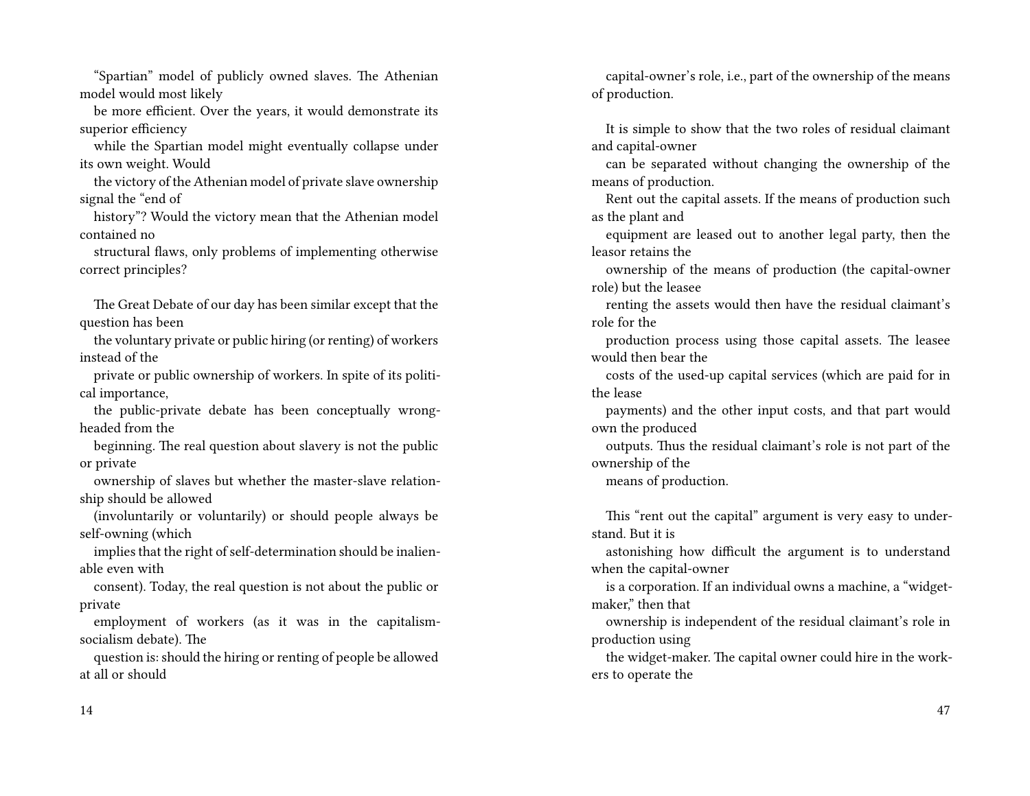"Spartian" model of publicly owned slaves. The Athenian model would most likely be more efficient. Over the years, it would demonstrate its superior efficiency while the Spartian model might eventually collapse under its own weight. Would the victory of the Athenian model of private slave ownership signal the "end of history"? Would the victory mean that the Athenian model contained no structural flaws, only problems of implementing otherwise correct principles?

The Great Debate of our day has been similar except that the question has been the voluntary private or public hiring (or renting) of workers instead of the private or public ownership of workers. In spite of its political importance, the public-private debate has been conceptually wrong-headed from the beginning. The real question about slavery is not the public or private ownership of slaves but whether the master-slave relationship should be allowed (involuntarily or voluntarily) or should people always be self-owning (which implies that the right of self-determination should be inalienable even with consent). Today, the real question is not about the public or private employment of workers (as it was in the capitalism-socialism debate). The question is: should the hiring or renting of people be allowed at all or should

capital-owner's role, i.e., part of the ownership of the means of production.

It is simple to show that the two roles of residual claimant and capital-owner can be separated without changing the ownership of the means of production.

Rent out the capital assets. If the means of production such as the plant and equipment are leased out to another legal party, then the leasor retains the ownership of the means of production (the capital-owner role) but the leasee renting the assets would then have the residual claimant's role for the production process using those capital assets. The leasee would then bear the costs of the used-up capital services (which are paid for in the lease payments) and the other input costs, and that part would own the produced outputs. Thus the residual claimant's role is not part of the ownership of the means of production.

This "rent out the capital" argument is very easy to understand. But it is astonishing how difficult the argument is to understand when the capital-owner is a corporation. If an individual owns a machine, a "widget-maker," then that ownership is independent of the residual claimant's role in production using the widget-maker. The capital owner could hire in the workers to operate the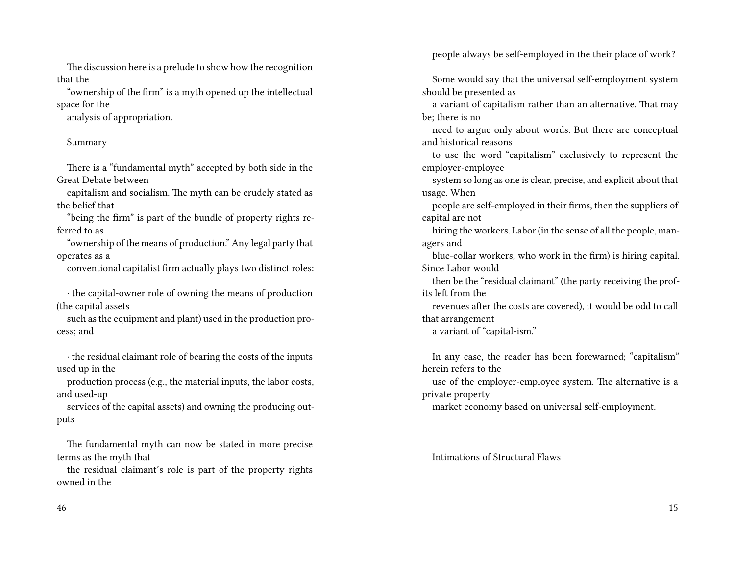The discussion here is a prelude to show how the recognition that the "ownership of the firm" is a myth opened up the intellectual space for the analysis of appropriation.

## Summary

There is a "fundamental myth" accepted by both side in the Great Debate between capitalism and socialism. The myth can be crudely stated as the belief that "being the firm" is part of the bundle of property rights referred to as "ownership of the means of production." Any legal party that operates as a conventional capitalist firm actually plays two distinct roles:

- the capital-owner role of owning the means of production (the capital assets such as the equipment and plant) used in the production process; and

- the residual claimant role of bearing the costs of the inputs used up in the production process (e.g., the material inputs, the labor costs, and used-up services of the capital assets) and owning the producing outputs

The fundamental myth can now be stated in more precise terms as the myth that the residual claimant's role is part of the property rights owned in the

people always be self-employed in the their place of work?

Some would say that the universal self-employment system should be presented as a variant of capitalism rather than an alternative. That may be; there is no need to argue only about words. But there are conceptual and historical reasons to use the word "capitalism" exclusively to represent the employer-employee system so long as one is clear, precise, and explicit about that usage. When people are self-employed in their firms, then the suppliers of capital are not hiring the workers. Labor (in the sense of all the people, managers and blue-collar workers, who work in the firm) is hiring capital. Since Labor would then be the "residual claimant" (the party receiving the profits left from the revenues after the costs are covered), it would be odd to call that arrangement a variant of "capital-ism."

In any case, the reader has been forewarned; "capitalism" herein refers to the use of the employer-employee system. The alternative is a private property market economy based on universal self-employment.

## Intimations of Structural Flaws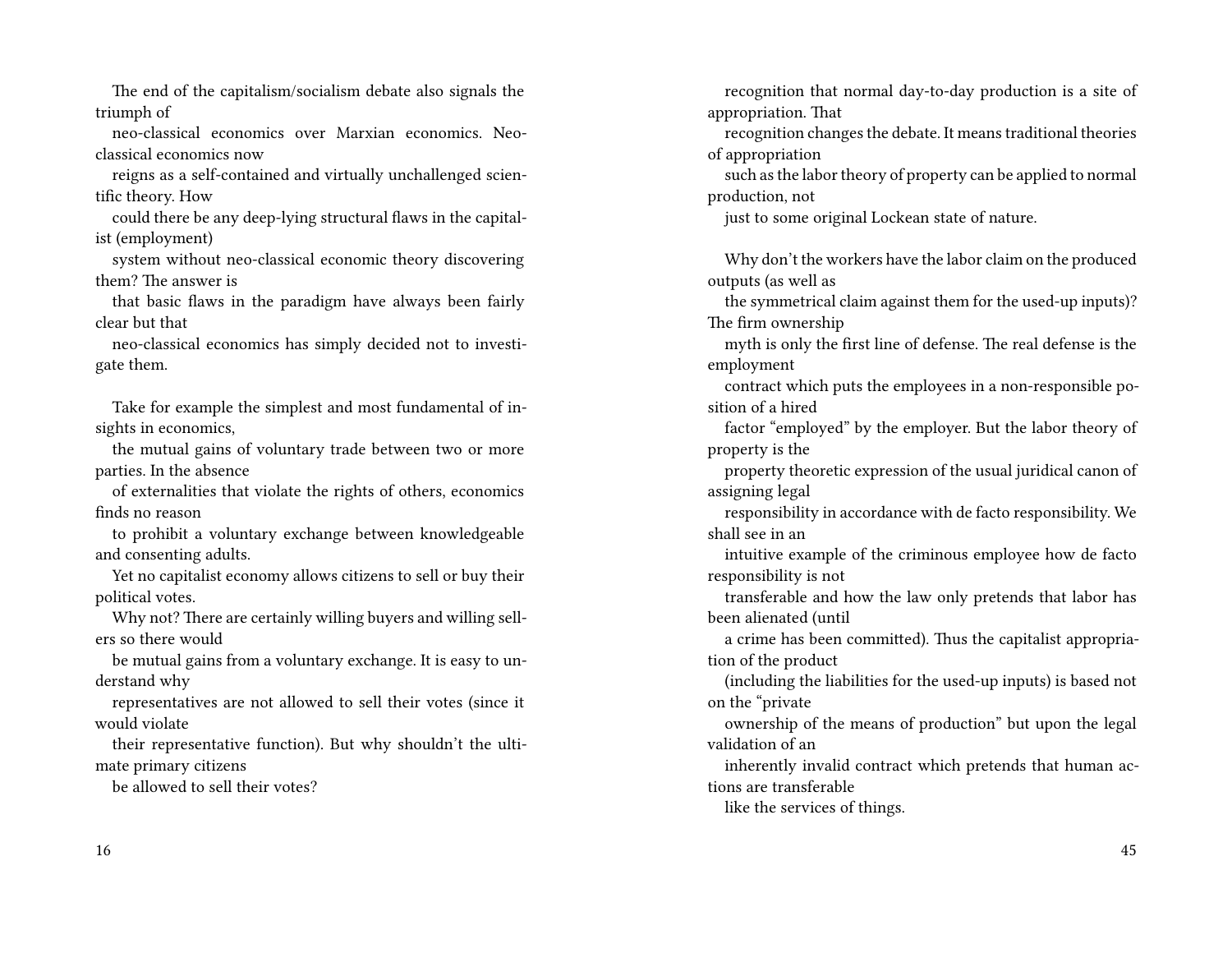The end of the capitalism/socialism debate also signals the triumph of neo-classical economics over Marxian economics. Neo-classical economics now reigns as a self-contained and virtually unchallenged scientific theory. How could there be any deep-lying structural flaws in the capitalist (employment) system without neo-classical economic theory discovering them? The answer is that basic flaws in the paradigm have always been fairly clear but that neo-classical economics has simply decided not to investigate them.

Take for example the simplest and most fundamental of insights in economics, the mutual gains of voluntary trade between two or more parties. In the absence of externalities that violate the rights of others, economics finds no reason to prohibit a voluntary exchange between knowledgeable and consenting adults. Yet no capitalist economy allows citizens to sell or buy their political votes. Why not? There are certainly willing buyers and willing sellers so there would be mutual gains from a voluntary exchange. It is easy to understand why representatives are not allowed to sell their votes (since it would violate their representative function). But why shouldn't the ultimate primary citizens be allowed to sell their votes?

recognition that normal day-to-day production is a site of appropriation. That recognition changes the debate. It means traditional theories of appropriation such as the labor theory of property can be applied to normal production, not just to some original Lockean state of nature.

Why don't the workers have the labor claim on the produced outputs (as well as the symmetrical claim against them for the used-up inputs)? The firm ownership myth is only the first line of defense. The real defense is the employment contract which puts the employees in a non-responsible position of a hired factor "employed" by the employer. But the labor theory of property is the property theoretic expression of the usual juridical canon of assigning legal responsibility in accordance with de facto responsibility. We shall see in an intuitive example of the criminous employee how de facto responsibility is not transferable and how the law only pretends that labor has been alienated (until a crime has been committed). Thus the capitalist appropriation of the product (including the liabilities for the used-up inputs) is based not on the "private ownership of the means of production" but upon the legal validation of an inherently invalid contract which pretends that human actions are transferable like the services of things.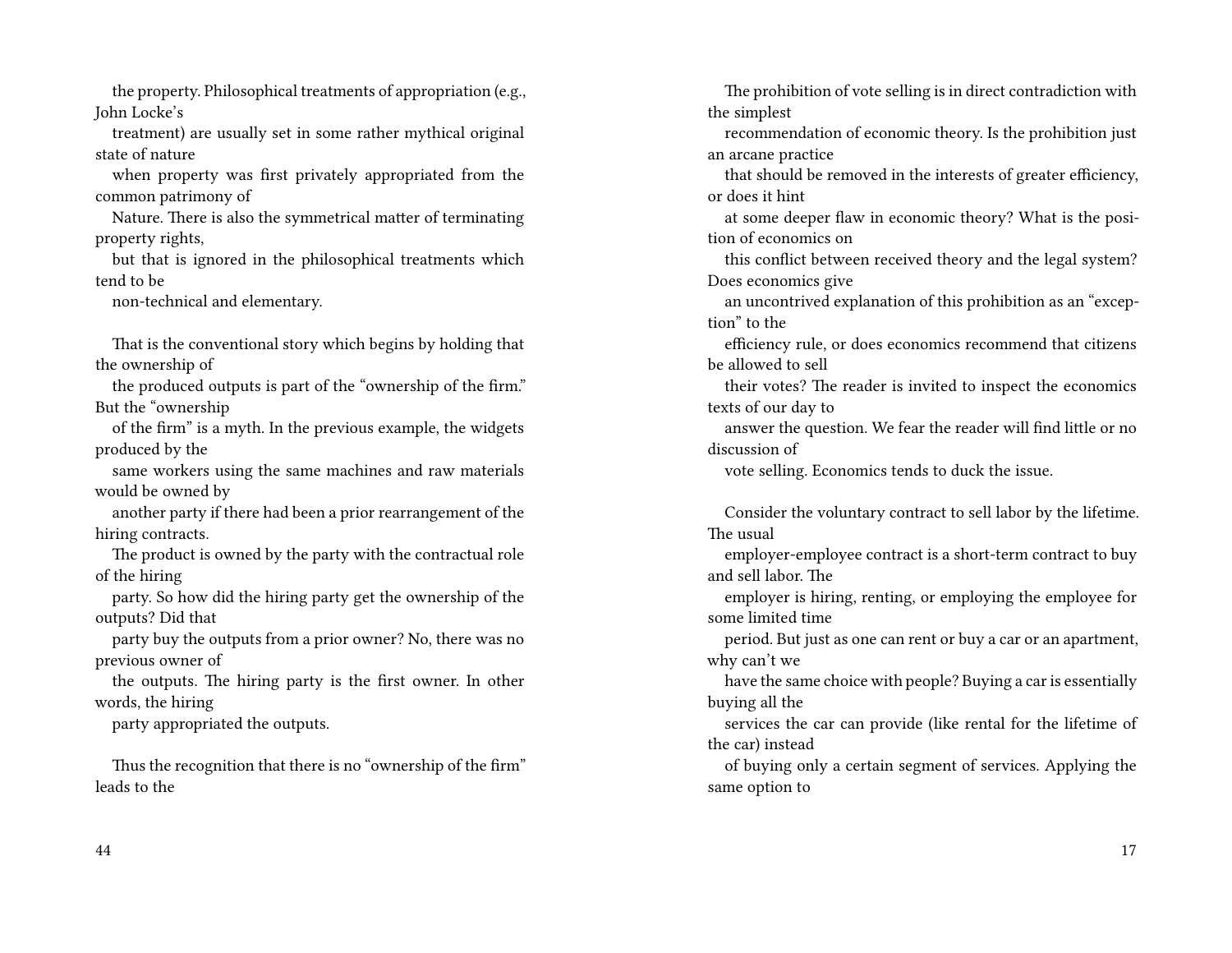the property. Philosophical treatments of appropriation (e.g., John Locke's treatment) are usually set in some rather mythical original state of nature when property was first privately appropriated from the common patrimony of Nature. There is also the symmetrical matter of terminating property rights, but that is ignored in the philosophical treatments which tend to be non-technical and elementary.

That is the conventional story which begins by holding that the ownership of the produced outputs is part of the "ownership of the firm." But the "ownership of the firm" is a myth. In the previous example, the widgets produced by the same workers using the same machines and raw materials would be owned by another party if there had been a prior rearrangement of the hiring contracts. The product is owned by the party with the contractual role of the hiring party. So how did the hiring party get the ownership of the outputs? Did that party buy the outputs from a prior owner? No, there was no previous owner of the outputs. The hiring party is the first owner. In other words, the hiring party appropriated the outputs.

Thus the recognition that there is no "ownership of the firm" leads to the

The prohibition of vote selling is in direct contradiction with the simplest recommendation of economic theory. Is the prohibition just an arcane practice that should be removed in the interests of greater efficiency, or does it hint at some deeper flaw in economic theory? What is the position of economics on this conflict between received theory and the legal system? Does economics give an uncontrived explanation of this prohibition as an "exception" to the efficiency rule, or does economics recommend that citizens be allowed to sell their votes? The reader is invited to inspect the economics texts of our day to answer the question. We fear the reader will find little or no discussion of vote selling. Economics tends to duck the issue.

Consider the voluntary contract to sell labor by the lifetime. The usual employer-employee contract is a short-term contract to buy and sell labor. The employer is hiring, renting, or employing the employee for some limited time period. But just as one can rent or buy a car or an apartment, why can't we have the same choice with people? Buying a car is essentially buying all the services the car can provide (like rental for the lifetime of the car) instead of buying only a certain segment of services. Applying the same option to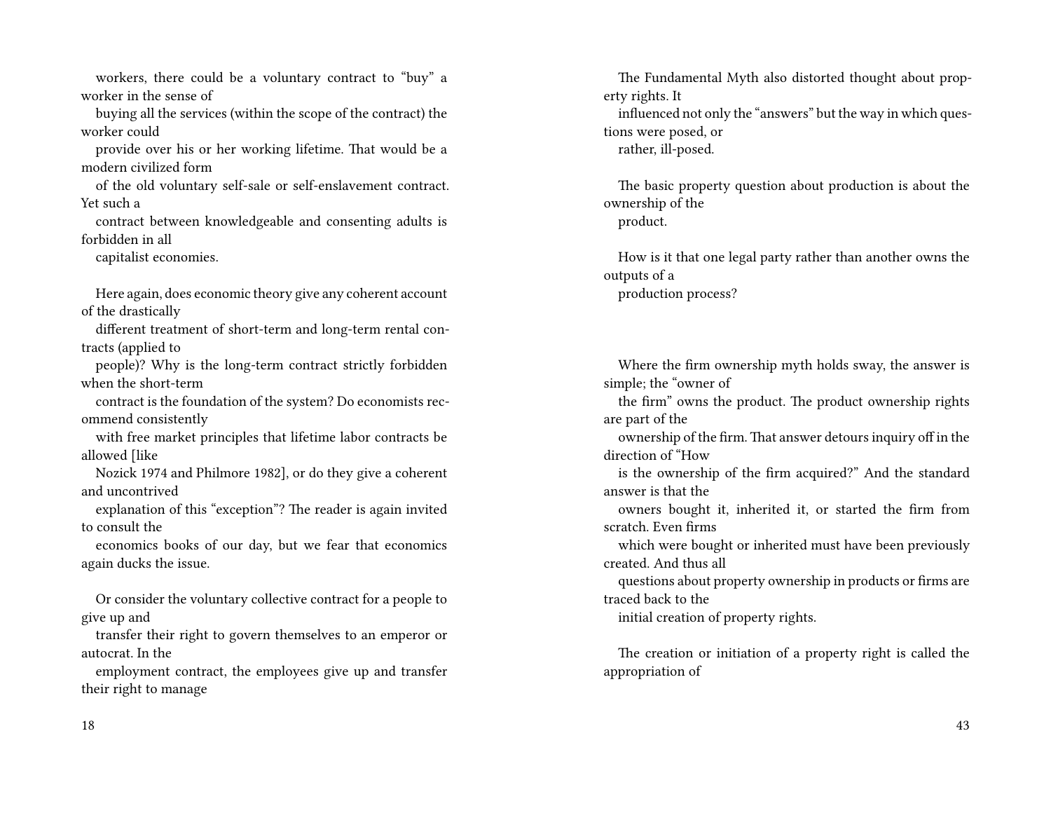workers, there could be a voluntary contract to "buy" a worker in the sense of buying all the services (within the scope of the contract) the worker could provide over his or her working lifetime. That would be a modern civilized form of the old voluntary self-sale or self-enslavement contract. Yet such a contract between knowledgeable and consenting adults is forbidden in all capitalist economies.

Here again, does economic theory give any coherent account of the drastically different treatment of short-term and long-term rental contracts (applied to people)? Why is the long-term contract strictly forbidden when the short-term contract is the foundation of the system? Do economists recommend consistently with free market principles that lifetime labor contracts be allowed [like Nozick 1974 and Philmore 1982], or do they give a coherent and uncontrived explanation of this "exception"? The reader is again invited to consult the economics books of our day, but we fear that economics again ducks the issue.

Or consider the voluntary collective contract for a people to give up and transfer their right to govern themselves to an emperor or autocrat. In the employment contract, the employees give up and transfer their right to manage

The Fundamental Myth also distorted thought about property rights. It influenced not only the "answers" but the way in which questions were posed, or rather, ill-posed.

The basic property question about production is about the ownership of the product.

How is it that one legal party rather than another owns the outputs of a production process?

Where the firm ownership myth holds sway, the answer is simple; the "owner of the firm" owns the product. The product ownership rights are part of the ownership of the firm. That answer detours inquiry off in the direction of "How is the ownership of the firm acquired?" And the standard answer is that the owners bought it, inherited it, or started the firm from scratch. Even firms which were bought or inherited must have been previously created. And thus all questions about property ownership in products or firms are traced back to the initial creation of property rights.

The creation or initiation of a property right is called the appropriation of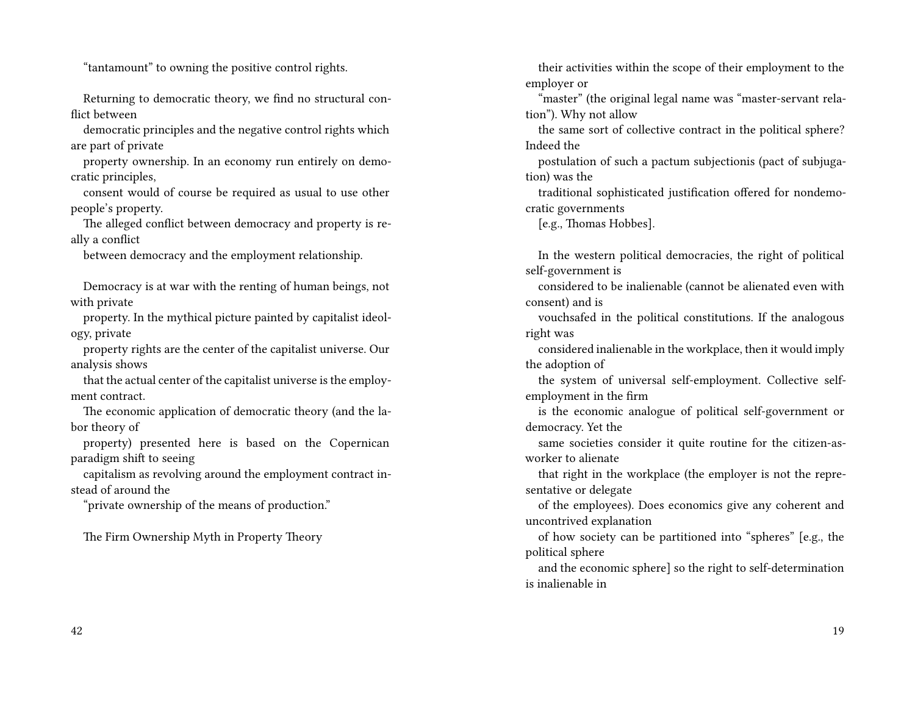"tantamount" to owning the positive control rights.

Returning to democratic theory, we find no structural conflict between democratic principles and the negative control rights which are part of private property ownership. In an economy run entirely on democratic principles, consent would of course be required as usual to use other people's property. The alleged conflict between democracy and property is really a conflict between democracy and the employment relationship.

Democracy is at war with the renting of human beings, not with private property. In the mythical picture painted by capitalist ideology, private property rights are the center of the capitalist universe. Our analysis shows that the actual center of the capitalist universe is the employment contract. The economic application of democratic theory (and the labor theory of property) presented here is based on the Copernican paradigm shift to seeing capitalism as revolving around the employment contract instead of around the "private ownership of the means of production."

## The Firm Ownership Myth in Property Theory

their activities within the scope of their employment to the employer or "master" (the original legal name was "master-servant relation"). Why not allow the same sort of collective contract in the political sphere? Indeed the postulation of such a pactum subjectionis (pact of subjugation) was the traditional sophisticated justification offered for nondemocratic governments [e.g., Thomas Hobbes].

In the western political democracies, the right of political self-government is considered to be inalienable (cannot be alienated even with consent) and is vouchsafed in the political constitutions. If the analogous right was considered inalienable in the workplace, then it would imply the adoption of the system of universal self-employment. Collective self-employment in the firm is the economic analogue of political self-government or democracy. Yet the same societies consider it quite routine for the citizen-as-worker to alienate that right in the workplace (the employer is not the representative or delegate of the employees). Does economics give any coherent and uncontrived explanation of how society can be partitioned into "spheres" [e.g., the political sphere and the economic sphere] so the right to self-determination is inalienable in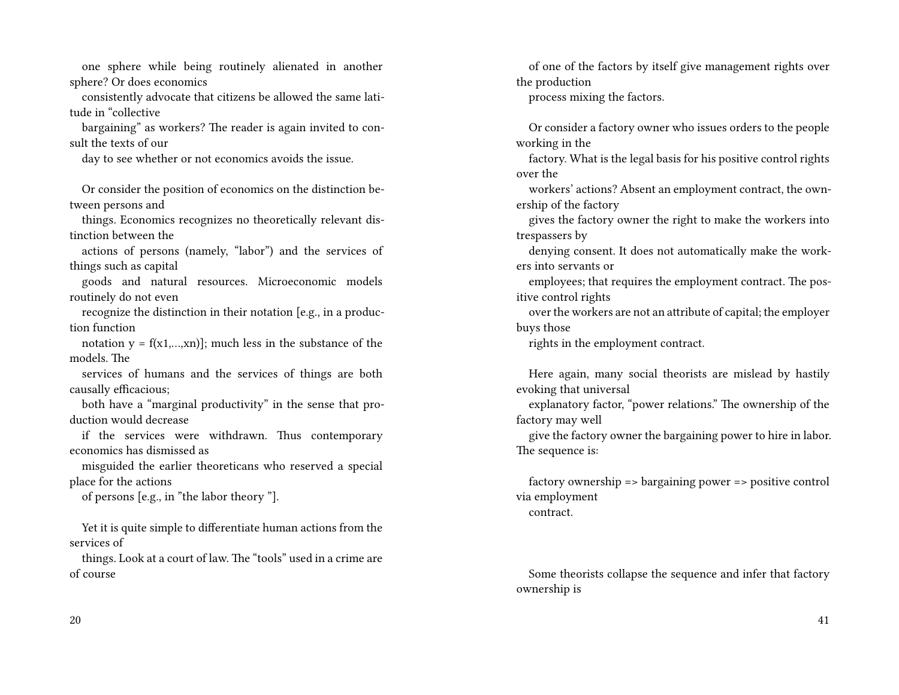one sphere while being routinely alienated in another sphere? Or does economics consistently advocate that citizens be allowed the same latitude in "collective bargaining" as workers? The reader is again invited to consult the texts of our day to see whether or not economics avoids the issue.

Or consider the position of economics on the distinction between persons and things. Economics recognizes no theoretically relevant distinction between the actions of persons (namely, "labor") and the services of things such as capital goods and natural resources. Microeconomic models routinely do not even recognize the distinction in their notation [e.g., in a production function notation $y = f(x1,...,xn)$]; much less in the substance of the models. The services of humans and the services of things are both causally efficacious; both have a "marginal productivity" in the sense that production would decrease if the services were withdrawn. Thus contemporary economics has dismissed as misguided the earlier theoreticans who reserved a special place for the actions of persons [e.g., in "the labor theory "].

Yet it is quite simple to differentiate human actions from the services of things. Look at a court of law. The "tools" used in a crime are of course

of one of the factors by itself give management rights over the production process mixing the factors.

Or consider a factory owner who issues orders to the people working in the factory. What is the legal basis for his positive control rights over the workers' actions? Absent an employment contract, the ownership of the factory gives the factory owner the right to make the workers into trespassers by denying consent. It does not automatically make the workers into servants or employees; that requires the employment contract. The positive control rights over the workers are not an attribute of capital; the employer buys those rights in the employment contract.

Here again, many social theorists are mislead by hastily evoking that universal explanatory factor, "power relations." The ownership of the factory may well give the factory owner the bargaining power to hire in labor. The sequence is:

factory ownership => bargaining power => positive control via employment contract.

Some theorists collapse the sequence and infer that factory ownership is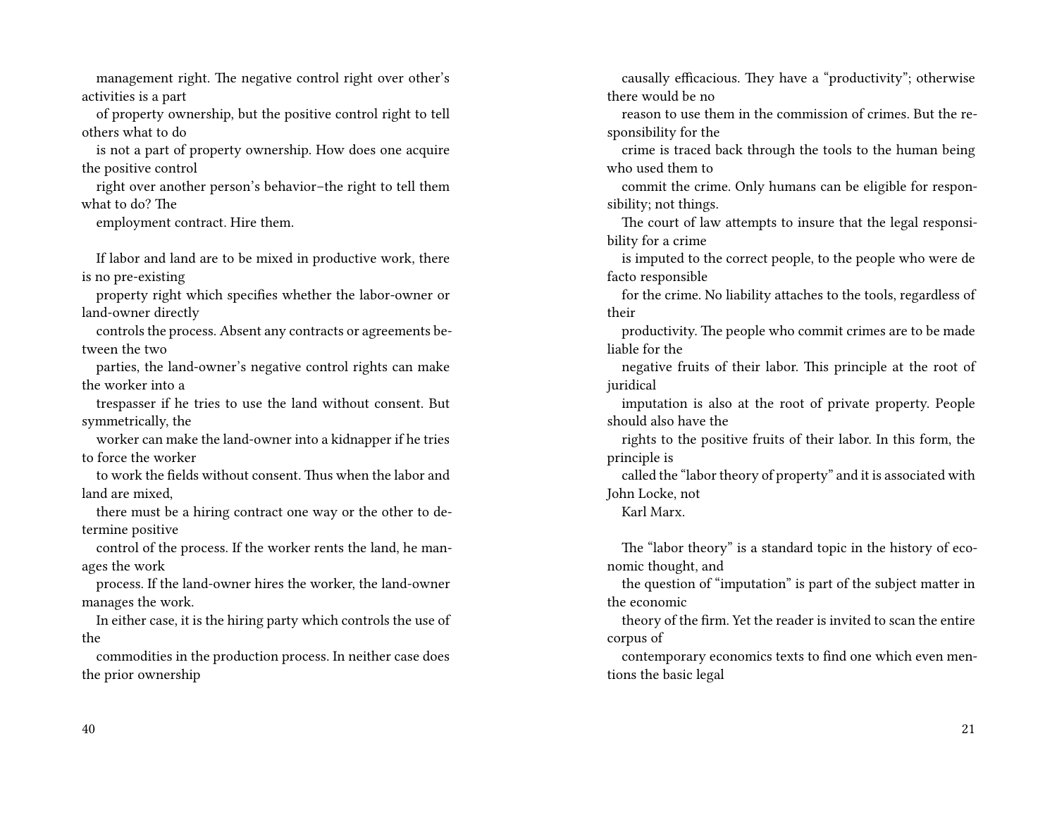management right. The negative control right over other's activities is a part of property ownership, but the positive control right to tell others what to do is not a part of property ownership. How does one acquire the positive control right over another person's behavior–the right to tell them what to do? The employment contract. Hire them.

If labor and land are to be mixed in productive work, there is no pre-existing property right which specifies whether the labor-owner or land-owner directly controls the process. Absent any contracts or agreements between the two parties, the land-owner's negative control rights can make the worker into a trespasser if he tries to use the land without consent. But symmetrically, the worker can make the land-owner into a kidnapper if he tries to force the worker to work the fields without consent. Thus when the labor and land are mixed, there must be a hiring contract one way or the other to determine positive control of the process. If the worker rents the land, he manages the work process. If the land-owner hires the worker, the land-owner manages the work.

In either case, it is the hiring party which controls the use of the commodities in the production process. In neither case does the prior ownership

causally efficacious. They have a "productivity"; otherwise there would be no reason to use them in the commission of crimes. But the responsibility for the crime is traced back through the tools to the human being who used them to commit the crime. Only humans can be eligible for responsibility; not things.

The court of law attempts to insure that the legal responsibility for a crime is imputed to the correct people, to the people who were de facto responsible for the crime. No liability attaches to the tools, regardless of their productivity. The people who commit crimes are to be made liable for the negative fruits of their labor. This principle at the root of juridical imputation is also at the root of private property. People should also have the rights to the positive fruits of their labor. In this form, the principle is called the "labor theory of property" and it is associated with John Locke, not Karl Marx.

The "labor theory" is a standard topic in the history of economic thought, and the question of "imputation" is part of the subject matter in the economic theory of the firm. Yet the reader is invited to scan the entire corpus of contemporary economics texts to find one which even mentions the basic legal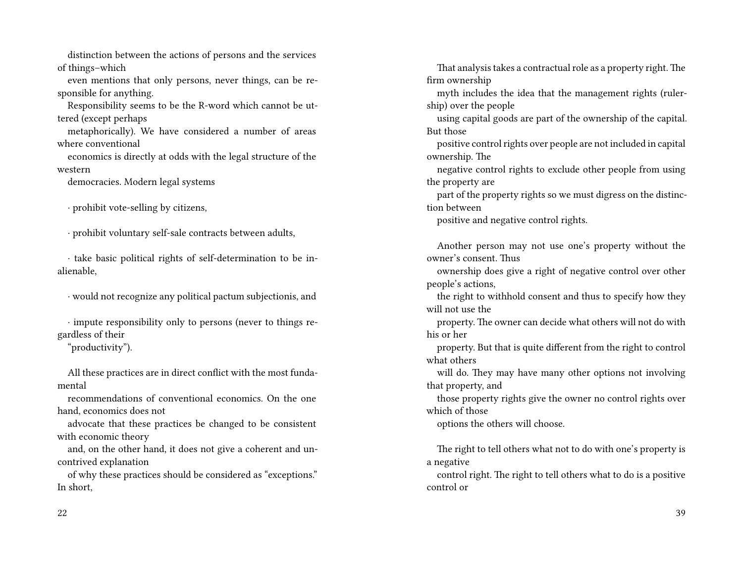distinction between the actions of persons and the services of things–which even mentions that only persons, never things, can be responsible for anything.

Responsibility seems to be the R-word which cannot be uttered (except perhaps metaphorically). We have considered a number of areas where conventional economics is directly at odds with the legal structure of the western democracies. Modern legal systems

· prohibit vote-selling by citizens,

· prohibit voluntary self-sale contracts between adults,

· take basic political rights of self-determination to be inalienable,

· would not recognize any political pactum subjectionis, and

· impute responsibility only to persons (never to things regardless of their "productivity").

All these practices are in direct conflict with the most fundamental recommendations of conventional economics. On the one hand, economics does not advocate that these practices be changed to be consistent with economic theory and, on the other hand, it does not give a coherent and uncontrived explanation of why these practices should be considered as "exceptions." In short,

That analysis takes a contractual role as a property right. The firm ownership myth includes the idea that the management rights (rulership) over the people using capital goods are part of the ownership of the capital. But those positive control rights over people are not included in capital ownership. The negative control rights to exclude other people from using the property are part of the property rights so we must digress on the distinction between positive and negative control rights.

Another person may not use one's property without the owner's consent. Thus ownership does give a right of negative control over other people's actions, the right to withhold consent and thus to specify how they will not use the property. The owner can decide what others will not do with his or her property. But that is quite different from the right to control what others will do. They may have many other options not involving that property, and those property rights give the owner no control rights over which of those options the others will choose.

The right to tell others what not to do with one's property is a negative control right. The right to tell others what to do is a positive control or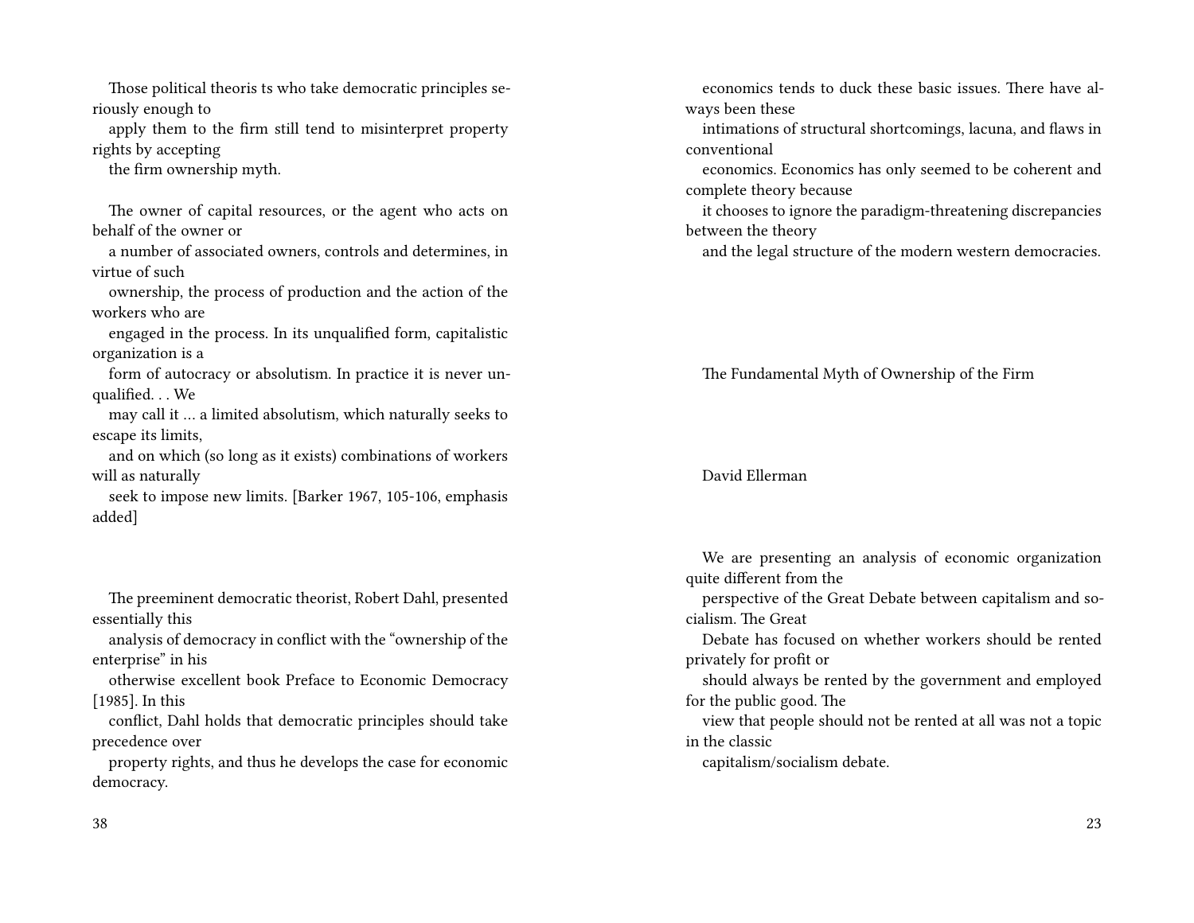Those political theoris ts who take democratic principles seriously enough to apply them to the firm still tend to misinterpret property rights by accepting the firm ownership myth.

The owner of capital resources, or the agent who acts on behalf of the owner or a number of associated owners, controls and determines, in virtue of such ownership, the process of production and the action of the workers who are engaged in the process. In its unqualified form, capitalistic organization is a form of autocracy or absolutism. In practice it is never unqualified. . . We may call it … a limited absolutism, which naturally seeks to escape its limits, and on which (so long as it exists) combinations of workers will as naturally seek to impose new limits. [Barker 1967, 105-106, emphasis added]

The preeminent democratic theorist, Robert Dahl, presented essentially this analysis of democracy in conflict with the "ownership of the enterprise" in his otherwise excellent book Preface to Economic Democracy [1985]. In this conflict, Dahl holds that democratic principles should take precedence over property rights, and thus he develops the case for economic democracy.

economics tends to duck these basic issues. There have always been these intimations of structural shortcomings, lacuna, and flaws in conventional economics. Economics has only seemed to be coherent and complete theory because it chooses to ignore the paradigm-threatening discrepancies between the theory and the legal structure of the modern western democracies.

# The Fundamental Myth of Ownership of the Firm

David Ellerman

We are presenting an analysis of economic organization quite different from the perspective of the Great Debate between capitalism and socialism. The Great Debate has focused on whether workers should be rented privately for profit or should always be rented by the government and employed for the public good. The view that people should not be rented at all was not a topic in the classic capitalism/socialism debate.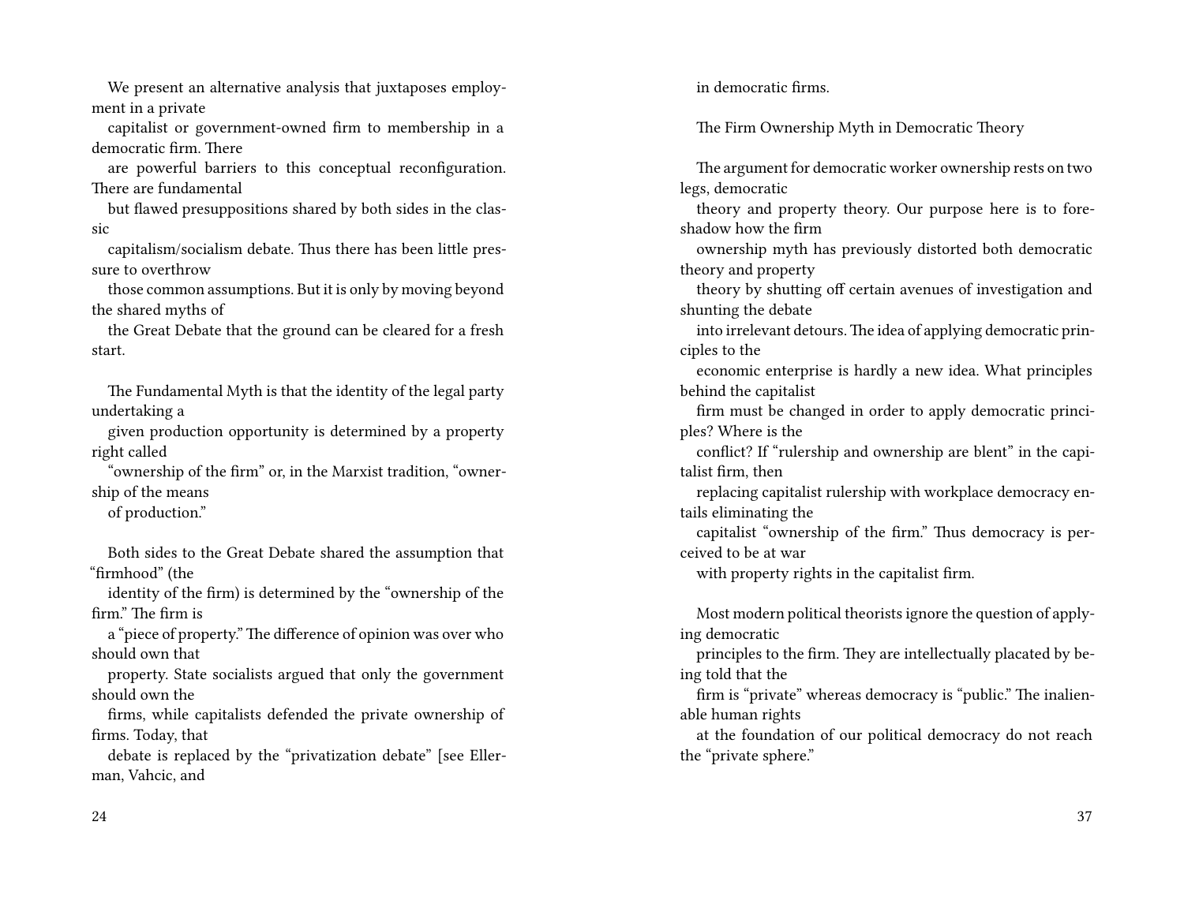We present an alternative analysis that juxtaposes employment in a private capitalist or government-owned firm to membership in a democratic firm. There are powerful barriers to this conceptual reconfiguration. There are fundamental but flawed presuppositions shared by both sides in the classic capitalism/socialism debate. Thus there has been little pressure to overthrow those common assumptions. But it is only by moving beyond the shared myths of the Great Debate that the ground can be cleared for a fresh start.

The Fundamental Myth is that the identity of the legal party undertaking a given production opportunity is determined by a property right called "ownership of the firm" or, in the Marxist tradition, "ownership of the means of production."

Both sides to the Great Debate shared the assumption that "firmhood" (the identity of the firm) is determined by the "ownership of the firm." The firm is a "piece of property." The difference of opinion was over who should own that property. State socialists argued that only the government should own the firms, while capitalists defended the private ownership of firms. Today, that debate is replaced by the "privatization debate" [see Ellerman, Vahcic, and

in democratic firms.

## The Firm Ownership Myth in Democratic Theory

The argument for democratic worker ownership rests on two legs, democratic theory and property theory. Our purpose here is to foreshadow how the firm ownership myth has previously distorted both democratic theory and property theory by shutting off certain avenues of investigation and shunting the debate into irrelevant detours. The idea of applying democratic principles to the economic enterprise is hardly a new idea. What principles behind the capitalist firm must be changed in order to apply democratic principles? Where is the conflict? If "rulership and ownership are blent" in the capitalist firm, then replacing capitalist rulership with workplace democracy entails eliminating the capitalist "ownership of the firm." Thus democracy is perceived to be at war with property rights in the capitalist firm.

Most modern political theorists ignore the question of applying democratic principles to the firm. They are intellectually placated by being told that the firm is "private" whereas democracy is "public." The inalienable human rights at the foundation of our political democracy do not reach the "private sphere."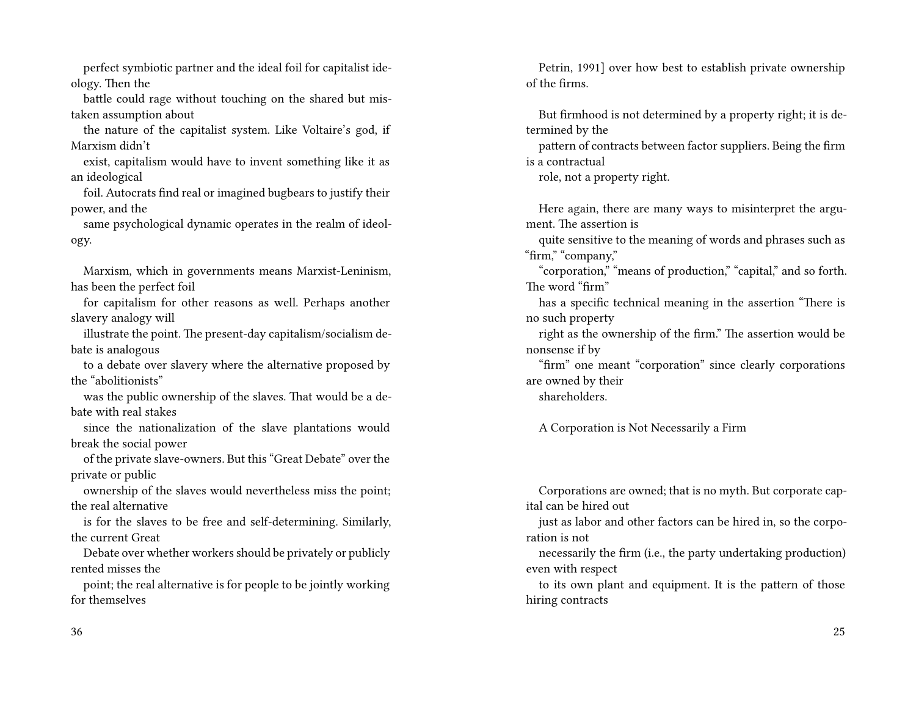perfect symbiotic partner and the ideal foil for capitalist ideology. Then the battle could rage without touching on the shared but mistaken assumption about the nature of the capitalist system. Like Voltaire's god, if Marxism didn't exist, capitalism would have to invent something like it as an ideological foil. Autocrats find real or imagined bugbears to justify their power, and the same psychological dynamic operates in the realm of ideology.

Marxism, which in governments means Marxist-Leninism, has been the perfect foil for capitalism for other reasons as well. Perhaps another slavery analogy will illustrate the point. The present-day capitalism/socialism debate is analogous to a debate over slavery where the alternative proposed by the "abolitionists" was the public ownership of the slaves. That would be a debate with real stakes since the nationalization of the slave plantations would break the social power of the private slave-owners. But this "Great Debate" over the private or public ownership of the slaves would nevertheless miss the point; the real alternative is for the slaves to be free and self-determining. Similarly, the current Great Debate over whether workers should be privately or publicly rented misses the point; the real alternative is for people to be jointly working for themselves

Petrin, 1991] over how best to establish private ownership of the firms.

But firmhood is not determined by a property right; it is determined by the pattern of contracts between factor suppliers. Being the firm is a contractual role, not a property right.

Here again, there are many ways to misinterpret the argument. The assertion is quite sensitive to the meaning of words and phrases such as "firm," "company," "corporation," "means of production," "capital," and so forth. The word "firm" has a specific technical meaning in the assertion "There is no such property right as the ownership of the firm." The assertion would be nonsense if by "firm" one meant "corporation" since clearly corporations are owned by their shareholders.

## A Corporation is Not Necessarily a Firm

Corporations are owned; that is no myth. But corporate capital can be hired out just as labor and other factors can be hired in, so the corporation is not necessarily the firm (i.e., the party undertaking production) even with respect to its own plant and equipment. It is the pattern of those hiring contracts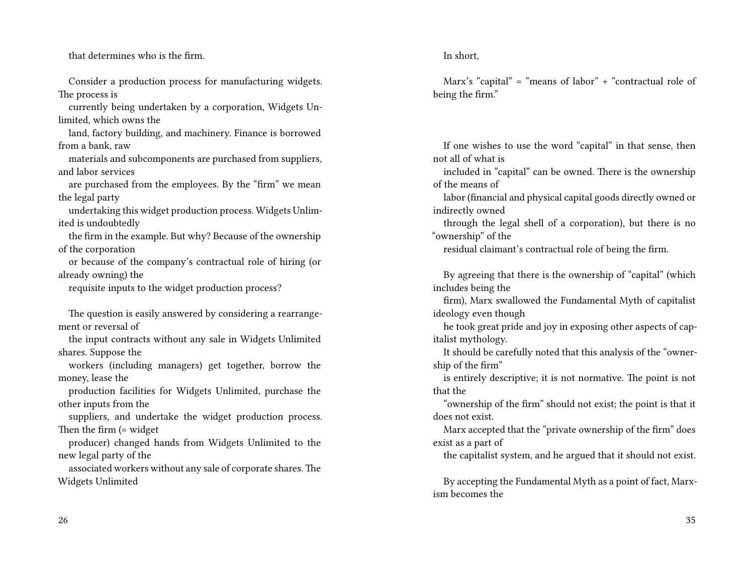that determines who is the firm.

Consider a production process for manufacturing widgets. The process is currently being undertaken by a corporation, Widgets Unlimited, which owns the land, factory building, and machinery. Finance is borrowed from a bank, raw materials and subcomponents are purchased from suppliers, and labor services are purchased from the employees. By the "firm" we mean the legal party undertaking this widget production process. Widgets Unlimited is undoubtedly the firm in the example. But why? Because of the ownership of the corporation or because of the company's contractual role of hiring (or already owning) the requisite inputs to the widget production process?

The question is easily answered by considering a rearrangement or reversal of the input contracts without any sale in Widgets Unlimited shares. Suppose the workers (including managers) get together, borrow the money, lease the production facilities for Widgets Unlimited, purchase the other inputs from the suppliers, and undertake the widget production process. Then the firm (= widget producer) changed hands from Widgets Unlimited to the new legal party of the associated workers without any sale of corporate shares. The Widgets Unlimited

In short,

Marx's "capital" = "means of labor" + "contractual role of being the firm."

If one wishes to use the word "capital" in that sense, then not all of what is included in "capital" can be owned. There is the ownership of the means of labor (financial and physical capital goods directly owned or indirectly owned through the legal shell of a corporation), but there is no "ownership" of the residual claimant's contractual role of being the firm.

By agreeing that there is the ownership of "capital" (which includes being the firm), Marx swallowed the Fundamental Myth of capitalist ideology even though he took great pride and joy in exposing other aspects of capitalist mythology.

It should be carefully noted that this analysis of the "ownership of the firm" is entirely descriptive; it is not normative. The point is not that the "ownership of the firm" should not exist; the point is that it does not exist.

Marx accepted that the "private ownership of the firm" does exist as a part of the capitalist system, and he argued that it should not exist.

By accepting the Fundamental Myth as a point of fact, Marxism becomes the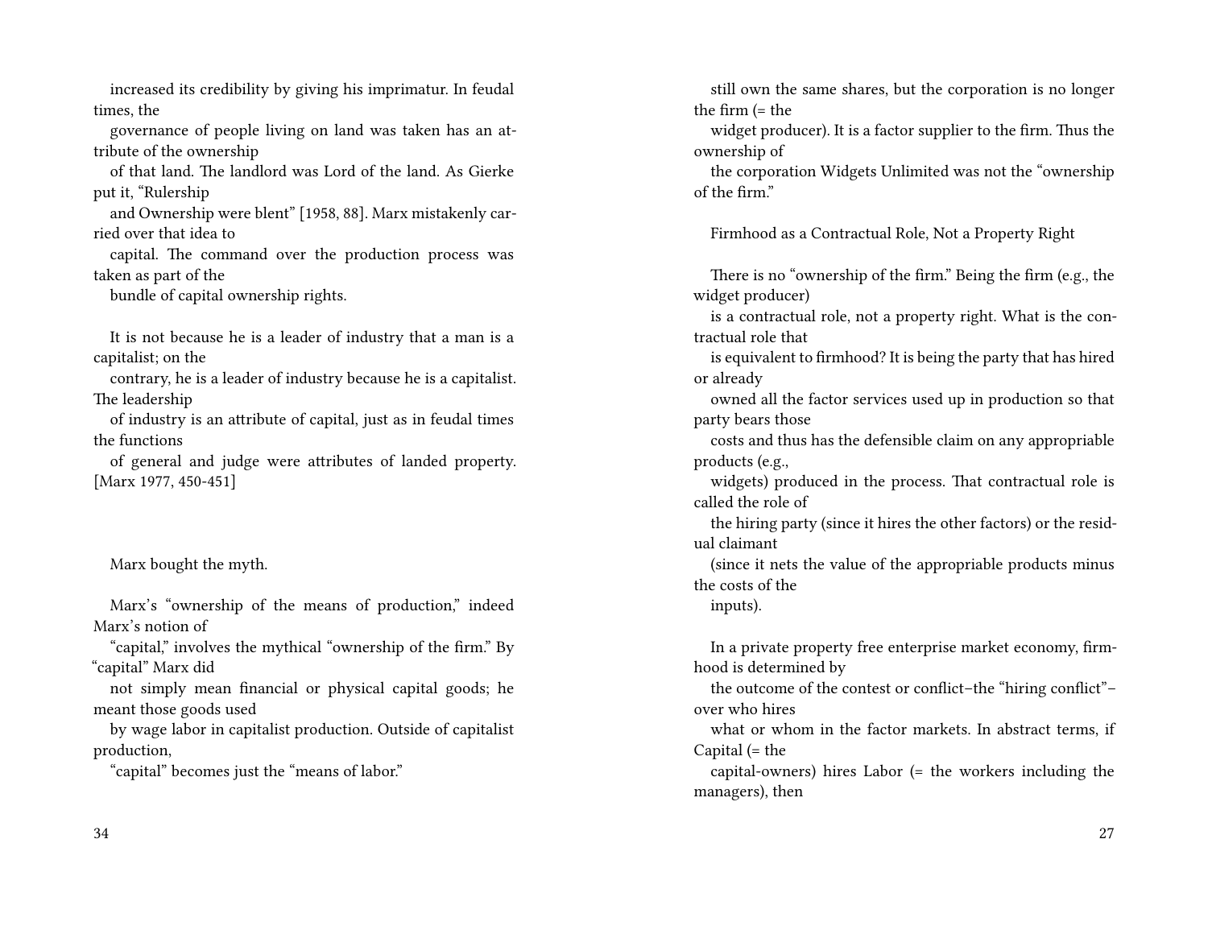increased its credibility by giving his imprimatur. In feudal times, the governance of people living on land was taken has an attribute of the ownership of that land. The landlord was Lord of the land. As Gierke put it, "Rulership and Ownership were blent" [1958, 88]. Marx mistakenly carried over that idea to capital. The command over the production process was taken as part of the bundle of capital ownership rights.

> It is not because he is a leader of industry that a man is a capitalist; on the contrary, he is a leader of industry because he is a capitalist. The leadership of industry is an attribute of capital, just as in feudal times the functions of general and judge were attributes of landed property. [Marx 1977, 450-451]

Marx bought the myth.

Marx's "ownership of the means of production," indeed Marx's notion of "capital," involves the mythical "ownership of the firm." By "capital" Marx did not simply mean financial or physical capital goods; he meant those goods used by wage labor in capitalist production. Outside of capitalist production, "capital" becomes just the "means of labor."

still own the same shares, but the corporation is no longer the firm (= the widget producer). It is a factor supplier to the firm. Thus the ownership of the corporation Widgets Unlimited was not the "ownership of the firm."

## Firmhood as a Contractual Role, Not a Property Right

There is no "ownership of the firm." Being the firm (e.g., the widget producer) is a contractual role, not a property right. What is the contractual role that is equivalent to firmhood? It is being the party that has hired or already owned all the factor services used up in production so that party bears those costs and thus has the defensible claim on any appropriable products (e.g., widgets) produced in the process. That contractual role is called the role of the hiring party (since it hires the other factors) or the residual claimant (since it nets the value of the appropriable products minus the costs of the inputs).

In a private property free enterprise market economy, firmhood is determined by the outcome of the contest or conflict–the "hiring conflict"–over who hires what or whom in the factor markets. In abstract terms, if Capital (= the capital-owners) hires Labor (= the workers including the managers), then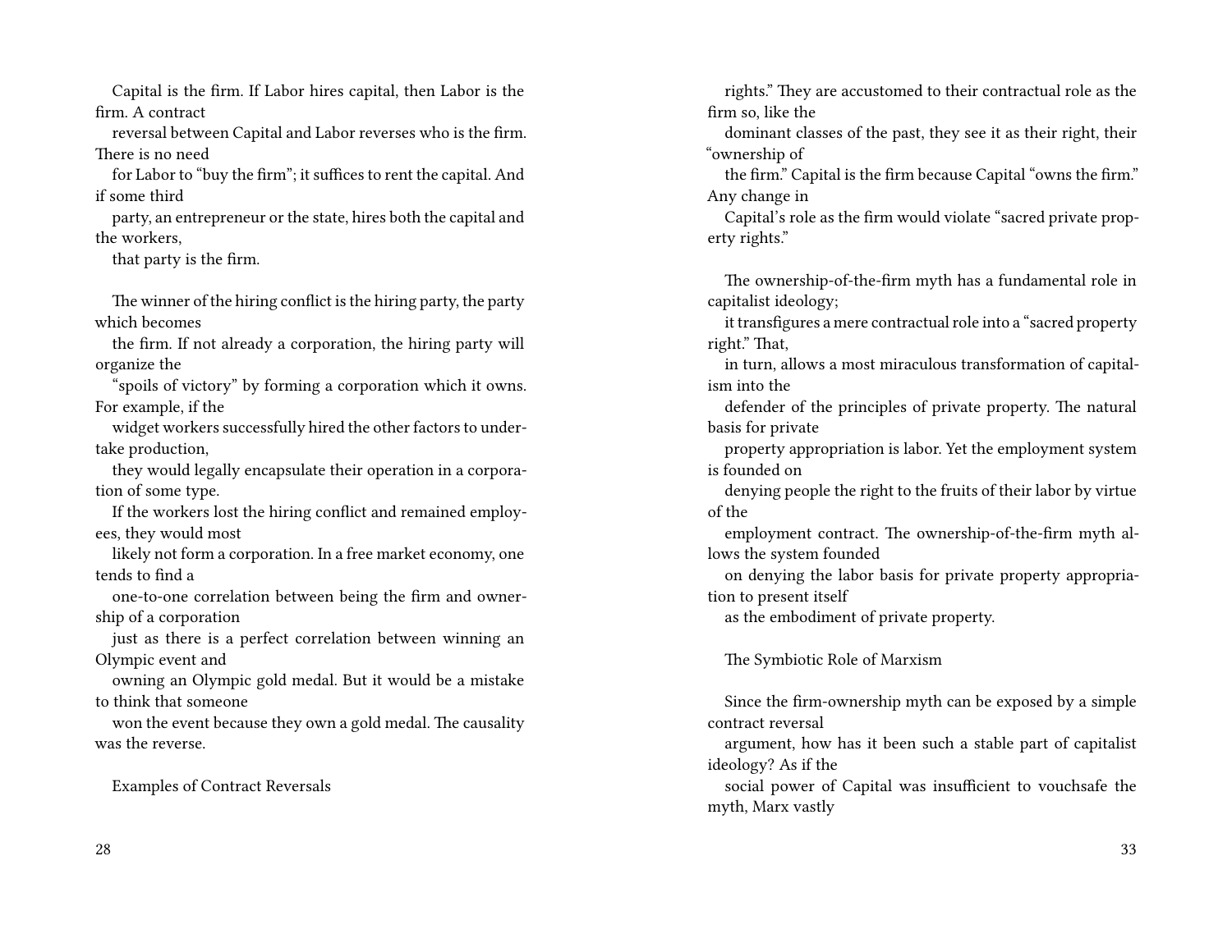Capital is the firm. If Labor hires capital, then Labor is the firm. A contract reversal between Capital and Labor reverses who is the firm. There is no need for Labor to "buy the firm"; it suffices to rent the capital. And if some third party, an entrepreneur or the state, hires both the capital and the workers, that party is the firm.

The winner of the hiring conflict is the hiring party, the party which becomes the firm. If not already a corporation, the hiring party will organize the "spoils of victory" by forming a corporation which it owns. For example, if the widget workers successfully hired the other factors to undertake production, they would legally encapsulate their operation in a corporation of some type. If the workers lost the hiring conflict and remained employees, they would most likely not form a corporation. In a free market economy, one tends to find a one-to-one correlation between being the firm and ownership of a corporation just as there is a perfect correlation between winning an Olympic event and owning an Olympic gold medal. But it would be a mistake to think that someone won the event because they own a gold medal. The causality was the reverse.

## Examples of Contract Reversals

rights." They are accustomed to their contractual role as the firm so, like the dominant classes of the past, they see it as their right, their "ownership of the firm." Capital is the firm because Capital "owns the firm." Any change in Capital's role as the firm would violate "sacred private property rights."

The ownership-of-the-firm myth has a fundamental role in capitalist ideology; it transfigures a mere contractual role into a "sacred property right." That, in turn, allows a most miraculous transformation of capitalism into the defender of the principles of private property. The natural basis for private property appropriation is labor. Yet the employment system is founded on denying people the right to the fruits of their labor by virtue of the employment contract. The ownership-of-the-firm myth allows the system founded on denying the labor basis for private property appropriation to present itself as the embodiment of private property.

## The Symbiotic Role of Marxism

Since the firm-ownership myth can be exposed by a simple contract reversal argument, how has it been such a stable part of capitalist ideology? As if the social power of Capital was insufficient to vouchsafe the myth, Marx vastly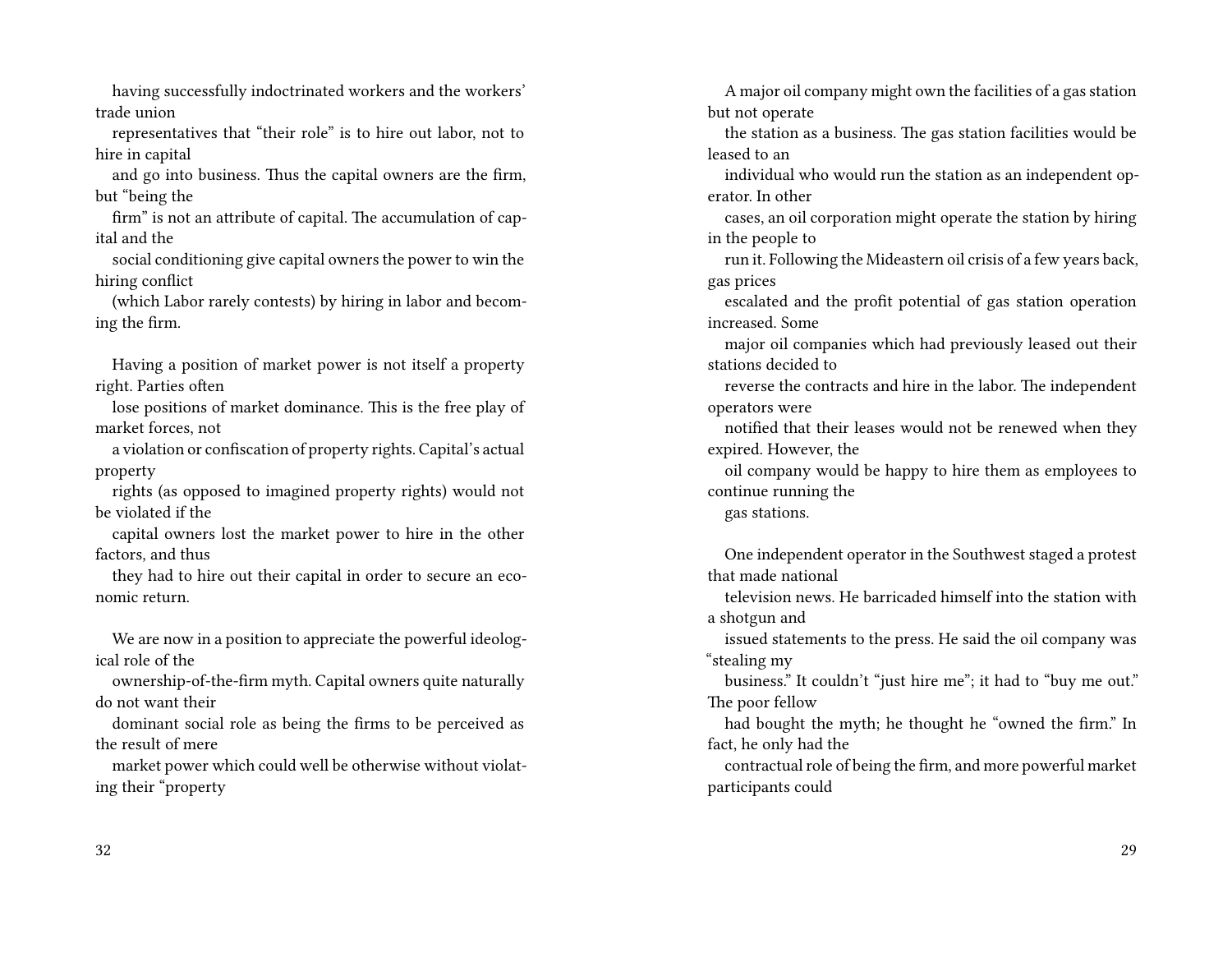having successfully indoctrinated workers and the workers' trade union representatives that "their role" is to hire out labor, not to hire in capital and go into business. Thus the capital owners are the firm, but "being the firm" is not an attribute of capital. The accumulation of capital and the social conditioning give capital owners the power to win the hiring conflict (which Labor rarely contests) by hiring in labor and becoming the firm.

Having a position of market power is not itself a property right. Parties often lose positions of market dominance. This is the free play of market forces, not a violation or confiscation of property rights. Capital's actual property rights (as opposed to imagined property rights) would not be violated if the capital owners lost the market power to hire in the other factors, and thus they had to hire out their capital in order to secure an economic return.

We are now in a position to appreciate the powerful ideological role of the ownership-of-the-firm myth. Capital owners quite naturally do not want their dominant social role as being the firms to be perceived as the result of mere market power which could well be otherwise without violating their "property

A major oil company might own the facilities of a gas station but not operate the station as a business. The gas station facilities would be leased to an individual who would run the station as an independent operator. In other cases, an oil corporation might operate the station by hiring in the people to run it. Following the Mideastern oil crisis of a few years back, gas prices escalated and the profit potential of gas station operation increased. Some major oil companies which had previously leased out their stations decided to reverse the contracts and hire in the labor. The independent operators were notified that their leases would not be renewed when they expired. However, the oil company would be happy to hire them as employees to continue running the gas stations.

One independent operator in the Southwest staged a protest that made national television news. He barricaded himself into the station with a shotgun and issued statements to the press. He said the oil company was "stealing my business." It couldn't "just hire me"; it had to "buy me out." The poor fellow had bought the myth; he thought he "owned the firm." In fact, he only had the contractual role of being the firm, and more powerful market participants could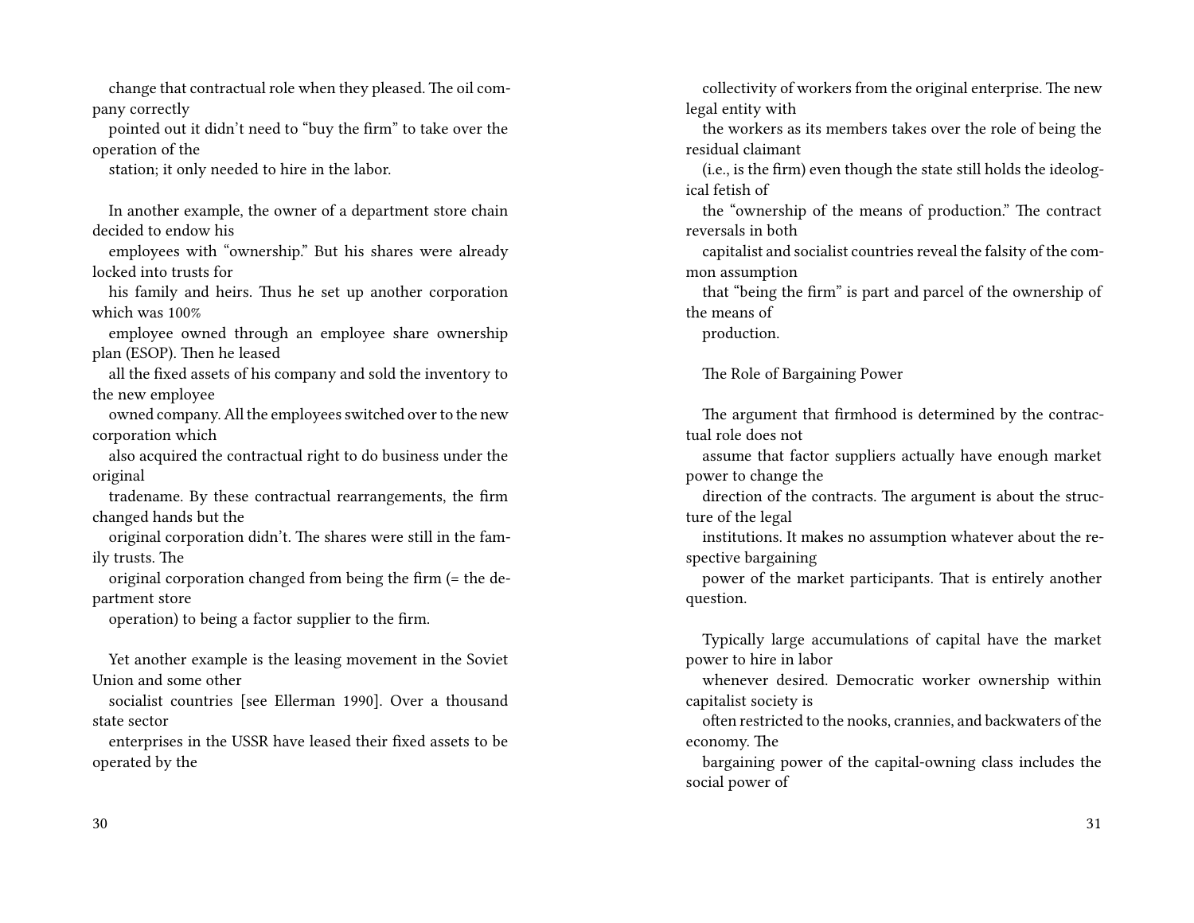change that contractual role when they pleased. The oil company correctly pointed out it didn't need to "buy the firm" to take over the operation of the station; it only needed to hire in the labor.

In another example, the owner of a department store chain decided to endow his employees with "ownership." But his shares were already locked into trusts for his family and heirs. Thus he set up another corporation which was 100% employee owned through an employee share ownership plan (ESOP). Then he leased all the fixed assets of his company and sold the inventory to the new employee owned company. All the employees switched over to the new corporation which also acquired the contractual right to do business under the original tradename. By these contractual rearrangements, the firm changed hands but the original corporation didn't. The shares were still in the family trusts. The original corporation changed from being the firm (= the department store operation) to being a factor supplier to the firm.

Yet another example is the leasing movement in the Soviet Union and some other socialist countries [see Ellerman 1990]. Over a thousand state sector enterprises in the USSR have leased their fixed assets to be operated by the collectivity of workers from the original enterprise. The new legal entity with the workers as its members takes over the role of being the residual claimant (i.e., is the firm) even though the state still holds the ideological fetish of the "ownership of the means of production." The contract reversals in both capitalist and socialist countries reveal the falsity of the common assumption that "being the firm" is part and parcel of the ownership of the means of production.

## The Role of Bargaining Power

The argument that firmhood is determined by the contractual role does not assume that factor suppliers actually have enough market power to change the direction of the contracts. The argument is about the structure of the legal institutions. It makes no assumption whatever about the respective bargaining power of the market participants. That is entirely another question.

Typically large accumulations of capital have the market power to hire in labor whenever desired. Democratic worker ownership within capitalist society is often restricted to the nooks, crannies, and backwaters of the economy. The bargaining power of the capital-owning class includes the social power of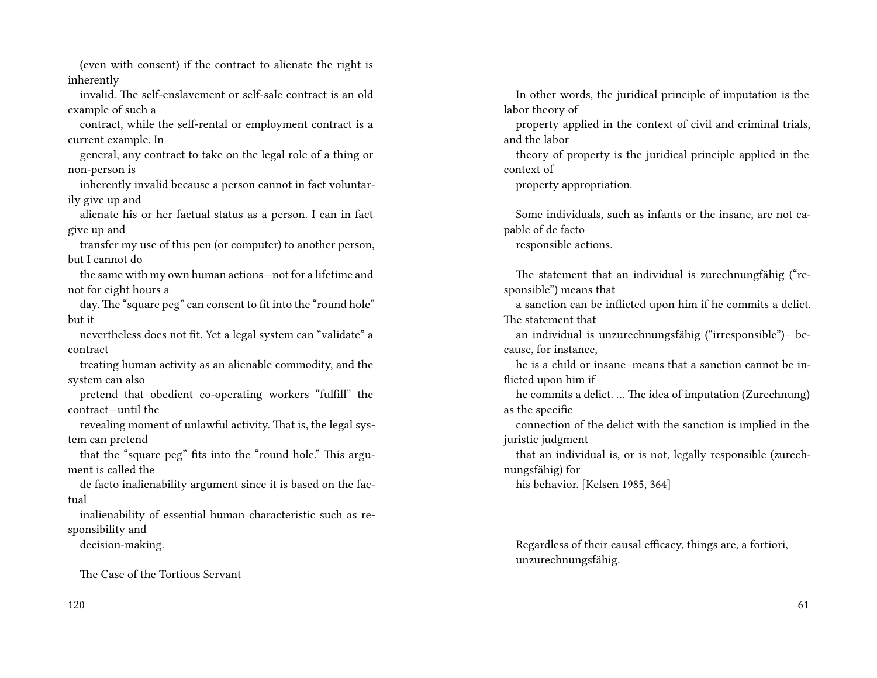(even with consent) if the contract to alienate the right is inherently invalid. The self-enslavement or self-sale contract is an old example of such a contract, while the self-rental or employment contract is a current example. In general, any contract to take on the legal role of a thing or non-person is inherently invalid because a person cannot in fact voluntarily give up and alienate his or her factual status as a person. I can in fact give up and transfer my use of this pen (or computer) to another person, but I cannot do the same with my own human actions—not for a lifetime and not for eight hours a day. The "square peg" can consent to fit into the "round hole" but it nevertheless does not fit. Yet a legal system can "validate" a contract treating human activity as an alienable commodity, and the system can also pretend that obedient co-operating workers "fulfill" the contract—until the revealing moment of unlawful activity. That is, the legal system can pretend that the "square peg" fits into the "round hole." This argument is called the de facto inalienability argument since it is based on the factual inalienability of essential human characteristic such as responsibility and decision-making.

The Case of the Tortious Servant

In other words, the juridical principle of imputation is the labor theory of property applied in the context of civil and criminal trials, and the labor theory of property is the juridical principle applied in the context of property appropriation.

Some individuals, such as infants or the insane, are not capable of de facto responsible actions.

> The statement that an individual is zurechnungfähig ("responsible") means that a sanction can be inflicted upon him if he commits a delict. The statement that an individual is unzurechnungsfähig ("irresponsible")– because, for instance, he is a child or insane–means that a sanction cannot be inflicted upon him if he commits a delict. … The idea of imputation (Zurechnung) as the specific connection of the delict with the sanction is implied in the juristic judgment that an individual is, or is not, legally responsible (zurechnungsfähig) for his behavior. [Kelsen 1985, 364]

Regardless of their causal efficacy, things are, a fortiori, unzurechnungsfähig.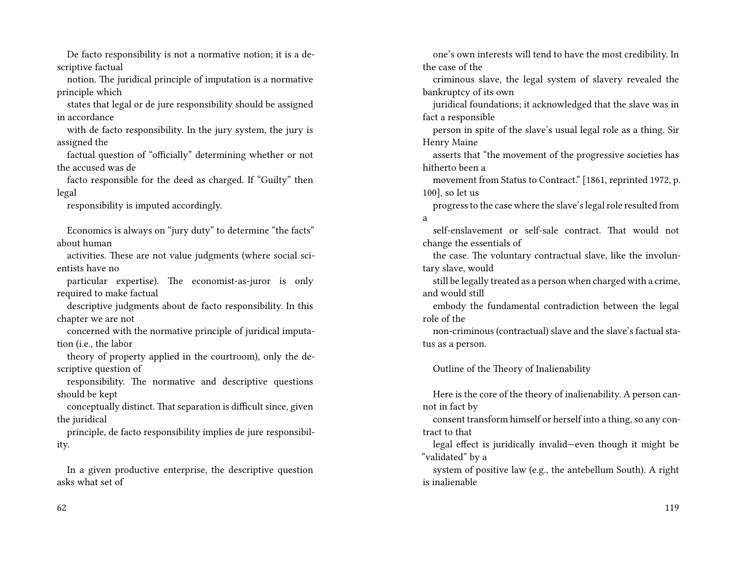De facto responsibility is not a normative notion; it is a descriptive factual notion. The juridical principle of imputation is a normative principle which states that legal or de jure responsibility should be assigned in accordance with de facto responsibility. In the jury system, the jury is assigned the factual question of "officially" determining whether or not the accused was de facto responsible for the deed as charged. If "Guilty" then legal responsibility is imputed accordingly.

Economics is always on "jury duty" to determine "the facts" about human activities. These are not value judgments (where social scientists have no particular expertise). The economist-as-juror is only required to make factual descriptive judgments about de facto responsibility. In this chapter we are not concerned with the normative principle of juridical imputation (i.e., the labor theory of property applied in the courtroom), only the descriptive question of responsibility. The normative and descriptive questions should be kept conceptually distinct. That separation is difficult since, given the juridical principle, de facto responsibility implies de jure responsibility.

In a given productive enterprise, the descriptive question asks what set of

one's own interests will tend to have the most credibility. In the case of the criminous slave, the legal system of slavery revealed the bankruptcy of its own juridical foundations; it acknowledged that the slave was in fact a responsible person in spite of the slave's usual legal role as a thing. Sir Henry Maine asserts that "the movement of the progressive societies has hitherto been a movement from Status to Contract." [1861, reprinted 1972, p. 100], so let us progress to the case where the slave's legal role resulted from a self-enslavement or self-sale contract. That would not change the essentials of the case. The voluntary contractual slave, like the involuntary slave, would still be legally treated as a person when charged with a crime, and would still embody the fundamental contradiction between the legal role of the non-criminous (contractual) slave and the slave's factual status as a person.

## Outline of the Theory of Inalienability

Here is the core of the theory of inalienability. A person cannot in fact by consent transform himself or herself into a thing, so any contract to that legal effect is juridically invalid—even though it might be "validated" by a system of positive law (e.g., the antebellum South). A right is inalienable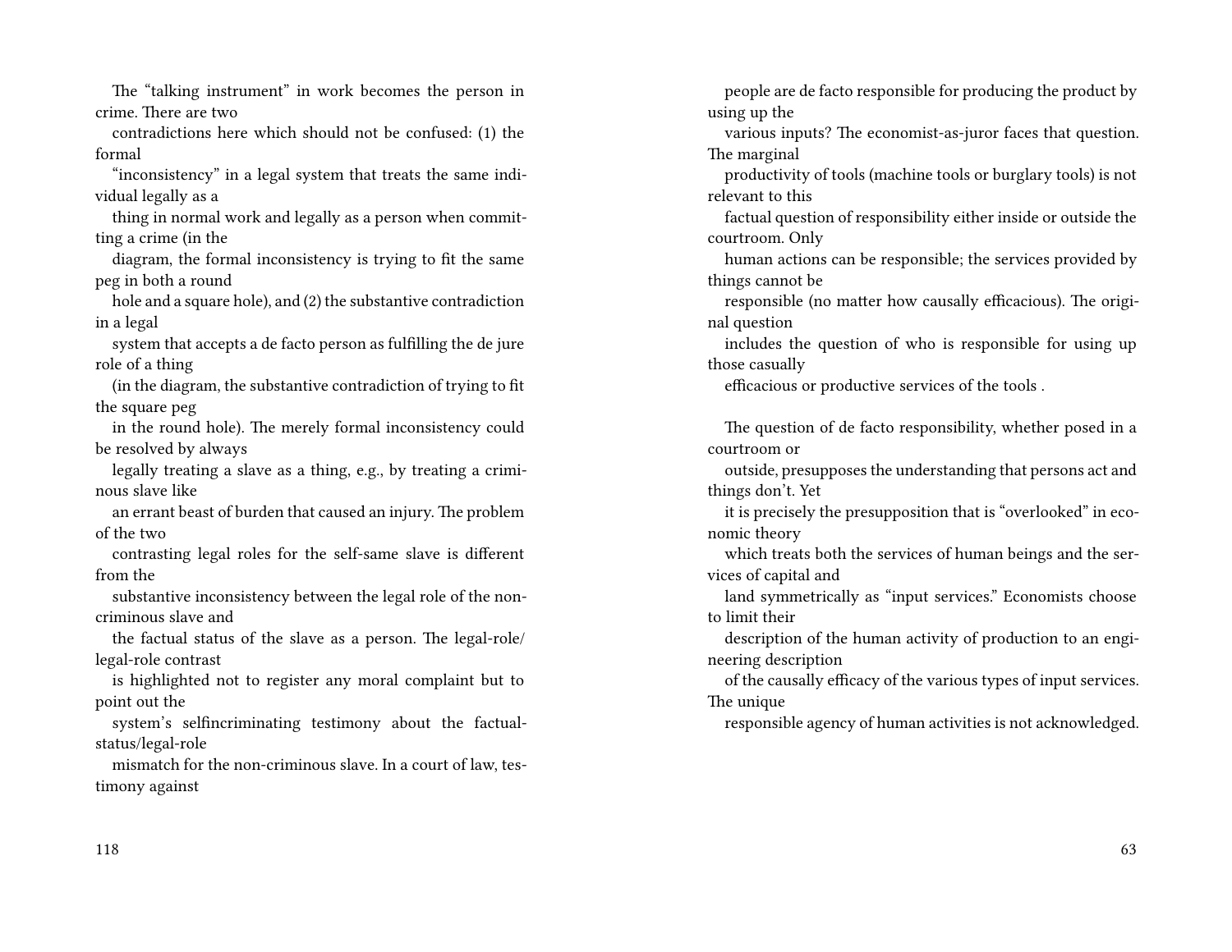The "talking instrument" in work becomes the person in crime. There are two contradictions here which should not be confused: (1) the formal "inconsistency" in a legal system that treats the same individual legally as a thing in normal work and legally as a person when committing a crime (in the diagram, the formal inconsistency is trying to fit the same peg in both a round hole and a square hole), and (2) the substantive contradiction in a legal system that accepts a de facto person as fulfilling the de jure role of a thing (in the diagram, the substantive contradiction of trying to fit the square peg in the round hole). The merely formal inconsistency could be resolved by always legally treating a slave as a thing, e.g., by treating a criminous slave like an errant beast of burden that caused an injury. The problem of the two contrasting legal roles for the self-same slave is different from the substantive inconsistency between the legal role of the non-criminous slave and the factual status of the slave as a person. The legal-role/legal-role contrast is highlighted not to register any moral complaint but to point out the system's selfincriminating testimony about the factual-status/legal-role mismatch for the non-criminous slave. In a court of law, testimony against

people are de facto responsible for producing the product by using up the various inputs? The economist-as-juror faces that question. The marginal productivity of tools (machine tools or burglary tools) is not relevant to this factual question of responsibility either inside or outside the courtroom. Only human actions can be responsible; the services provided by things cannot be responsible (no matter how causally efficacious). The original question includes the question of who is responsible for using up those casually efficacious or productive services of the tools .

The question of de facto responsibility, whether posed in a courtroom or outside, presupposes the understanding that persons act and things don't. Yet it is precisely the presupposition that is "overlooked" in economic theory which treats both the services of human beings and the services of capital and land symmetrically as "input services." Economists choose to limit their description of the human activity of production to an engineering description of the causally efficacy of the various types of input services. The unique responsible agency of human activities is not acknowledged.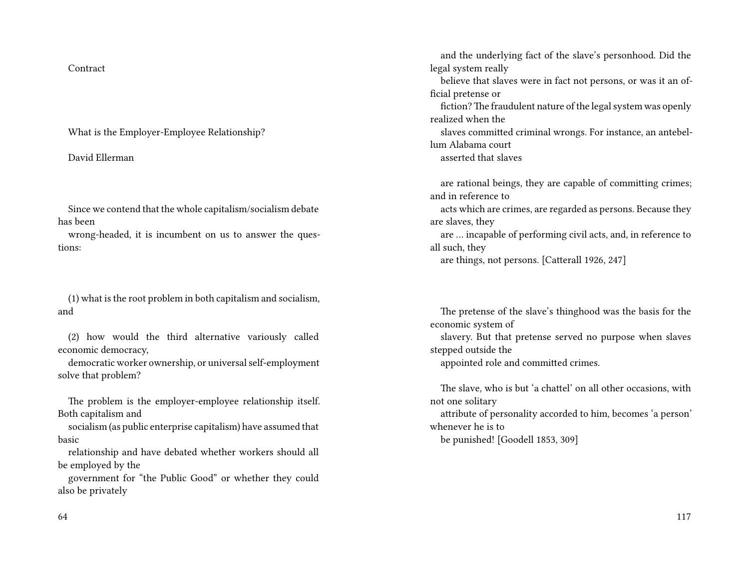Contract

## What is the Employer-Employee Relationship?

David Ellerman

Since we contend that the whole capitalism/socialism debate has been wrong-headed, it is incumbent on us to answer the questions:

(1) what is the root problem in both capitalism and socialism, and

(2) how would the third alternative variously called economic democracy, democratic worker ownership, or universal self-employment solve that problem?

The problem is the employer-employee relationship itself. Both capitalism and socialism (as public enterprise capitalism) have assumed that basic relationship and have debated whether workers should all be employed by the government for "the Public Good" or whether they could also be privately

and the underlying fact of the slave's personhood. Did the legal system really believe that slaves were in fact not persons, or was it an official pretense or fiction? The fraudulent nature of the legal system was openly realized when the slaves committed criminal wrongs. For instance, an antebellum Alabama court asserted that slaves

> are rational beings, they are capable of committing crimes; and in reference to acts which are crimes, are regarded as persons. Because they are slaves, they are … incapable of performing civil acts, and, in reference to all such, they are things, not persons. [Catterall 1926, 247]

The pretense of the slave's thinghood was the basis for the economic system of slavery. But that pretense served no purpose when slaves stepped outside the appointed role and committed crimes.

> The slave, who is but 'a chattel' on all other occasions, with not one solitary attribute of personality accorded to him, becomes 'a person' whenever he is to be punished! [Goodell 1853, 309]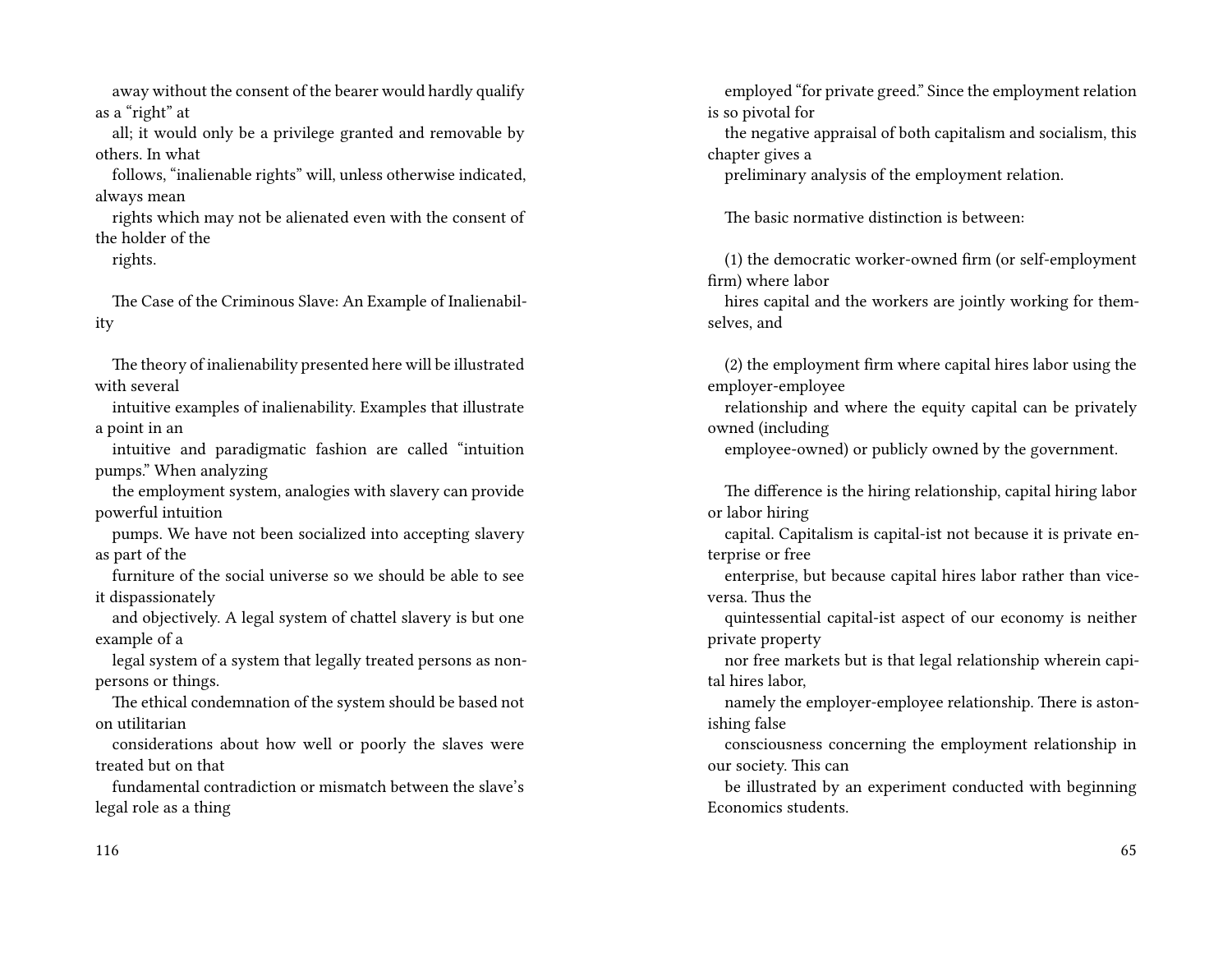away without the consent of the bearer would hardly qualify as a "right" at all; it would only be a privilege granted and removable by others. In what follows, "inalienable rights" will, unless otherwise indicated, always mean rights which may not be alienated even with the consent of the holder of the rights.

## The Case of the Criminous Slave: An Example of Inalienability

The theory of inalienability presented here will be illustrated with several intuitive examples of inalienability. Examples that illustrate a point in an intuitive and paradigmatic fashion are called "intuition pumps." When analyzing the employment system, analogies with slavery can provide powerful intuition pumps. We have not been socialized into accepting slavery as part of the furniture of the social universe so we should be able to see it dispassionately and objectively. A legal system of chattel slavery is but one example of a legal system of a system that legally treated persons as non-persons or things.

The ethical condemnation of the system should be based not on utilitarian considerations about how well or poorly the slaves were treated but on that fundamental contradiction or mismatch between the slave's legal role as a thing

employed "for private greed." Since the employment relation is so pivotal for the negative appraisal of both capitalism and socialism, this chapter gives a preliminary analysis of the employment relation.

The basic normative distinction is between:

(1) the democratic worker-owned firm (or self-employment firm) where labor hires capital and the workers are jointly working for themselves, and

(2) the employment firm where capital hires labor using the employer-employee relationship and where the equity capital can be privately owned (including employee-owned) or publicly owned by the government.

The difference is the hiring relationship, capital hiring labor or labor hiring capital. Capitalism is capital-ist not because it is private enterprise or free enterprise, but because capital hires labor rather than vice-versa. Thus the quintessential capital-ist aspect of our economy is neither private property nor free markets but is that legal relationship wherein capital hires labor, namely the employer-employee relationship. There is astonishing false consciousness concerning the employment relationship in our society. This can be illustrated by an experiment conducted with beginning Economics students.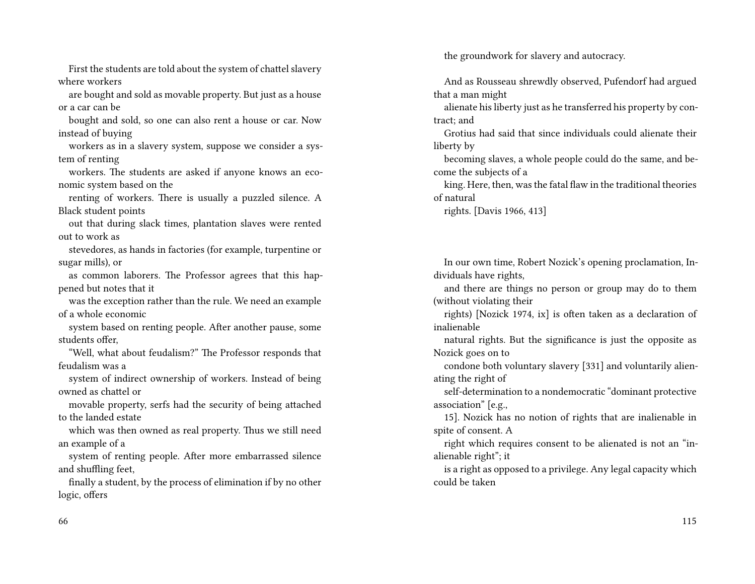First the students are told about the system of chattel slavery where workers are bought and sold as movable property. But just as a house or a car can be bought and sold, so one can also rent a house or car. Now instead of buying workers as in a slavery system, suppose we consider a system of renting workers. The students are asked if anyone knows an economic system based on the renting of workers. There is usually a puzzled silence. A Black student points out that during slack times, plantation slaves were rented out to work as stevedores, as hands in factories (for example, turpentine or sugar mills), or as common laborers. The Professor agrees that this happened but notes that it was the exception rather than the rule. We need an example of a whole economic system based on renting people. After another pause, some students offer, "Well, what about feudalism?" The Professor responds that feudalism was a system of indirect ownership of workers. Instead of being owned as chattel or movable property, serfs had the security of being attached to the landed estate which was then owned as real property. Thus we still need an example of a system of renting people. After more embarrassed silence and shuffling feet, finally a student, by the process of elimination if by no other logic, offers

the groundwork for slavery and autocracy.

And as Rousseau shrewdly observed, Pufendorf had argued that a man might alienate his liberty just as he transferred his property by contract; and Grotius had said that since individuals could alienate their liberty by becoming slaves, a whole people could do the same, and become the subjects of a king. Here, then, was the fatal flaw in the traditional theories of natural rights. [Davis 1966, 413]

In our own time, Robert Nozick's opening proclamation, Individuals have rights, and there are things no person or group may do to them (without violating their rights) [Nozick 1974, ix] is often taken as a declaration of inalienable natural rights. But the significance is just the opposite as Nozick goes on to condone both voluntary slavery [331] and voluntarily alienating the right of self-determination to a nondemocratic "dominant protective association" [e.g., 15]. Nozick has no notion of rights that are inalienable in spite of consent. A right which requires consent to be alienated is not an "inalienable right"; it is a right as opposed to a privilege. Any legal capacity which could be taken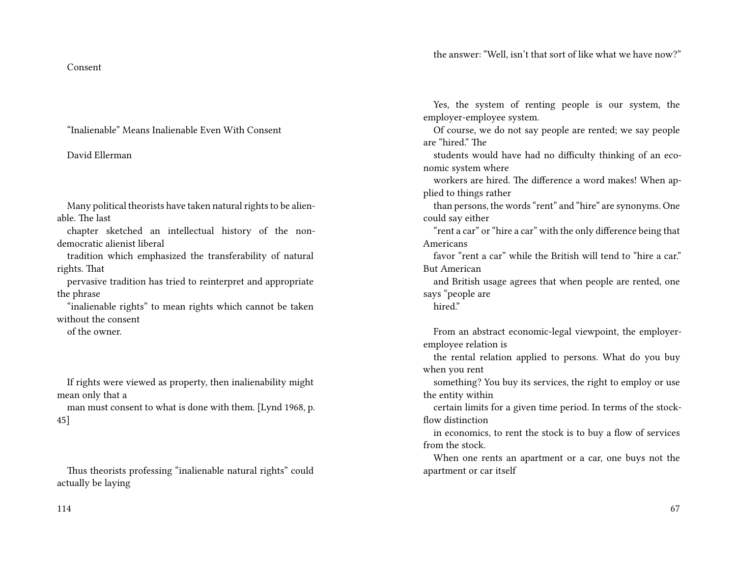Consent

## "Inalienable" Means Inalienable Even With Consent

David Ellerman

Many political theorists have taken natural rights to be alienable. The last chapter sketched an intellectual history of the non-democratic alienist liberal tradition which emphasized the transferability of natural rights. That pervasive tradition has tried to reinterpret and appropriate the phrase "inalienable rights" to mean rights which cannot be taken without the consent of the owner.

If rights were viewed as property, then inalienability might mean only that a man must consent to what is done with them. [Lynd 1968, p. 45]

Thus theorists professing "inalienable natural rights" could actually be laying

the answer: "Well, isn't that sort of like what we have now?"

Yes, the system of renting people is our system, the employer-employee system.

Of course, we do not say people are rented; we say people are "hired." The students would have had no difficulty thinking of an economic system where workers are hired. The difference a word makes! When applied to things rather than persons, the words "rent" and "hire" are synonyms. One could say either "rent a car" or "hire a car" with the only difference being that Americans favor "rent a car" while the British will tend to "hire a car." But American and British usage agrees that when people are rented, one says "people are hired."

From an abstract economic-legal viewpoint, the employer-employee relation is the rental relation applied to persons. What do you buy when you rent something? You buy its services, the right to employ or use the entity within certain limits for a given time period. In terms of the stock-flow distinction in economics, to rent the stock is to buy a flow of services from the stock.

When one rents an apartment or a car, one buys not the apartment or car itself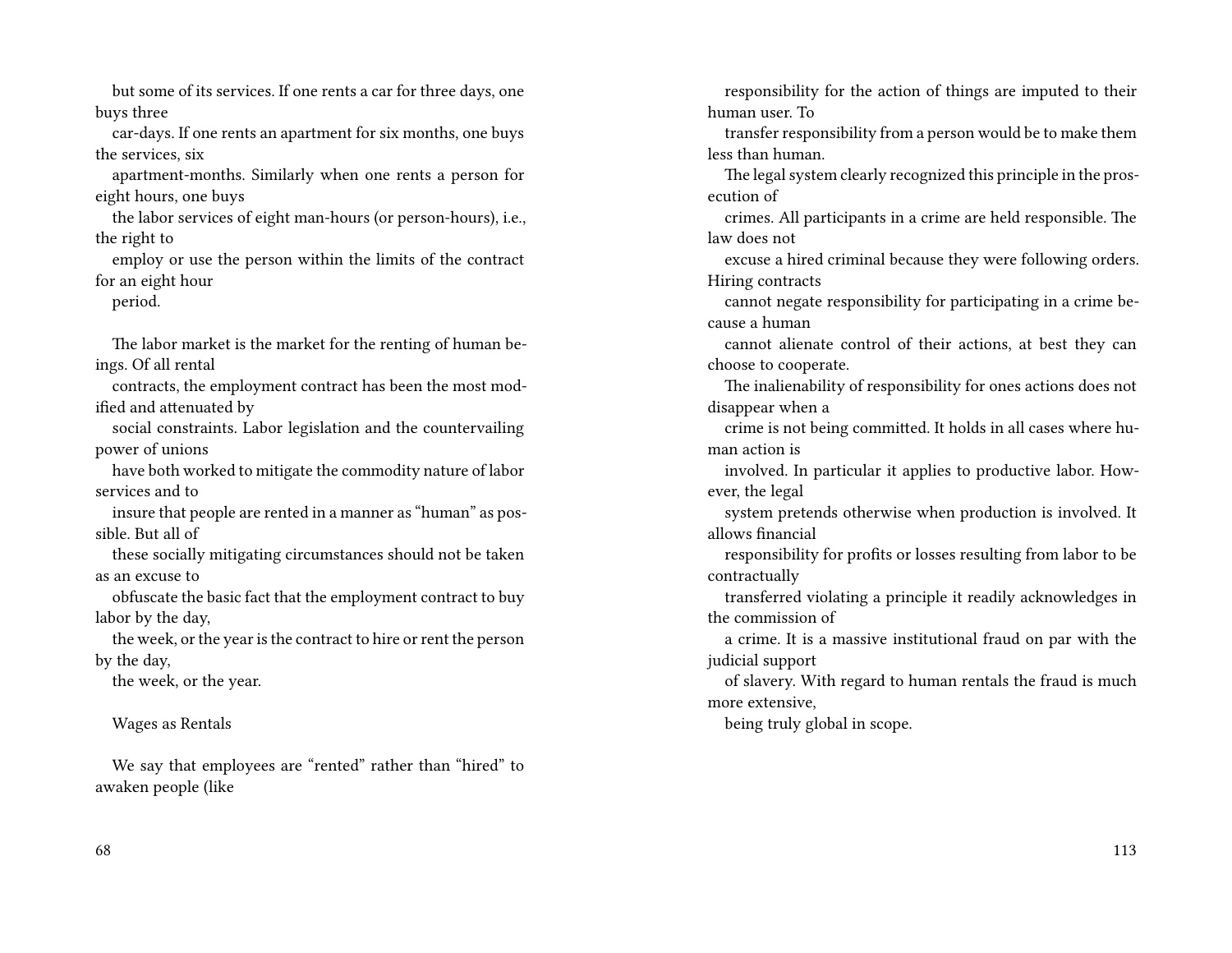but some of its services. If one rents a car for three days, one buys three car-days. If one rents an apartment for six months, one buys the services, six apartment-months. Similarly when one rents a person for eight hours, one buys the labor services of eight man-hours (or person-hours), i.e., the right to employ or use the person within the limits of the contract for an eight hour period.

The labor market is the market for the renting of human beings. Of all rental contracts, the employment contract has been the most modified and attenuated by social constraints. Labor legislation and the countervailing power of unions have both worked to mitigate the commodity nature of labor services and to insure that people are rented in a manner as "human" as possible. But all of these socially mitigating circumstances should not be taken as an excuse to obfuscate the basic fact that the employment contract to buy labor by the day, the week, or the year is the contract to hire or rent the person by the day, the week, or the year.

## Wages as Rentals

We say that employees are "rented" rather than "hired" to awaken people (like

responsibility for the action of things are imputed to their human user. To transfer responsibility from a person would be to make them less than human.

The legal system clearly recognized this principle in the prosecution of crimes. All participants in a crime are held responsible. The law does not excuse a hired criminal because they were following orders. Hiring contracts cannot negate responsibility for participating in a crime because a human cannot alienate control of their actions, at best they can choose to cooperate.

The inalienability of responsibility for ones actions does not disappear when a crime is not being committed. It holds in all cases where human action is involved. In particular it applies to productive labor. However, the legal system pretends otherwise when production is involved. It allows financial responsibility for profits or losses resulting from labor to be contractually transferred violating a principle it readily acknowledges in the commission of a crime. It is a massive institutional fraud on par with the judicial support of slavery. With regard to human rentals the fraud is much more extensive, being truly global in scope.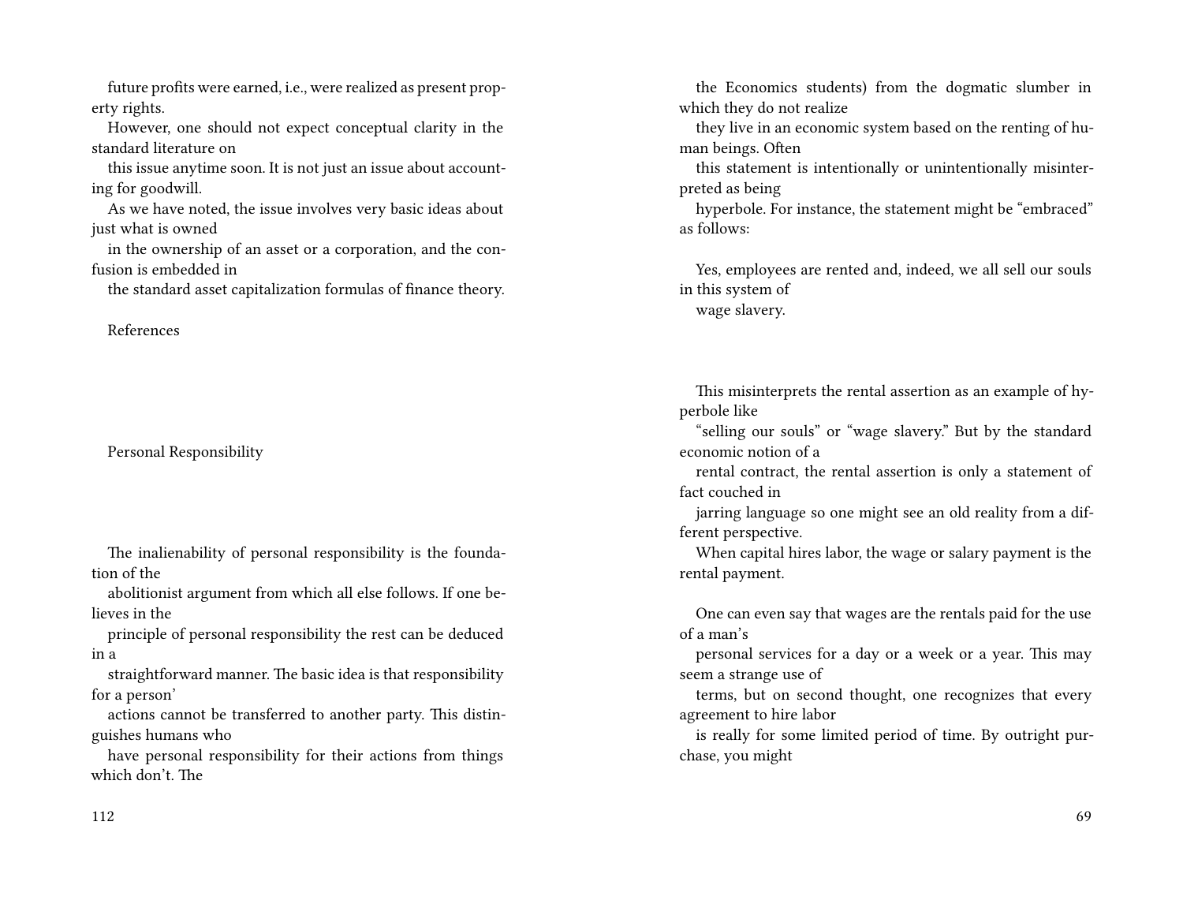future profits were earned, i.e., were realized as present property rights.

However, one should not expect conceptual clarity in the standard literature on this issue anytime soon. It is not just an issue about accounting for goodwill. As we have noted, the issue involves very basic ideas about just what is owned in the ownership of an asset or a corporation, and the confusion is embedded in the standard asset capitalization formulas of finance theory.

References

## Personal Responsibility

The inalienability of personal responsibility is the foundation of the abolitionist argument from which all else follows. If one believes in the principle of personal responsibility the rest can be deduced in a straightforward manner. The basic idea is that responsibility for a person' actions cannot be transferred to another party. This distinguishes humans who have personal responsibility for their actions from things which don't. The

the Economics students) from the dogmatic slumber in which they do not realize they live in an economic system based on the renting of human beings. Often this statement is intentionally or unintentionally misinterpreted as being hyperbole. For instance, the statement might be "embraced" as follows:

> Yes, employees are rented and, indeed, we all sell our souls in this system of wage slavery.

This misinterprets the rental assertion as an example of hyperbole like "selling our souls" or "wage slavery." But by the standard economic notion of a rental contract, the rental assertion is only a statement of fact couched in jarring language so one might see an old reality from a different perspective. When capital hires labor, the wage or salary payment is the rental payment.

> One can even say that wages are the rentals paid for the use of a man's personal services for a day or a week or a year. This may seem a strange use of terms, but on second thought, one recognizes that every agreement to hire labor is really for some limited period of time. By outright purchase, you might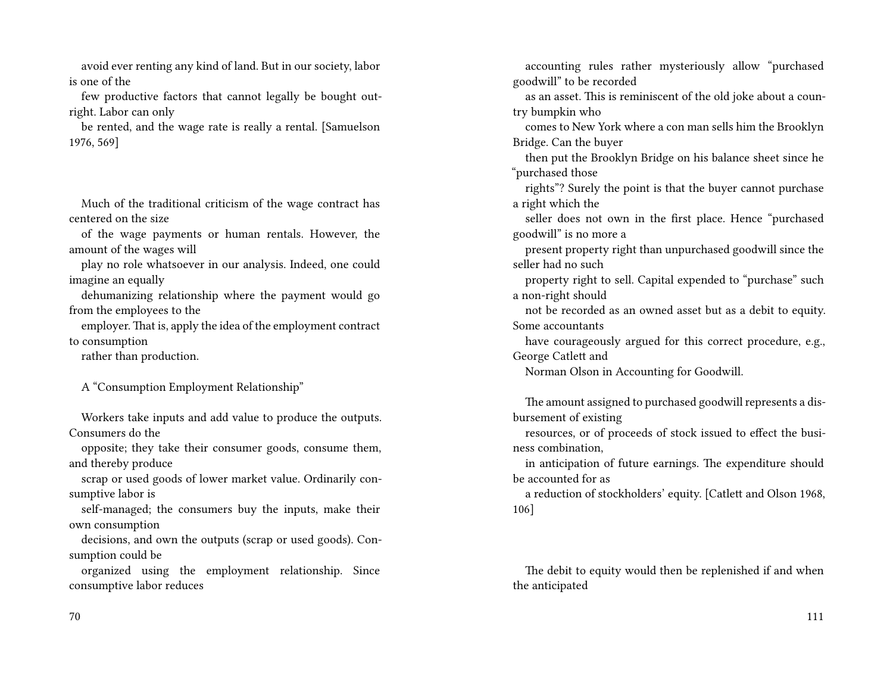avoid ever renting any kind of land. But in our society, labor is one of the few productive factors that cannot legally be bought outright. Labor can only be rented, and the wage rate is really a rental. [Samuelson 1976, 569]

Much of the traditional criticism of the wage contract has centered on the size of the wage payments or human rentals. However, the amount of the wages will play no role whatsoever in our analysis. Indeed, one could imagine an equally dehumanizing relationship where the payment would go from the employees to the employer. That is, apply the idea of the employment contract to consumption rather than production.

## A "Consumption Employment Relationship"

Workers take inputs and add value to produce the outputs. Consumers do the opposite; they take their consumer goods, consume them, and thereby produce scrap or used goods of lower market value. Ordinarily consumptive labor is self-managed; the consumers buy the inputs, make their own consumption decisions, and own the outputs (scrap or used goods). Consumption could be organized using the employment relationship. Since consumptive labor reduces

accounting rules rather mysteriously allow "purchased goodwill" to be recorded as an asset. This is reminiscent of the old joke about a country bumpkin who comes to New York where a con man sells him the Brooklyn Bridge. Can the buyer then put the Brooklyn Bridge on his balance sheet since he "purchased those rights"? Surely the point is that the buyer cannot purchase a right which the seller does not own in the first place. Hence "purchased goodwill" is no more a present property right than unpurchased goodwill since the seller had no such property right to sell. Capital expended to "purchase" such a non-right should not be recorded as an owned asset but as a debit to equity. Some accountants have courageously argued for this correct procedure, e.g., George Catlett and Norman Olson in Accounting for Goodwill.

The amount assigned to purchased goodwill represents a disbursement of existing resources, or of proceeds of stock issued to effect the business combination, in anticipation of future earnings. The expenditure should be accounted for as a reduction of stockholders' equity. [Catlett and Olson 1968, 106]

The debit to equity would then be replenished if and when the anticipated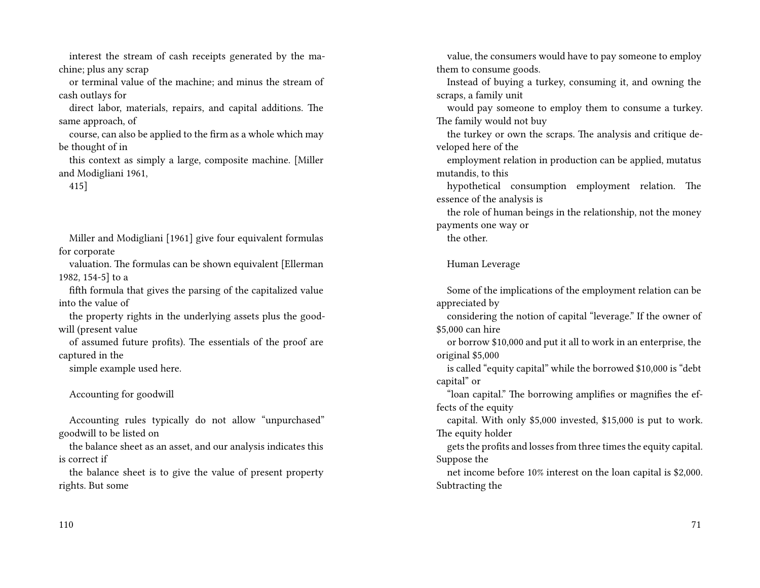interest the stream of cash receipts generated by the machine; plus any scrap or terminal value of the machine; and minus the stream of cash outlays for direct labor, materials, repairs, and capital additions. The same approach, of course, can also be applied to the firm as a whole which may be thought of in this context as simply a large, composite machine. [Miller and Modigliani 1961, 415]

Miller and Modigliani [1961] give four equivalent formulas for corporate valuation. The formulas can be shown equivalent [Ellerman 1982, 154-5] to a fifth formula that gives the parsing of the capitalized value into the value of the property rights in the underlying assets plus the goodwill (present value of assumed future profits). The essentials of the proof are captured in the simple example used here.

## Accounting for goodwill

Accounting rules typically do not allow "unpurchased" goodwill to be listed on the balance sheet as an asset, and our analysis indicates this is correct if the balance sheet is to give the value of present property rights. But some

value, the consumers would have to pay someone to employ them to consume goods.

Instead of buying a turkey, consuming it, and owning the scraps, a family unit would pay someone to employ them to consume a turkey. The family would not buy the turkey or own the scraps. The analysis and critique developed here of the employment relation in production can be applied, mutatus mutandis, to this hypothetical consumption employment relation. The essence of the analysis is the role of human beings in the relationship, not the money payments one way or the other.

## Human Leverage

Some of the implications of the employment relation can be appreciated by considering the notion of capital "leverage." If the owner of $5,000 can hire or borrow $10,000 and put it all to work in an enterprise, the original $5,000 is called "equity capital" while the borrowed $10,000 is "debt capital" or "loan capital." The borrowing amplifies or magnifies the effects of the equity capital. With only $5,000 invested, $15,000 is put to work. The equity holder gets the profits and losses from three times the equity capital. Suppose the net income before 10% interest on the loan capital is $2,000. Subtracting the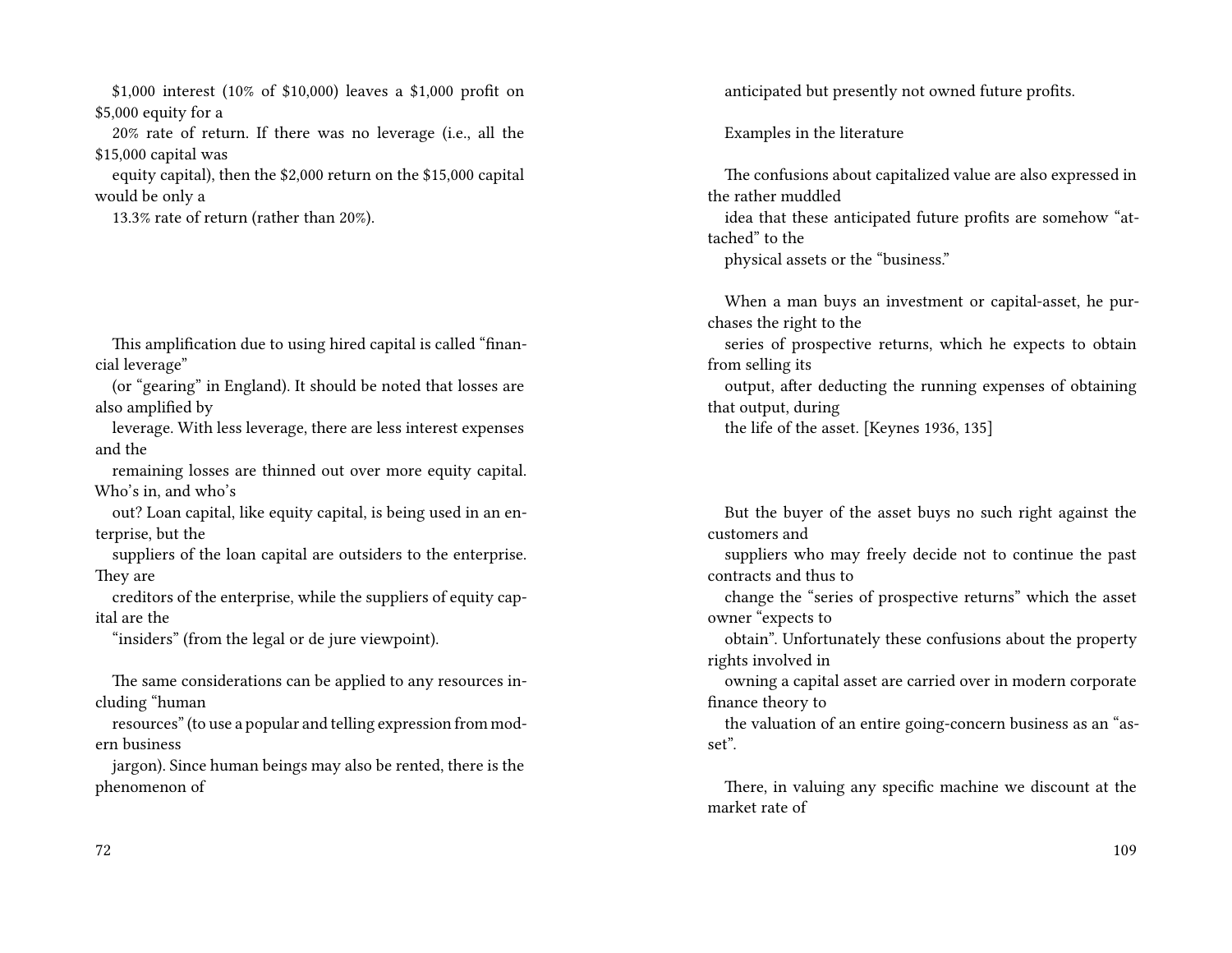$1,000 interest (10% of $10,000) leaves a $1,000 profit on $5,000 equity for a 20% rate of return. If there was no leverage (i.e., all the $15,000 capital was equity capital), then the $2,000 return on the $15,000 capital would be only a 13.3% rate of return (rather than 20%).

This amplification due to using hired capital is called "financial leverage" (or "gearing" in England). It should be noted that losses are also amplified by leverage. With less leverage, there are less interest expenses and the remaining losses are thinned out over more equity capital. Who's in, and who's out? Loan capital, like equity capital, is being used in an enterprise, but the suppliers of the loan capital are outsiders to the enterprise. They are creditors of the enterprise, while the suppliers of equity capital are the "insiders" (from the legal or de jure viewpoint).

The same considerations can be applied to any resources including "human resources" (to use a popular and telling expression from modern business jargon). Since human beings may also be rented, there is the phenomenon of

anticipated but presently not owned future profits.

Examples in the literature

The confusions about capitalized value are also expressed in the rather muddled idea that these anticipated future profits are somehow "attached" to the physical assets or the "business."

When a man buys an investment or capital-asset, he purchases the right to the series of prospective returns, which he expects to obtain from selling its output, after deducting the running expenses of obtaining that output, during the life of the asset. [Keynes 1936, 135]

But the buyer of the asset buys no such right against the customers and suppliers who may freely decide not to continue the past contracts and thus to change the "series of prospective returns" which the asset owner "expects to obtain". Unfortunately these confusions about the property rights involved in owning a capital asset are carried over in modern corporate finance theory to the valuation of an entire going-concern business as an "asset".

There, in valuing any specific machine we discount at the market rate of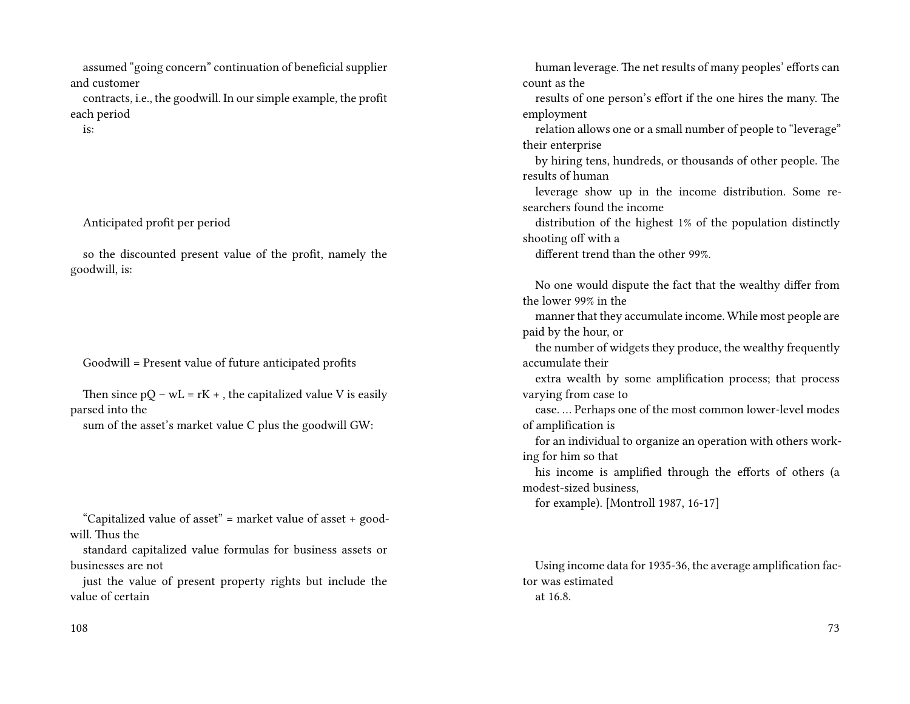assumed "going concern" continuation of beneficial supplier and customer contracts, i.e., the goodwill. In our simple example, the profit each period is:

Anticipated profit per period

so the discounted present value of the profit, namely the goodwill, is:

Goodwill = Present value of future anticipated profits

Then since $pQ - wL = rK +$ , the capitalized value V is easily parsed into the sum of the asset's market value C plus the goodwill GW:

"Capitalized value of asset" = market value of asset + goodwill. Thus the standard capitalized value formulas for business assets or businesses are not just the value of present property rights but include the value of certain

human leverage. The net results of many peoples' efforts can count as the results of one person's effort if the one hires the many. The employment relation allows one or a small number of people to "leverage" their enterprise by hiring tens, hundreds, or thousands of other people. The results of human leverage show up in the income distribution. Some researchers found the income distribution of the highest 1% of the population distinctly shooting off with a different trend than the other 99%.

> No one would dispute the fact that the wealthy differ from the lower 99% in the manner that they accumulate income. While most people are paid by the hour, or the number of widgets they produce, the wealthy frequently accumulate their extra wealth by some amplification process; that process varying from case to case. … Perhaps one of the most common lower-level modes of amplification is for an individual to organize an operation with others working for him so that his income is amplified through the efforts of others (a modest-sized business, for example). [Montroll 1987, 16-17]

Using income data for 1935-36, the average amplification factor was estimated at 16.8.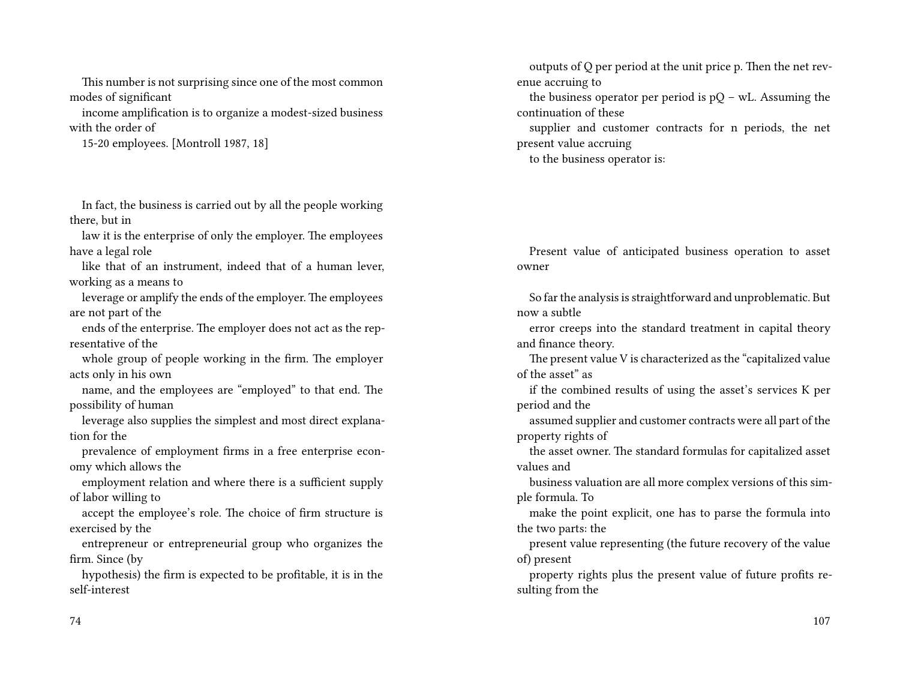This number is not surprising since one of the most common modes of significant income amplification is to organize a modest-sized business with the order of 15-20 employees. [Montroll 1987, 18]

In fact, the business is carried out by all the people working there, but in law it is the enterprise of only the employer. The employees have a legal role like that of an instrument, indeed that of a human lever, working as a means to leverage or amplify the ends of the employer. The employees are not part of the ends of the enterprise. The employer does not act as the representative of the whole group of people working in the firm. The employer acts only in his own name, and the employees are "employed" to that end. The possibility of human leverage also supplies the simplest and most direct explanation for the prevalence of employment firms in a free enterprise economy which allows the employment relation and where there is a sufficient supply of labor willing to accept the employee's role. The choice of firm structure is exercised by the entrepreneur or entrepreneurial group who organizes the firm. Since (by hypothesis) the firm is expected to be profitable, it is in the self-interest

outputs of Q per period at the unit price p. Then the net revenue accruing to the business operator per period is $pQ - wL$. Assuming the continuation of these supplier and customer contracts for n periods, the net present value accruing to the business operator is:

Present value of anticipated business operation to asset owner

So far the analysis is straightforward and unproblematic. But now a subtle error creeps into the standard treatment in capital theory and finance theory.

The present value V is characterized as the "capitalized value of the asset" as if the combined results of using the asset's services K per period and the assumed supplier and customer contracts were all part of the property rights of the asset owner. The standard formulas for capitalized asset values and business valuation are all more complex versions of this simple formula. To make the point explicit, one has to parse the formula into the two parts: the present value representing (the future recovery of the value of) present property rights plus the present value of future profits resulting from the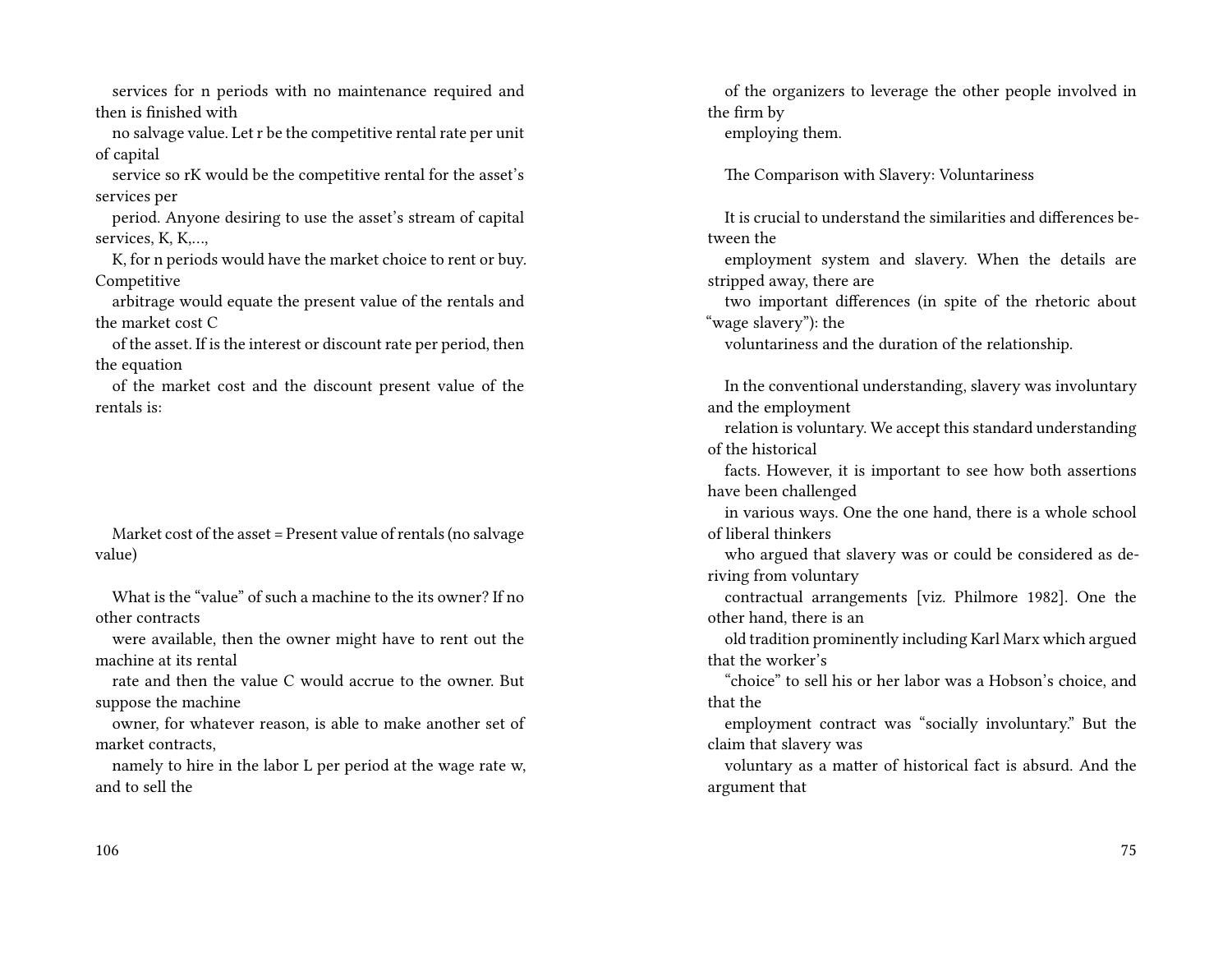services for n periods with no maintenance required and then is finished with no salvage value. Let r be the competitive rental rate per unit of capital service so rK would be the competitive rental for the asset's services per period. Anyone desiring to use the asset's stream of capital services, K, K,…, K, for n periods would have the market choice to rent or buy. Competitive arbitrage would equate the present value of the rentals and the market cost C of the asset. If is the interest or discount rate per period, then the equation of the market cost and the discount present value of the rentals is:

Market cost of the asset = Present value of rentals (no salvage value)

What is the "value" of such a machine to the its owner? If no other contracts were available, then the owner might have to rent out the machine at its rental rate and then the value C would accrue to the owner. But suppose the machine owner, for whatever reason, is able to make another set of market contracts, namely to hire in the labor L per period at the wage rate w, and to sell the

of the organizers to leverage the other people involved in the firm by employing them.

The Comparison with Slavery: Voluntariness

It is crucial to understand the similarities and differences between the employment system and slavery. When the details are stripped away, there are two important differences (in spite of the rhetoric about "wage slavery"): the voluntariness and the duration of the relationship.

In the conventional understanding, slavery was involuntary and the employment relation is voluntary. We accept this standard understanding of the historical facts. However, it is important to see how both assertions have been challenged in various ways. One the one hand, there is a whole school of liberal thinkers who argued that slavery was or could be considered as deriving from voluntary contractual arrangements [viz. Philmore 1982]. One the other hand, there is an old tradition prominently including Karl Marx which argued that the worker's "choice" to sell his or her labor was a Hobson's choice, and that the employment contract was "socially involuntary." But the claim that slavery was voluntary as a matter of historical fact is absurd. And the argument that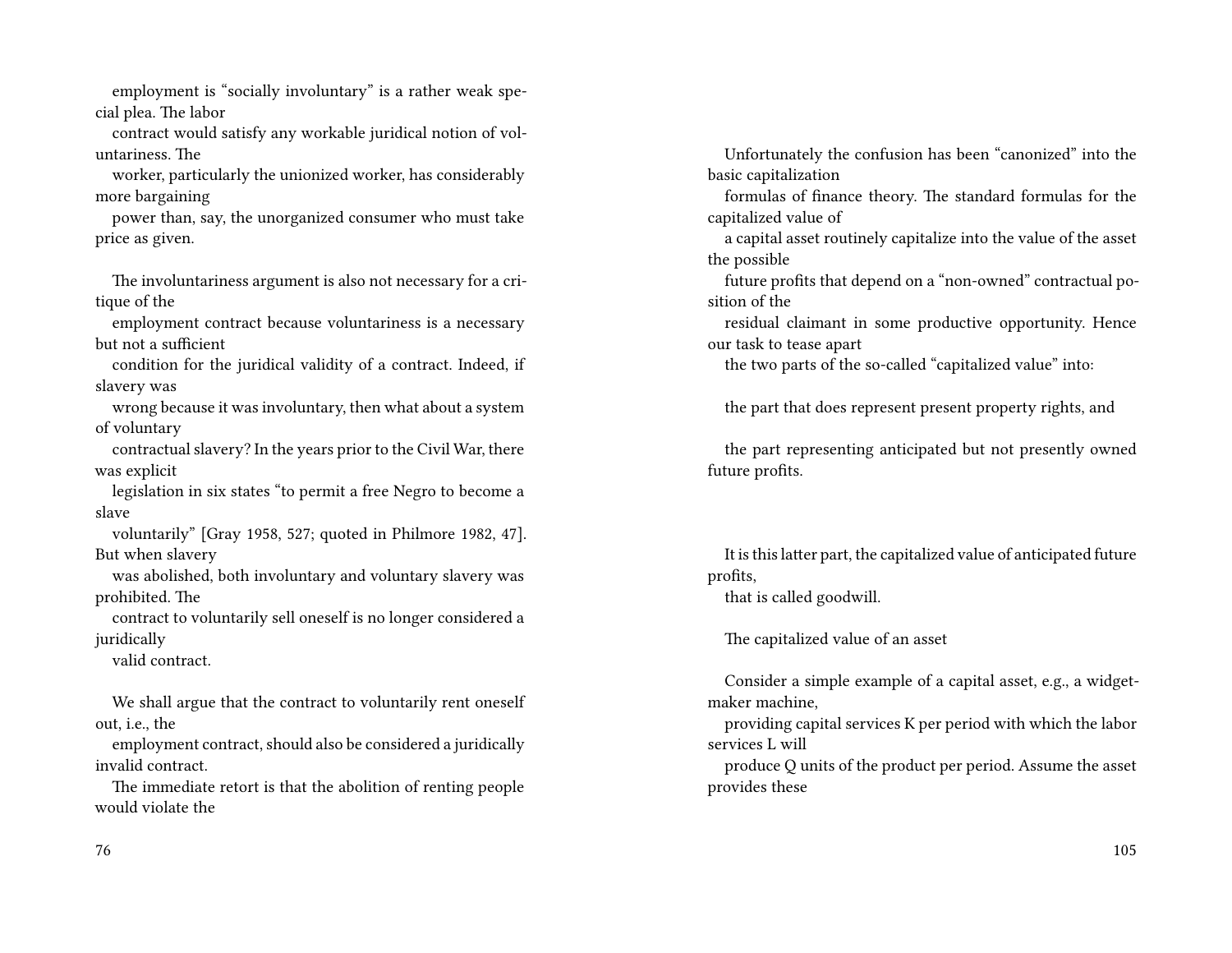employment is "socially involuntary" is a rather weak special plea. The labor contract would satisfy any workable juridical notion of voluntariness. The worker, particularly the unionized worker, has considerably more bargaining power than, say, the unorganized consumer who must take price as given.

The involuntariness argument is also not necessary for a critique of the employment contract because voluntariness is a necessary but not a sufficient condition for the juridical validity of a contract. Indeed, if slavery was wrong because it was involuntary, then what about a system of voluntary contractual slavery? In the years prior to the Civil War, there was explicit legislation in six states "to permit a free Negro to become a slave voluntarily" [Gray 1958, 527; quoted in Philmore 1982, 47]. But when slavery was abolished, both involuntary and voluntary slavery was prohibited. The contract to voluntarily sell oneself is no longer considered a juridically valid contract.

We shall argue that the contract to voluntarily rent oneself out, i.e., the employment contract, should also be considered a juridically invalid contract.

The immediate retort is that the abolition of renting people would violate the

Unfortunately the confusion has been "canonized" into the basic capitalization formulas of finance theory. The standard formulas for the capitalized value of a capital asset routinely capitalize into the value of the asset the possible future profits that depend on a "non-owned" contractual position of the residual claimant in some productive opportunity. Hence our task to tease apart the two parts of the so-called "capitalized value" into:

the part that does represent present property rights, and

the part representing anticipated but not presently owned future profits.

It is this latter part, the capitalized value of anticipated future profits, that is called goodwill.

The capitalized value of an asset

Consider a simple example of a capital asset, e.g., a widget-maker machine, providing capital services K per period with which the labor services L will produce Q units of the product per period. Assume the asset provides these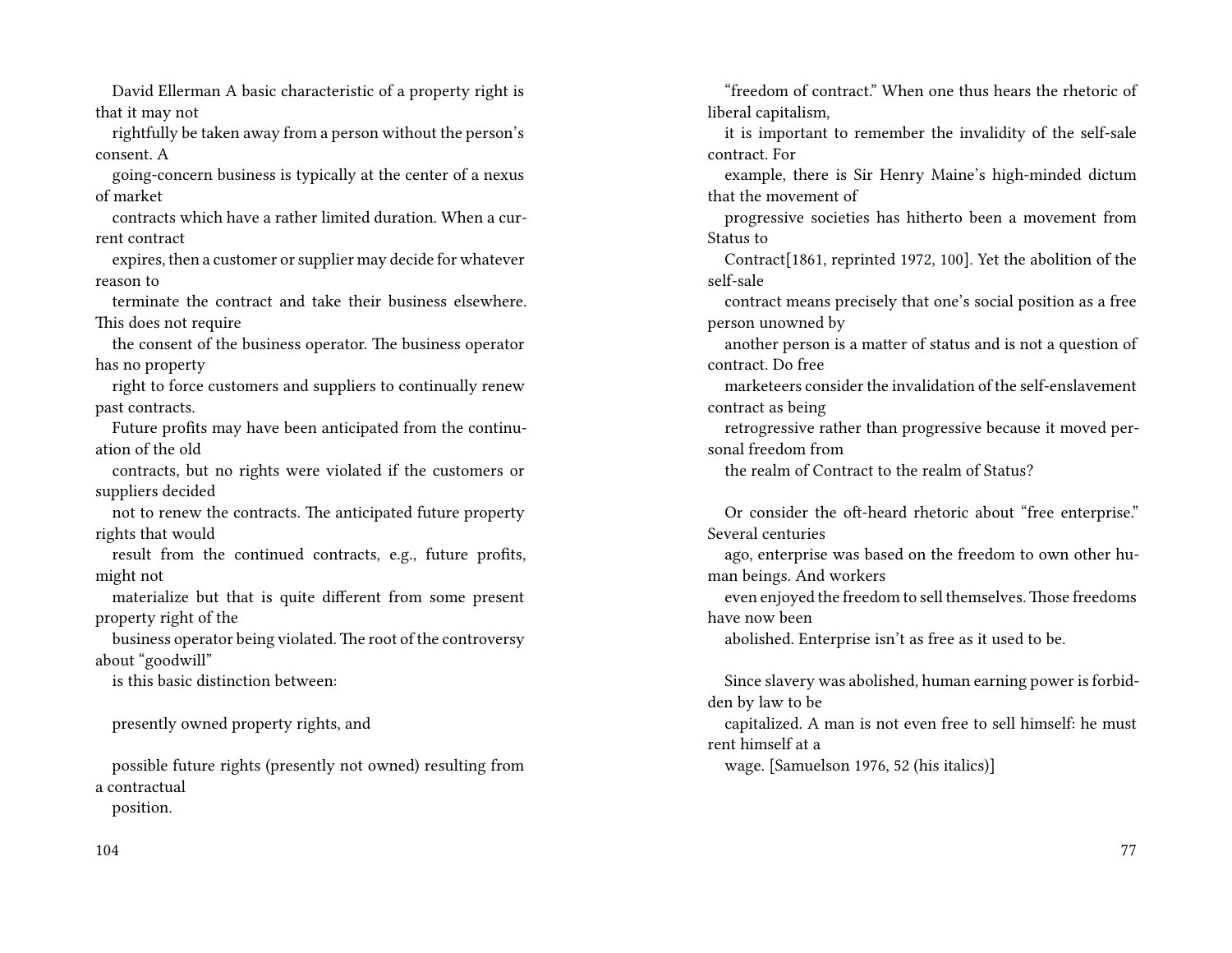A basic characteristic of a property right is that it may not rightfully be taken away from a person without the person's consent. A going-concern business is typically at the center of a nexus of market contracts which have a rather limited duration. When a current contract expires, then a customer or supplier may decide for whatever reason to terminate the contract and take their business elsewhere. This does not require the consent of the business operator. The business operator has no property right to force customers and suppliers to continually renew past contracts.

Future profits may have been anticipated from the continuation of the old contracts, but no rights were violated if the customers or suppliers decided not to renew the contracts. The anticipated future property rights that would result from the continued contracts, e.g., future profits, might not materialize but that is quite different from some present property right of the business operator being violated. The root of the controversy about "goodwill" is this basic distinction between:

presently owned property rights, and

possible future rights (presently not owned) resulting from a contractual position.

"freedom of contract." When one thus hears the rhetoric of liberal capitalism, it is important to remember the invalidity of the self-sale contract. For example, there is Sir Henry Maine's high-minded dictum that the movement of progressive societies has hitherto been a movement from Status to Contract[1861, reprinted 1972, 100]. Yet the abolition of the self-sale contract means precisely that one's social position as a free person unowned by another person is a matter of status and is not a question of contract. Do free marketeers consider the invalidation of the self-enslavement contract as being retrogressive rather than progressive because it moved personal freedom from the realm of Contract to the realm of Status?

Or consider the oft-heard rhetoric about "free enterprise." Several centuries ago, enterprise was based on the freedom to own other human beings. And workers even enjoyed the freedom to sell themselves. Those freedoms have now been abolished. Enterprise isn't as free as it used to be.

Since slavery was abolished, human earning power is forbidden by law to be capitalized. A man is not even free to sell himself: he must rent himself at a wage. [Samuelson 1976, 52 (his italics)]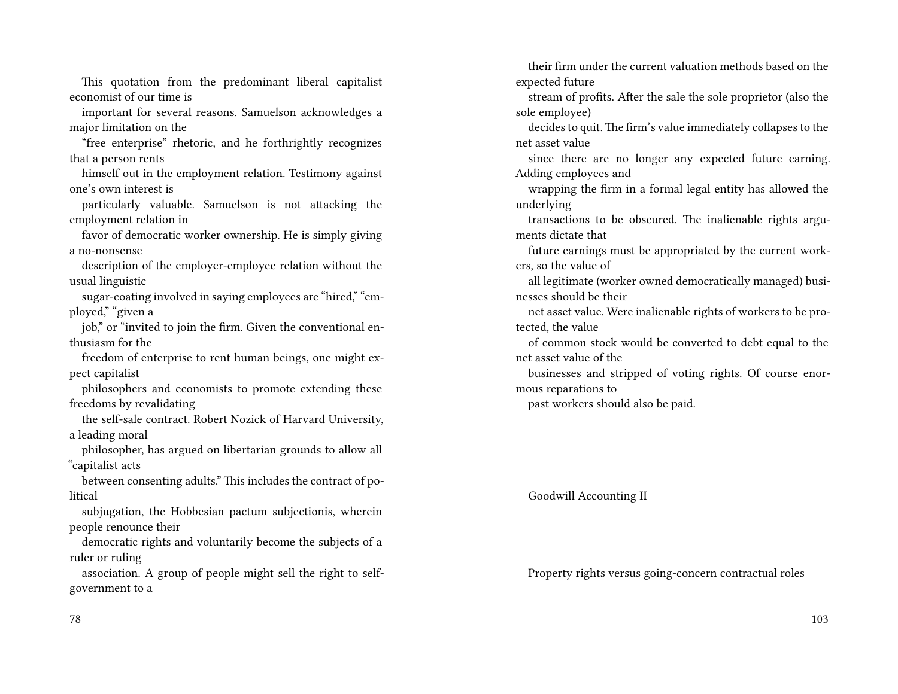This quotation from the predominant liberal capitalist economist of our time is important for several reasons. Samuelson acknowledges a major limitation on the "free enterprise" rhetoric, and he forthrightly recognizes that a person rents himself out in the employment relation. Testimony against one's own interest is particularly valuable. Samuelson is not attacking the employment relation in favor of democratic worker ownership. He is simply giving a no-nonsense description of the employer-employee relation without the usual linguistic sugar-coating involved in saying employees are "hired," "employed," "given a job," or "invited to join the firm. Given the conventional enthusiasm for the freedom of enterprise to rent human beings, one might expect capitalist philosophers and economists to promote extending these freedoms by revalidating the self-sale contract. Robert Nozick of Harvard University, a leading moral philosopher, has argued on libertarian grounds to allow all "capitalist acts between consenting adults." This includes the contract of political subjugation, the Hobbesian pactum subjectionis, wherein people renounce their democratic rights and voluntarily become the subjects of a ruler or ruling association. A group of people might sell the right to self-government to a

their firm under the current valuation methods based on the expected future stream of profits. After the sale the sole proprietor (also the sole employee) decides to quit. The firm's value immediately collapses to the net asset value since there are no longer any expected future earning. Adding employees and wrapping the firm in a formal legal entity has allowed the underlying transactions to be obscured. The inalienable rights arguments dictate that future earnings must be appropriated by the current workers, so the value of all legitimate (worker owned democratically managed) businesses should be their net asset value. Were inalienable rights of workers to be protected, the value of common stock would be converted to debt equal to the net asset value of the businesses and stripped of voting rights. Of course enormous reparations to past workers should also be paid.

## Goodwill Accounting II

### Property rights versus going-concern contractual roles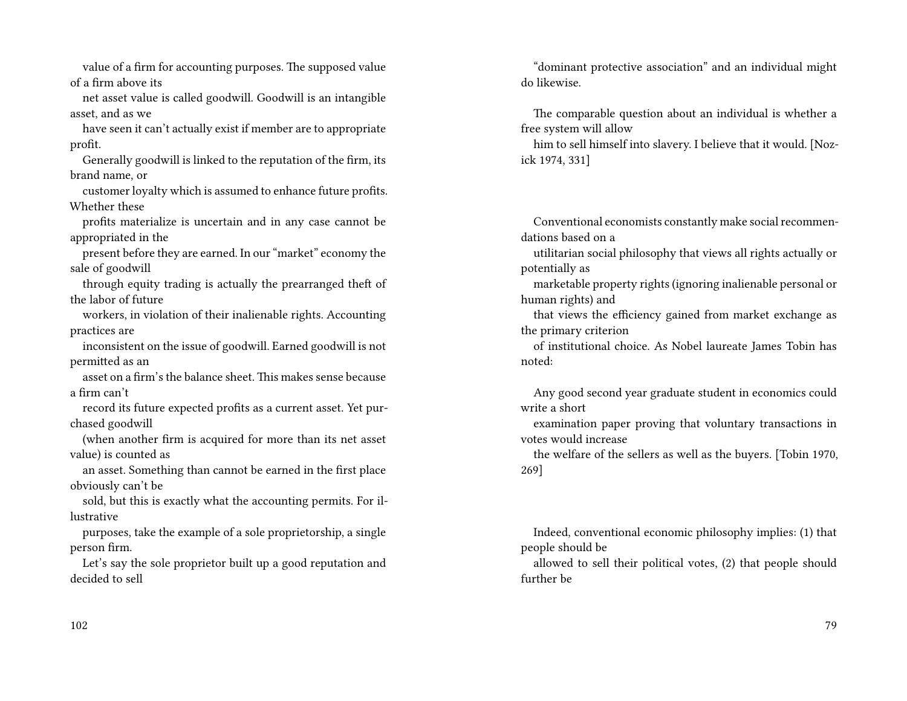value of a firm for accounting purposes. The supposed value of a firm above its net asset value is called goodwill. Goodwill is an intangible asset, and as we have seen it can't actually exist if member are to appropriate profit.

Generally goodwill is linked to the reputation of the firm, its brand name, or customer loyalty which is assumed to enhance future profits. Whether these profits materialize is uncertain and in any case cannot be appropriated in the present before they are earned. In our "market" economy the sale of goodwill through equity trading is actually the prearranged theft of the labor of future workers, in violation of their inalienable rights. Accounting practices are inconsistent on the issue of goodwill. Earned goodwill is not permitted as an asset on a firm's the balance sheet. This makes sense because a firm can't record its future expected profits as a current asset. Yet purchased goodwill (when another firm is acquired for more than its net asset value) is counted as an asset. Something than cannot be earned in the first place obviously can't be sold, but this is exactly what the accounting permits. For illustrative purposes, take the example of a sole proprietorship, a single person firm.

Let's say the sole proprietor built up a good reputation and decided to sell

"dominant protective association" and an individual might do likewise.

The comparable question about an individual is whether a free system will allow him to sell himself into slavery. I believe that it would. [Nozick 1974, 331]

Conventional economists constantly make social recommendations based on a utilitarian social philosophy that views all rights actually or potentially as marketable property rights (ignoring inalienable personal or human rights) and that views the efficiency gained from market exchange as the primary criterion of institutional choice. As Nobel laureate James Tobin has noted:

Any good second year graduate student in economics could write a short examination paper proving that voluntary transactions in votes would increase the welfare of the sellers as well as the buyers. [Tobin 1970, 269]

Indeed, conventional economic philosophy implies: (1) that people should be allowed to sell their political votes, (2) that people should further be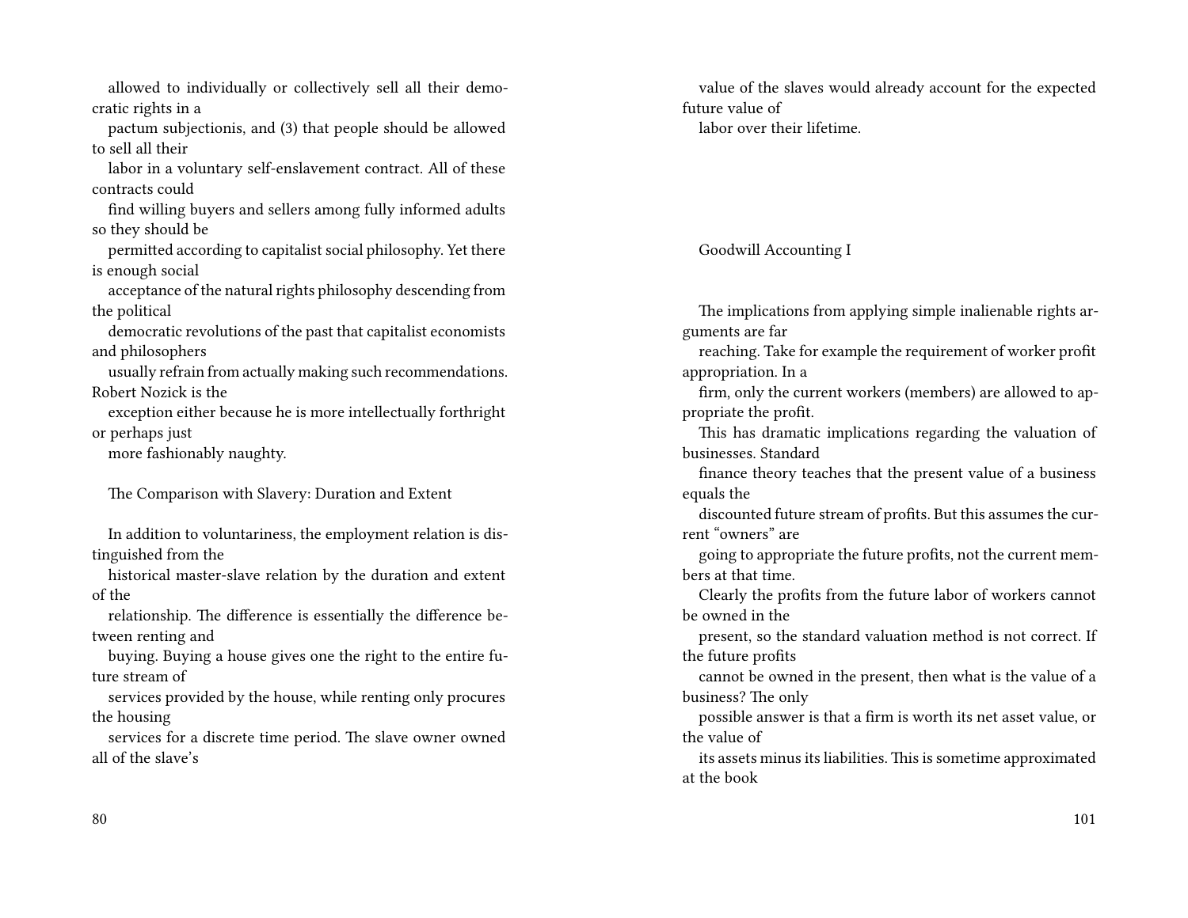allowed to individually or collectively sell all their democratic rights in a pactum subjectionis, and (3) that people should be allowed to sell all their labor in a voluntary self-enslavement contract. All of these contracts could find willing buyers and sellers among fully informed adults so they should be permitted according to capitalist social philosophy. Yet there is enough social acceptance of the natural rights philosophy descending from the political democratic revolutions of the past that capitalist economists and philosophers usually refrain from actually making such recommendations. Robert Nozick is the exception either because he is more intellectually forthright or perhaps just more fashionably naughty.

## The Comparison with Slavery: Duration and Extent

In addition to voluntariness, the employment relation is distinguished from the historical master-slave relation by the duration and extent of the relationship. The difference is essentially the difference between renting and buying. Buying a house gives one the right to the entire future stream of services provided by the house, while renting only procures the housing services for a discrete time period. The slave owner owned all of the slave's

value of the slaves would already account for the expected future value of labor over their lifetime.

## Goodwill Accounting I

The implications from applying simple inalienable rights arguments are far reaching. Take for example the requirement of worker profit appropriation. In a firm, only the current workers (members) are allowed to appropriate the profit.

This has dramatic implications regarding the valuation of businesses. Standard finance theory teaches that the present value of a business equals the discounted future stream of profits. But this assumes the current "owners" are going to appropriate the future profits, not the current members at that time.

Clearly the profits from the future labor of workers cannot be owned in the present, so the standard valuation method is not correct. If the future profits cannot be owned in the present, then what is the value of a business? The only possible answer is that a firm is worth its net asset value, or the value of its assets minus its liabilities. This is sometime approximated at the book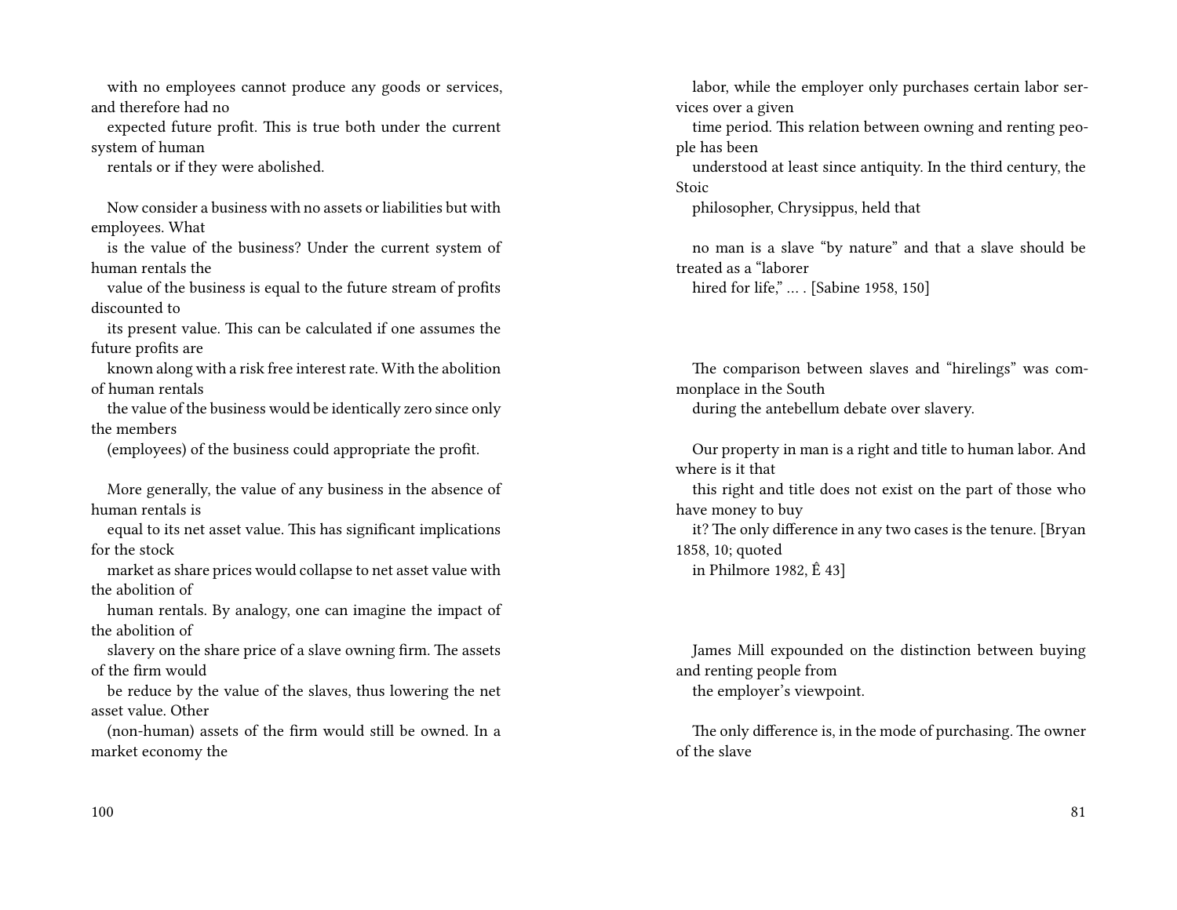with no employees cannot produce any goods or services, and therefore had no expected future profit. This is true both under the current system of human rentals or if they were abolished.

Now consider a business with no assets or liabilities but with employees. What is the value of the business? Under the current system of human rentals the value of the business is equal to the future stream of profits discounted to its present value. This can be calculated if one assumes the future profits are known along with a risk free interest rate. With the abolition of human rentals the value of the business would be identically zero since only the members (employees) of the business could appropriate the profit.

More generally, the value of any business in the absence of human rentals is equal to its net asset value. This has significant implications for the stock market as share prices would collapse to net asset value with the abolition of human rentals. By analogy, one can imagine the impact of the abolition of slavery on the share price of a slave owning firm. The assets of the firm would be reduce by the value of the slaves, thus lowering the net asset value. Other (non-human) assets of the firm would still be owned. In a market economy the

labor, while the employer only purchases certain labor services over a given time period. This relation between owning and renting people has been understood at least since antiquity. In the third century, the Stoic philosopher, Chrysippus, held that

> no man is a slave "by nature" and that a slave should be treated as a "laborer hired for life," … . [Sabine 1958, 150]

The comparison between slaves and "hirelings" was commonplace in the South during the antebellum debate over slavery.

> Our property in man is a right and title to human labor. And where is it that this right and title does not exist on the part of those who have money to buy it? The only difference in any two cases is the tenure. [Bryan 1858, 10; quoted in Philmore 1982, Ê 43]

James Mill expounded on the distinction between buying and renting people from the employer's viewpoint.

> The only difference is, in the mode of purchasing. The owner of the slave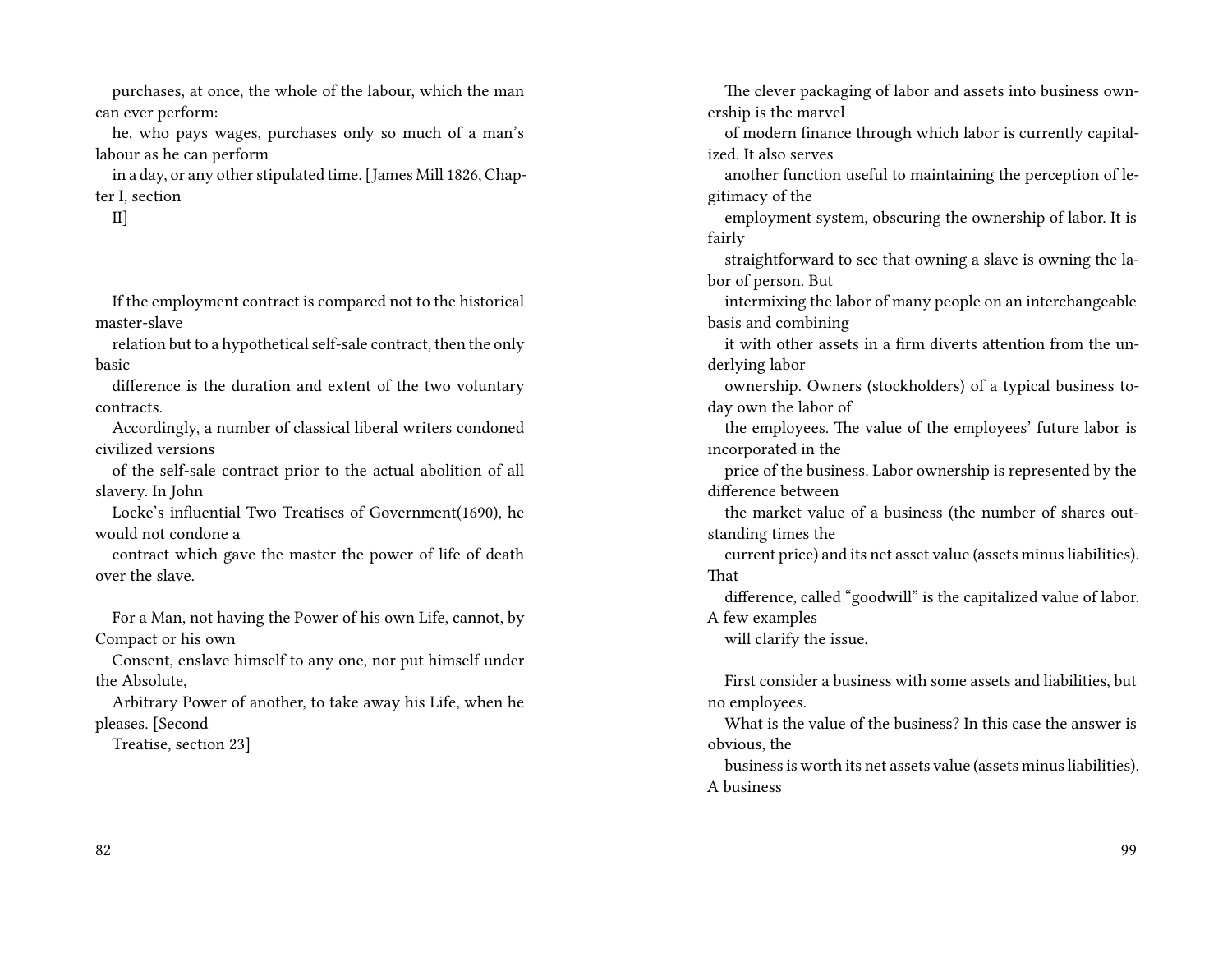purchases, at once, the whole of the labour, which the man can ever perform:

he, who pays wages, purchases only so much of a man's labour as he can perform in a day, or any other stipulated time. [James Mill 1826, Chapter I, section II]

If the employment contract is compared not to the historical master-slave relation but to a hypothetical self-sale contract, then the only basic difference is the duration and extent of the two voluntary contracts. Accordingly, a number of classical liberal writers condoned civilized versions of the self-sale contract prior to the actual abolition of all slavery. In John Locke's influential Two Treatises of Government(1690), he would not condone a contract which gave the master the power of life of death over the slave.

For a Man, not having the Power of his own Life, cannot, by Compact or his own Consent, enslave himself to any one, nor put himself under the Absolute, Arbitrary Power of another, to take away his Life, when he pleases. [Second Treatise, section 23]

The clever packaging of labor and assets into business ownership is the marvel of modern finance through which labor is currently capitalized. It also serves another function useful to maintaining the perception of legitimacy of the employment system, obscuring the ownership of labor. It is fairly straightforward to see that owning a slave is owning the labor of person. But intermixing the labor of many people on an interchangeable basis and combining it with other assets in a firm diverts attention from the underlying labor ownership. Owners (stockholders) of a typical business today own the labor of the employees. The value of the employees' future labor is incorporated in the price of the business. Labor ownership is represented by the difference between the market value of a business (the number of shares outstanding times the current price) and its net asset value (assets minus liabilities). That difference, called "goodwill" is the capitalized value of labor. A few examples will clarify the issue.

First consider a business with some assets and liabilities, but no employees. What is the value of the business? In this case the answer is obvious, the business is worth its net assets value (assets minus liabilities). A business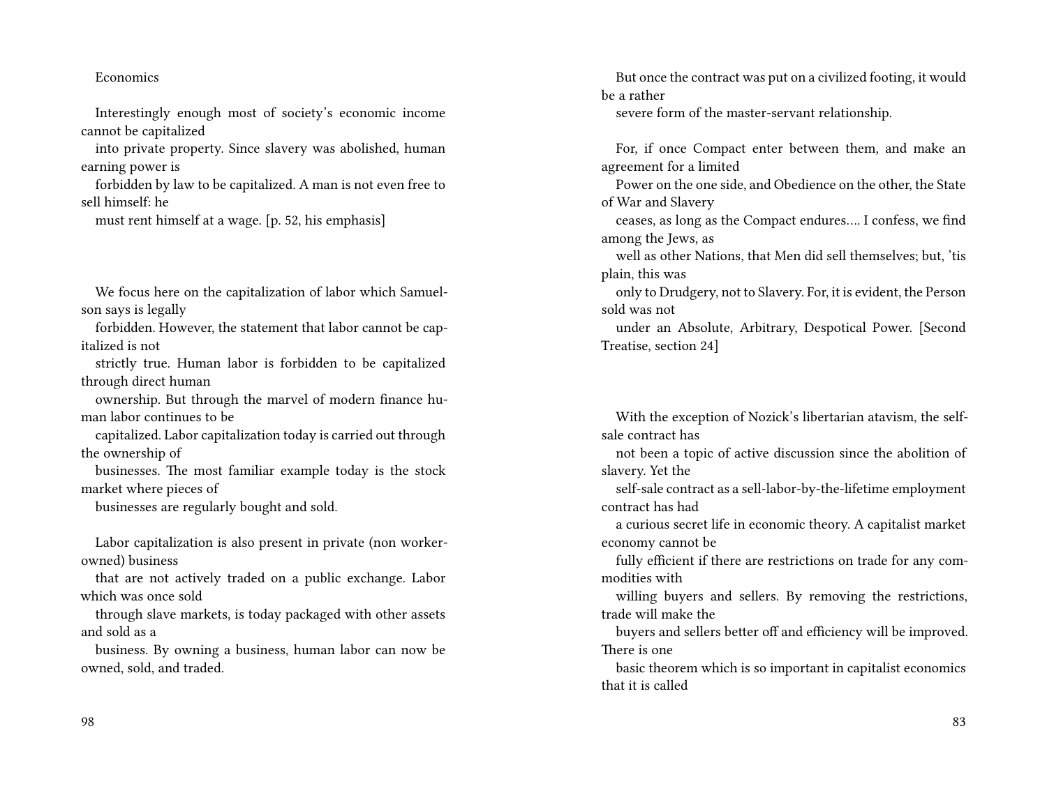Economics

Interestingly enough most of society's economic income cannot be capitalized into private property. Since slavery was abolished, human earning power is forbidden by law to be capitalized. A man is not even free to sell himself: he must rent himself at a wage. [p. 52, his emphasis]

We focus here on the capitalization of labor which Samuelson says is legally forbidden. However, the statement that labor cannot be capitalized is not strictly true. Human labor is forbidden to be capitalized through direct human ownership. But through the marvel of modern finance human labor continues to be capitalized. Labor capitalization today is carried out through the ownership of businesses. The most familiar example today is the stock market where pieces of businesses are regularly bought and sold.

Labor capitalization is also present in private (non worker-owned) business that are not actively traded on a public exchange. Labor which was once sold through slave markets, is today packaged with other assets and sold as a business. By owning a business, human labor can now be owned, sold, and traded.

But once the contract was put on a civilized footing, it would be a rather severe form of the master-servant relationship.

For, if once Compact enter between them, and make an agreement for a limited Power on the one side, and Obedience on the other, the State of War and Slavery ceases, as long as the Compact endures…. I confess, we find among the Jews, as well as other Nations, that Men did sell themselves; but, 'tis plain, this was only to Drudgery, not to Slavery. For, it is evident, the Person sold was not under an Absolute, Arbitrary, Despotical Power. [Second Treatise, section 24]

With the exception of Nozick's libertarian atavism, the self-sale contract has not been a topic of active discussion since the abolition of slavery. Yet the self-sale contract as a sell-labor-by-the-lifetime employment contract has had a curious secret life in economic theory. A capitalist market economy cannot be fully efficient if there are restrictions on trade for any commodities with willing buyers and sellers. By removing the restrictions, trade will make the buyers and sellers better off and efficiency will be improved. There is one basic theorem which is so important in capitalist economics that it is called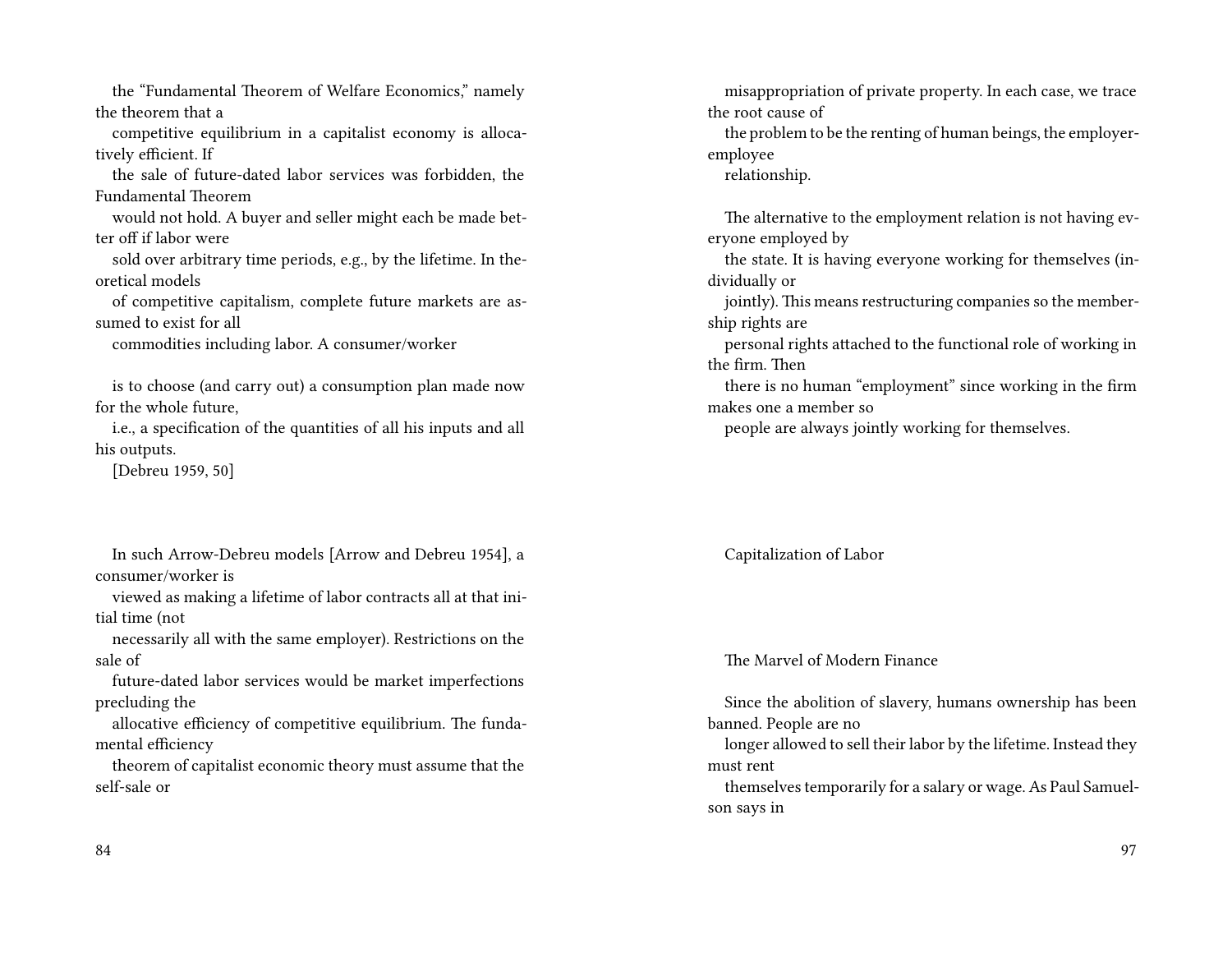the "Fundamental Theorem of Welfare Economics," namely the theorem that a competitive equilibrium in a capitalist economy is allocatively efficient. If the sale of future-dated labor services was forbidden, the Fundamental Theorem would not hold. A buyer and seller might each be made better off if labor were sold over arbitrary time periods, e.g., by the lifetime. In theoretical models of competitive capitalism, complete future markets are assumed to exist for all commodities including labor. A consumer/worker

is to choose (and carry out) a consumption plan made now for the whole future, i.e., a specification of the quantities of all his inputs and all his outputs.
[Debreu 1959, 50]

In such Arrow-Debreu models [Arrow and Debreu 1954], a consumer/worker is viewed as making a lifetime of labor contracts all at that initial time (not necessarily all with the same employer). Restrictions on the sale of future-dated labor services would be market imperfections precluding the allocative efficiency of competitive equilibrium. The fundamental efficiency theorem of capitalist economic theory must assume that the self-sale or

misappropriation of private property. In each case, we trace the root cause of the problem to be the renting of human beings, the employer-employee relationship.

The alternative to the employment relation is not having everyone employed by the state. It is having everyone working for themselves (individually or jointly). This means restructuring companies so the membership rights are personal rights attached to the functional role of working in the firm. Then there is no human "employment" since working in the firm makes one a member so people are always jointly working for themselves.

## Capitalization of Labor

### The Marvel of Modern Finance

Since the abolition of slavery, humans ownership has been banned. People are no longer allowed to sell their labor by the lifetime. Instead they must rent themselves temporarily for a salary or wage. As Paul Samuelson says in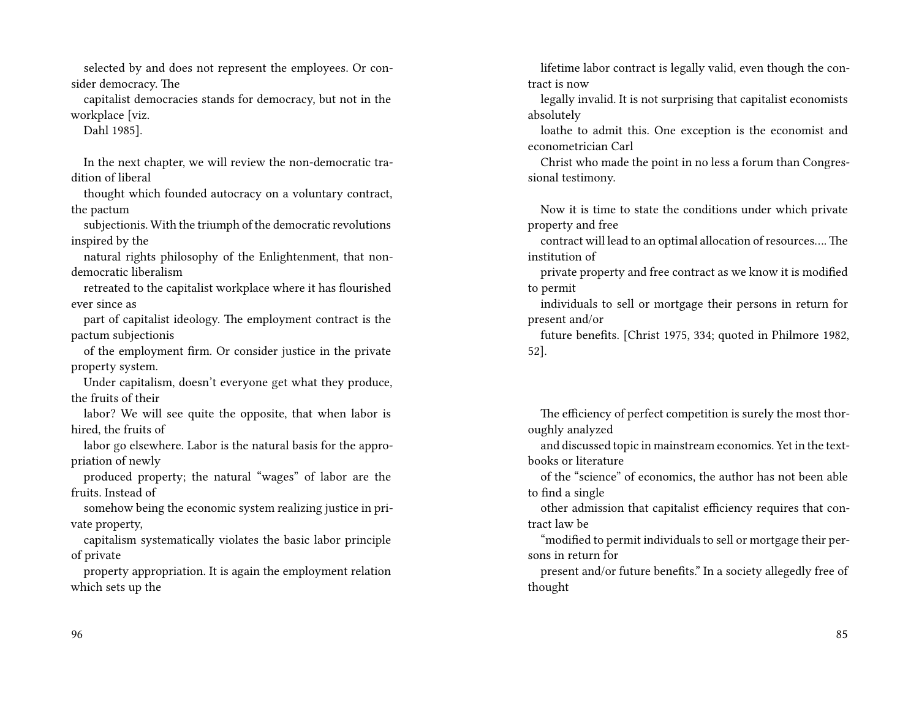selected by and does not represent the employees. Or consider democracy. The capitalist democracies stands for democracy, but not in the workplace [viz. Dahl 1985].

In the next chapter, we will review the non-democratic tradition of liberal thought which founded autocracy on a voluntary contract, the pactum subjectionis. With the triumph of the democratic revolutions inspired by the natural rights philosophy of the Enlightenment, that non-democratic liberalism retreated to the capitalist workplace where it has flourished ever since as part of capitalist ideology. The employment contract is the pactum subjectionis of the employment firm. Or consider justice in the private property system. Under capitalism, doesn't everyone get what they produce, the fruits of their labor? We will see quite the opposite, that when labor is hired, the fruits of labor go elsewhere. Labor is the natural basis for the appropriation of newly produced property; the natural "wages" of labor are the fruits. Instead of somehow being the economic system realizing justice in private property, capitalism systematically violates the basic labor principle of private property appropriation. It is again the employment relation which sets up the

lifetime labor contract is legally valid, even though the contract is now legally invalid. It is not surprising that capitalist economists absolutely loathe to admit this. One exception is the economist and econometrician Carl Christ who made the point in no less a forum than Congressional testimony.

> Now it is time to state the conditions under which private property and free contract will lead to an optimal allocation of resources.… The institution of private property and free contract as we know it is modified to permit individuals to sell or mortgage their persons in return for present and/or future benefits. [Christ 1975, 334; quoted in Philmore 1982, 52].

The efficiency of perfect competition is surely the most thoroughly analyzed and discussed topic in mainstream economics. Yet in the textbooks or literature of the "science" of economics, the author has not been able to find a single other admission that capitalist efficiency requires that contract law be "modified to permit individuals to sell or mortgage their persons in return for present and/or future benefits." In a society allegedly free of thought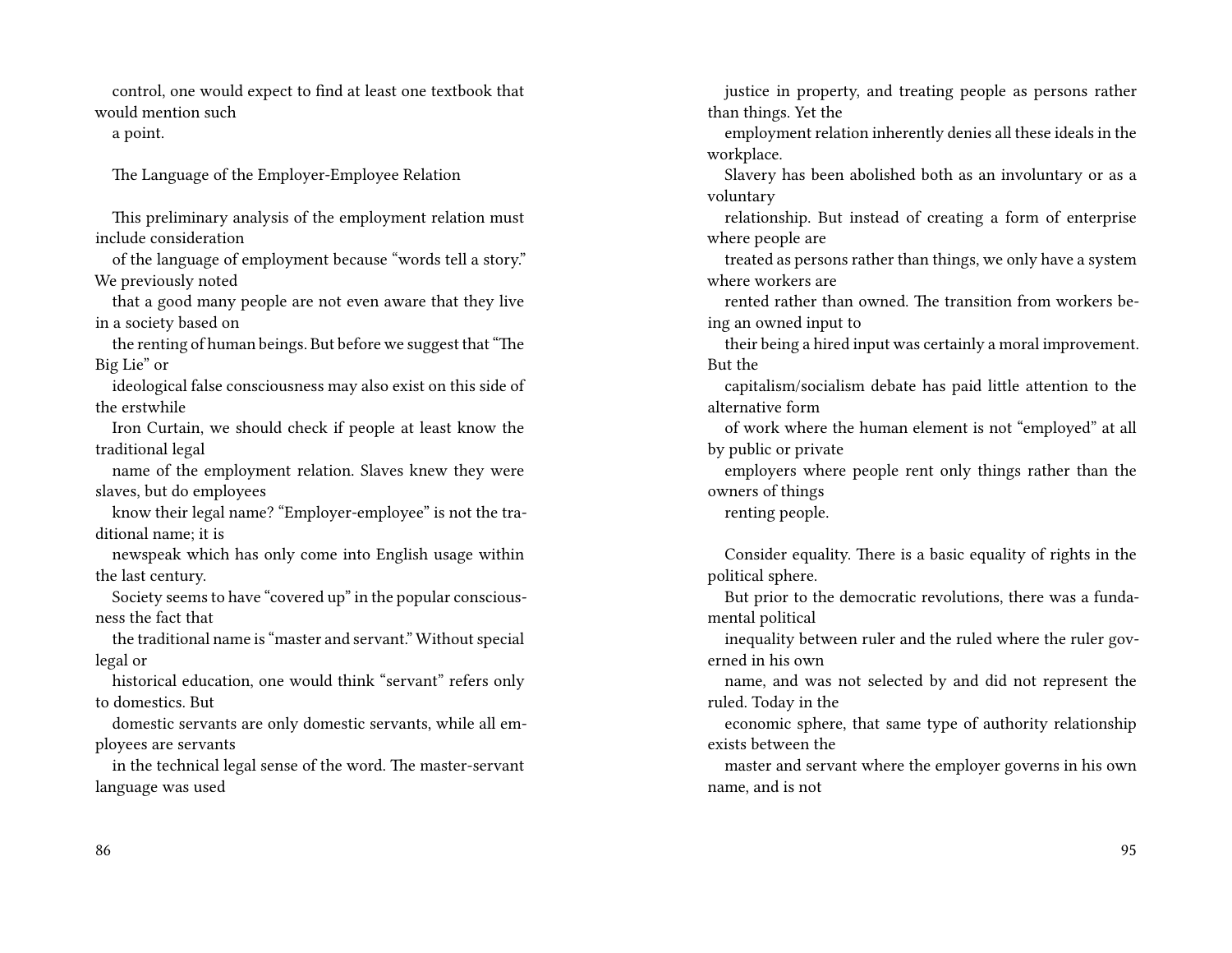control, one would expect to find at least one textbook that would mention such a point.

## The Language of the Employer-Employee Relation

This preliminary analysis of the employment relation must include consideration of the language of employment because "words tell a story." We previously noted that a good many people are not even aware that they live in a society based on the renting of human beings. But before we suggest that "The Big Lie" or ideological false consciousness may also exist on this side of the erstwhile Iron Curtain, we should check if people at least know the traditional legal name of the employment relation. Slaves knew they were slaves, but do employees know their legal name? "Employer-employee" is not the traditional name; it is newspeak which has only come into English usage within the last century. Society seems to have "covered up" in the popular consciousness the fact that the traditional name is "master and servant." Without special legal or historical education, one would think "servant" refers only to domestics. But domestic servants are only domestic servants, while all employees are servants in the technical legal sense of the word. The master-servant language was used

justice in property, and treating people as persons rather than things. Yet the employment relation inherently denies all these ideals in the workplace.

Slavery has been abolished both as an involuntary or as a voluntary relationship. But instead of creating a form of enterprise where people are treated as persons rather than things, we only have a system where workers are rented rather than owned. The transition from workers being an owned input to their being a hired input was certainly a moral improvement. But the capitalism/socialism debate has paid little attention to the alternative form of work where the human element is not "employed" at all by public or private employers where people rent only things rather than the owners of things renting people.

Consider equality. There is a basic equality of rights in the political sphere. But prior to the democratic revolutions, there was a fundamental political inequality between ruler and the ruled where the ruler governed in his own name, and was not selected by and did not represent the ruled. Today in the economic sphere, that same type of authority relationship exists between the master and servant where the employer governs in his own name, and is not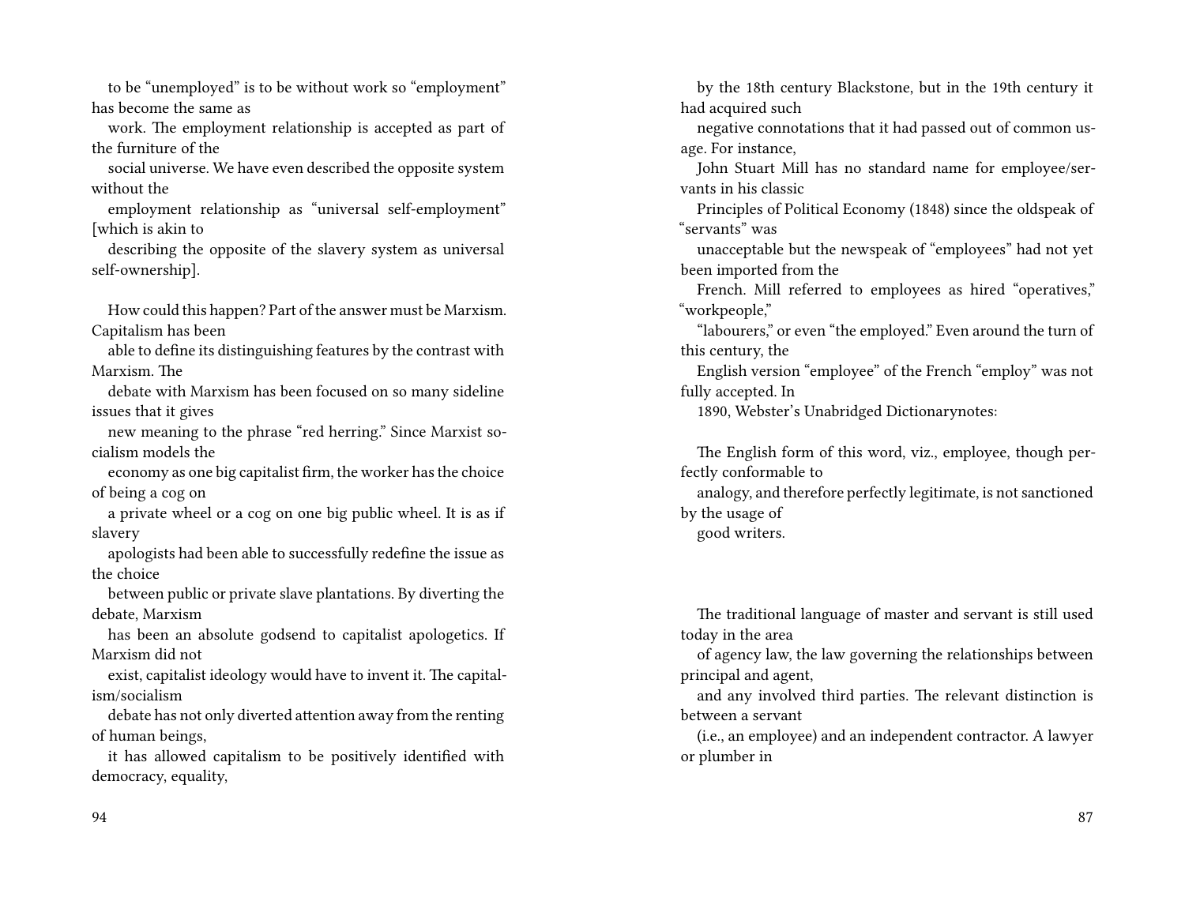to be "unemployed" is to be without work so "employment" has become the same as work. The employment relationship is accepted as part of the furniture of the social universe. We have even described the opposite system without the employment relationship as "universal self-employment" [which is akin to describing the opposite of the slavery system as universal self-ownership].

How could this happen? Part of the answer must be Marxism. Capitalism has been able to define its distinguishing features by the contrast with Marxism. The debate with Marxism has been focused on so many sideline issues that it gives new meaning to the phrase "red herring." Since Marxist socialism models the economy as one big capitalist firm, the worker has the choice of being a cog on a private wheel or a cog on one big public wheel. It is as if slavery apologists had been able to successfully redefine the issue as the choice between public or private slave plantations. By diverting the debate, Marxism has been an absolute godsend to capitalist apologetics. If Marxism did not exist, capitalist ideology would have to invent it. The capitalism/socialism debate has not only diverted attention away from the renting of human beings, it has allowed capitalism to be positively identified with democracy, equality,

by the 18th century Blackstone, but in the 19th century it had acquired such negative connotations that it had passed out of common usage. For instance, John Stuart Mill has no standard name for employee/servants in his classic Principles of Political Economy (1848) since the oldspeak of "servants" was unacceptable but the newspeak of "employees" had not yet been imported from the French. Mill referred to employees as hired "operatives," "workpeople," "labourers," or even "the employed." Even around the turn of this century, the English version "employee" of the French "employ" was not fully accepted. In 1890, Webster's Unabridged Dictionarynotes:

> The English form of this word, viz., employee, though perfectly conformable to analogy, and therefore perfectly legitimate, is not sanctioned by the usage of good writers.

The traditional language of master and servant is still used today in the area of agency law, the law governing the relationships between principal and agent, and any involved third parties. The relevant distinction is between a servant (i.e., an employee) and an independent contractor. A lawyer or plumber in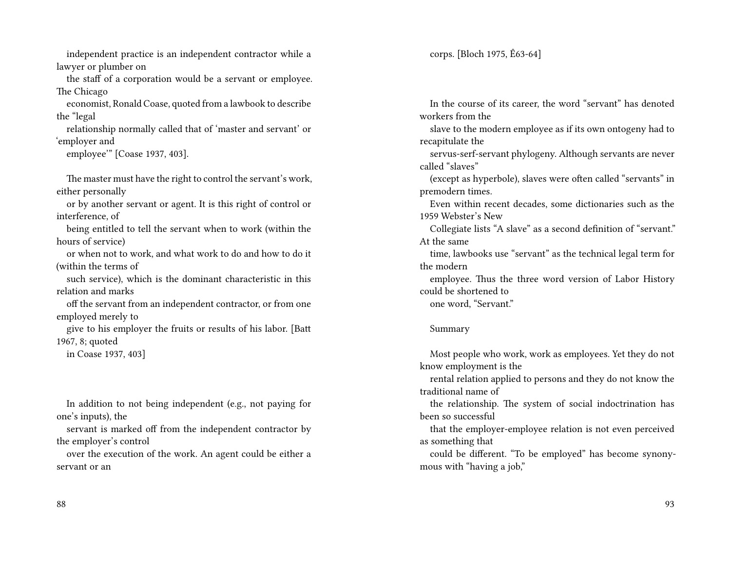independent practice is an independent contractor while a lawyer or plumber on the staff of a corporation would be a servant or employee. The Chicago economist, Ronald Coase, quoted from a lawbook to describe the "legal relationship normally called that of 'master and servant' or 'employer and employee'" [Coase 1937, 403].

> The master must have the right to control the servant's work, either personally or by another servant or agent. It is this right of control or interference, of being entitled to tell the servant when to work (within the hours of service) or when not to work, and what work to do and how to do it (within the terms of such service), which is the dominant characteristic in this relation and marks off the servant from an independent contractor, or from one employed merely to give to his employer the fruits or results of his labor. [Batt 1967, 8; quoted in Coase 1937, 403]

In addition to not being independent (e.g., not paying for one's inputs), the servant is marked off from the independent contractor by the employer's control over the execution of the work. An agent could be either a servant or an

corps. [Bloch 1975, Ê63-64]

In the course of its career, the word "servant" has denoted workers from the slave to the modern employee as if its own ontogeny had to recapitulate the servus-serf-servant phylogeny. Although servants are never called "slaves" (except as hyperbole), slaves were often called "servants" in premodern times. Even within recent decades, some dictionaries such as the 1959 Webster's New Collegiate lists "A slave" as a second definition of "servant." At the same time, lawbooks use "servant" as the technical legal term for the modern employee. Thus the three word version of Labor History could be shortened to one word, "Servant."

## Summary

Most people who work, work as employees. Yet they do not know employment is the rental relation applied to persons and they do not know the traditional name of the relationship. The system of social indoctrination has been so successful that the employer-employee relation is not even perceived as something that could be different. "To be employed" has become synonymous with "having a job,"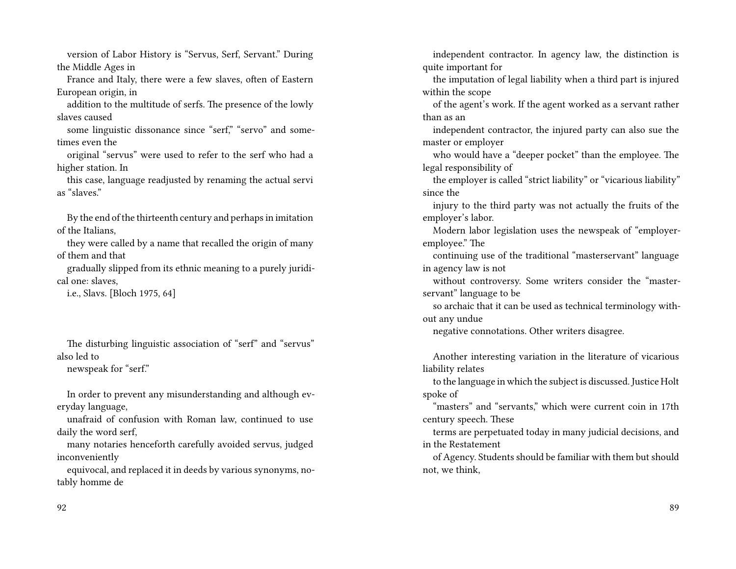version of Labor History is "Servus, Serf, Servant." During the Middle Ages in France and Italy, there were a few slaves, often of Eastern European origin, in addition to the multitude of serfs. The presence of the lowly slaves caused some linguistic dissonance since "serf," "servo" and sometimes even the original "servus" were used to refer to the serf who had a higher station. In this case, language readjusted by renaming the actual servi as "slaves."

By the end of the thirteenth century and perhaps in imitation of the Italians, they were called by a name that recalled the origin of many of them and that gradually slipped from its ethnic meaning to a purely juridical one: slaves, i.e., Slavs. [Bloch 1975, 64]

The disturbing linguistic association of "serf" and "servus" also led to newspeak for "serf."

In order to prevent any misunderstanding and although everyday language, unafraid of confusion with Roman law, continued to use daily the word serf, many notaries henceforth carefully avoided servus, judged inconveniently equivocal, and replaced it in deeds by various synonyms, notably homme de

independent contractor. In agency law, the distinction is quite important for the imputation of legal liability when a third part is injured within the scope of the agent's work. If the agent worked as a servant rather than as an independent contractor, the injured party can also sue the master or employer who would have a "deeper pocket" than the employee. The legal responsibility of the employer is called "strict liability" or "vicarious liability" since the injury to the third party was not actually the fruits of the employer's labor.

Modern labor legislation uses the newspeak of "employer-employee." The continuing use of the traditional "masterservant" language in agency law is not without controversy. Some writers consider the "master-servant" language to be so archaic that it can be used as technical terminology without any undue negative connotations. Other writers disagree.

Another interesting variation in the literature of vicarious liability relates to the language in which the subject is discussed. Justice Holt spoke of "masters" and "servants," which were current coin in 17th century speech. These terms are perpetuated today in many judicial decisions, and in the Restatement of Agency. Students should be familiar with them but should not, we think,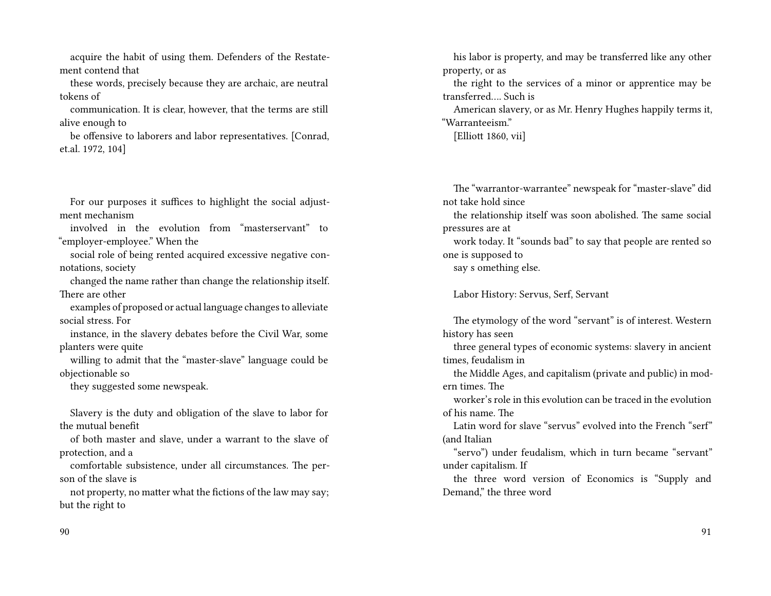acquire the habit of using them. Defenders of the Restatement contend that these words, precisely because they are archaic, are neutral tokens of communication. It is clear, however, that the terms are still alive enough to be offensive to laborers and labor representatives. [Conrad, et.al. 1972, 104]

For our purposes it suffices to highlight the social adjustment mechanism involved in the evolution from "masterservant" to "employer-employee." When the social role of being rented acquired excessive negative connotations, society changed the name rather than change the relationship itself. There are other examples of proposed or actual language changes to alleviate social stress. For instance, in the slavery debates before the Civil War, some planters were quite willing to admit that the "master-slave" language could be objectionable so they suggested some newspeak.

Slavery is the duty and obligation of the slave to labor for the mutual benefit of both master and slave, under a warrant to the slave of protection, and a comfortable subsistence, under all circumstances. The person of the slave is not property, no matter what the fictions of the law may say; but the right to his labor is property, and may be transferred like any other property, or as the right to the services of a minor or apprentice may be transferred…. Such is American slavery, or as Mr. Henry Hughes happily terms it, "Warranteeism."
[Elliott 1860, vii]

The "warrantor-warrantee" newspeak for "master-slave" did not take hold since the relationship itself was soon abolished. The same social pressures are at work today. It "sounds bad" to say that people are rented so one is supposed to say s omething else.

## Labor History: Servus, Serf, Servant

The etymology of the word "servant" is of interest. Western history has seen three general types of economic systems: slavery in ancient times, feudalism in the Middle Ages, and capitalism (private and public) in modern times. The worker's role in this evolution can be traced in the evolution of his name. The Latin word for slave "servus" evolved into the French "serf" (and Italian "servo") under feudalism, which in turn became "servant" under capitalism. If the three word version of Economics is "Supply and Demand," the three word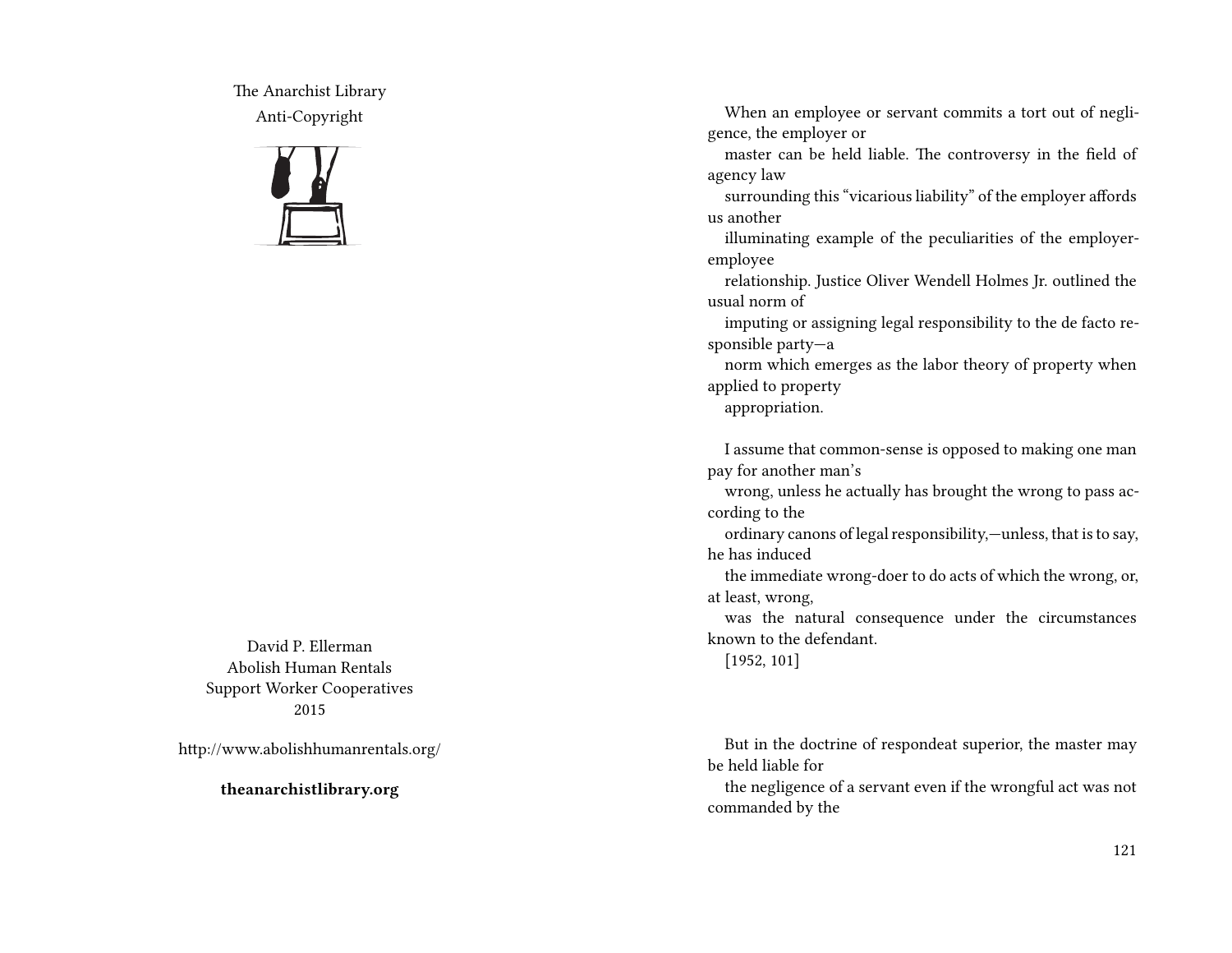The Anarchist Library
Anti-Copyright

David P. Ellerman
Abolish Human Rentals
Support Worker Cooperatives
2015

http://www.abolishhumanrentals.org/

**theanarchistlibrary.org**

When an employee or servant commits a tort out of negligence, the employer or master can be held liable. The controversy in the field of agency law surrounding this "vicarious liability" of the employer affords us another illuminating example of the peculiarities of the employer-employee relationship. Justice Oliver Wendell Holmes Jr. outlined the usual norm of imputing or assigning legal responsibility to the de facto responsible party—a norm which emerges as the labor theory of property when applied to property appropriation.

I assume that common-sense is opposed to making one man pay for another man's wrong, unless he actually has brought the wrong to pass according to the ordinary canons of legal responsibility,—unless, that is to say, he has induced the immediate wrong-doer to do acts of which the wrong, or, at least, wrong, was the natural consequence under the circumstances known to the defendant.
[1952, 101]

But in the doctrine of respondeat superior, the master may be held liable for the negligence of a servant even if the wrongful act was not commanded by the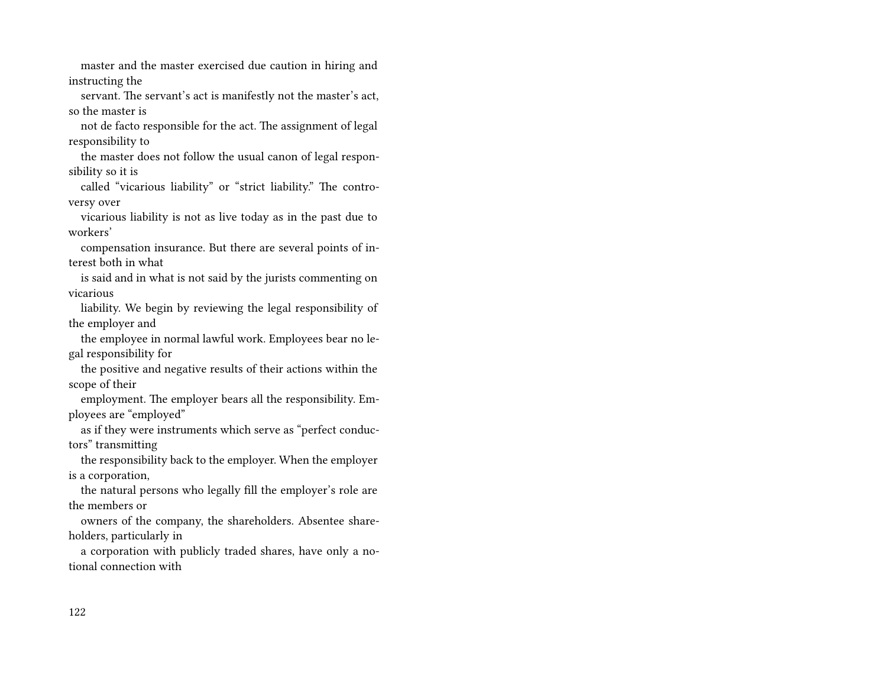master and the master exercised due caution in hiring and instructing the servant. The servant's act is manifestly not the master's act, so the master is not de facto responsible for the act. The assignment of legal responsibility to the master does not follow the usual canon of legal responsibility so it is called "vicarious liability" or "strict liability." The controversy over vicarious liability is not as live today as in the past due to workers' compensation insurance. But there are several points of interest both in what is said and in what is not said by the jurists commenting on vicarious liability. We begin by reviewing the legal responsibility of the employer and the employee in normal lawful work. Employees bear no legal responsibility for the positive and negative results of their actions within the scope of their employment. The employer bears all the responsibility. Employees are "employed" as if they were instruments which serve as "perfect conductors" transmitting the responsibility back to the employer. When the employer is a corporation, the natural persons who legally fill the employer's role are the members or owners of the company, the shareholders. Absentee shareholders, particularly in a corporation with publicly traded shares, have only a notional connection with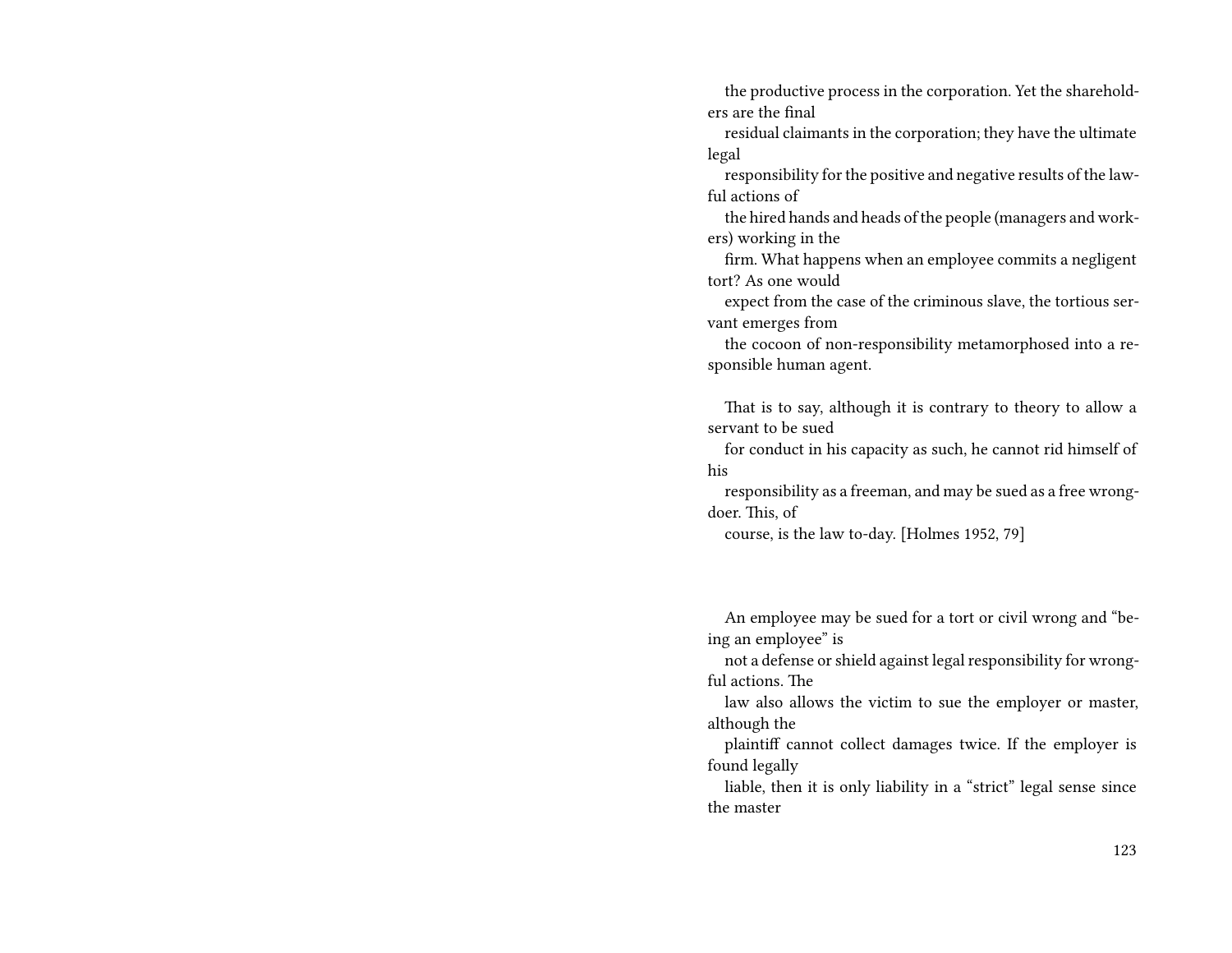the productive process in the corporation. Yet the shareholders are the final residual claimants in the corporation; they have the ultimate legal responsibility for the positive and negative results of the lawful actions of the hired hands and heads of the people (managers and workers) working in the firm. What happens when an employee commits a negligent tort? As one would expect from the case of the criminous slave, the tortious servant emerges from the cocoon of non-responsibility metamorphosed into a responsible human agent.

> That is to say, although it is contrary to theory to allow a servant to be sued for conduct in his capacity as such, he cannot rid himself of his responsibility as a freeman, and may be sued as a free wrongdoer. This, of course, is the law to-day. [Holmes 1952, 79]

An employee may be sued for a tort or civil wrong and "being an employee" is not a defense or shield against legal responsibility for wrongful actions. The law also allows the victim to sue the employer or master, although the plaintiff cannot collect damages twice. If the employer is found legally liable, then it is only liability in a "strict" legal sense since the master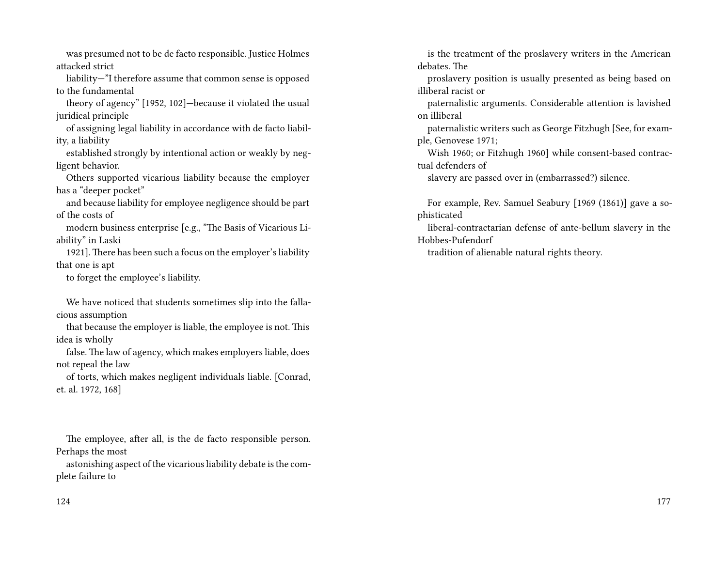was presumed not to be de facto responsible. Justice Holmes attacked strict liability—"I therefore assume that common sense is opposed to the fundamental theory of agency" [1952, 102]—because it violated the usual juridical principle of assigning legal liability in accordance with de facto liability, a liability established strongly by intentional action or weakly by negligent behavior. Others supported vicarious liability because the employer has a "deeper pocket" and because liability for employee negligence should be part of the costs of modern business enterprise [e.g., "The Basis of Vicarious Liability" in Laski 1921]. There has been such a focus on the employer's liability that one is apt to forget the employee's liability.

We have noticed that students sometimes slip into the fallacious assumption that because the employer is liable, the employee is not. This idea is wholly false. The law of agency, which makes employers liable, does not repeal the law of torts, which makes negligent individuals liable. [Conrad, et. al. 1972, 168]

The employee, after all, is the de facto responsible person. Perhaps the most astonishing aspect of the vicarious liability debate is the complete failure to

is the treatment of the proslavery writers in the American debates. The proslavery position is usually presented as being based on illiberal racist or paternalistic arguments. Considerable attention is lavished on illiberal paternalistic writers such as George Fitzhugh [See, for example, Genovese 1971; Wish 1960; or Fitzhugh 1960] while consent-based contractual defenders of slavery are passed over in (embarrassed?) silence.

For example, Rev. Samuel Seabury [1969 (1861)] gave a sophisticated liberal-contractarian defense of ante-bellum slavery in the Hobbes-Pufendorf tradition of alienable natural rights theory.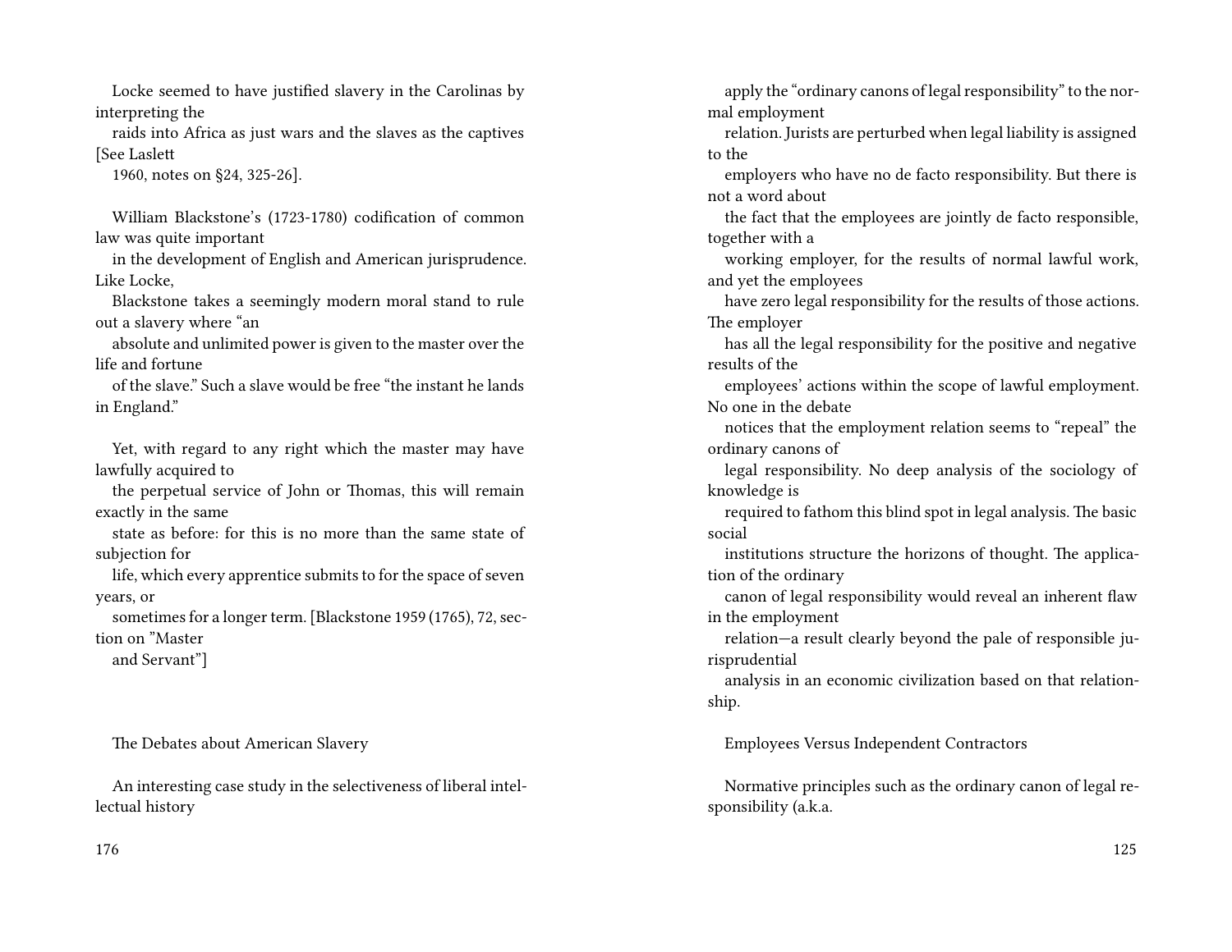Locke seemed to have justified slavery in the Carolinas by interpreting the raids into Africa as just wars and the slaves as the captives [See Laslett 1960, notes on §24, 325-26].

William Blackstone's (1723-1780) codification of common law was quite important in the development of English and American jurisprudence. Like Locke, Blackstone takes a seemingly modern moral stand to rule out a slavery where "an absolute and unlimited power is given to the master over the life and fortune of the slave." Such a slave would be free "the instant he lands in England."

> Yet, with regard to any right which the master may have lawfully acquired to the perpetual service of John or Thomas, this will remain exactly in the same state as before: for this is no more than the same state of subjection for life, which every apprentice submits to for the space of seven years, or sometimes for a longer term. [Blackstone 1959 (1765), 72, section on "Master and Servant"]

## The Debates about American Slavery

An interesting case study in the selectiveness of liberal intellectual history

apply the "ordinary canons of legal responsibility" to the normal employment relation. Jurists are perturbed when legal liability is assigned to the employers who have no de facto responsibility. But there is not a word about the fact that the employees are jointly de facto responsible, together with a working employer, for the results of normal lawful work, and yet the employees have zero legal responsibility for the results of those actions. The employer has all the legal responsibility for the positive and negative results of the employees' actions within the scope of lawful employment. No one in the debate notices that the employment relation seems to "repeal" the ordinary canons of legal responsibility. No deep analysis of the sociology of knowledge is required to fathom this blind spot in legal analysis. The basic social institutions structure the horizons of thought. The application of the ordinary canon of legal responsibility would reveal an inherent flaw in the employment relation—a result clearly beyond the pale of responsible jurisprudential analysis in an economic civilization based on that relationship.

## Employees Versus Independent Contractors

Normative principles such as the ordinary canon of legal responsibility (a.k.a.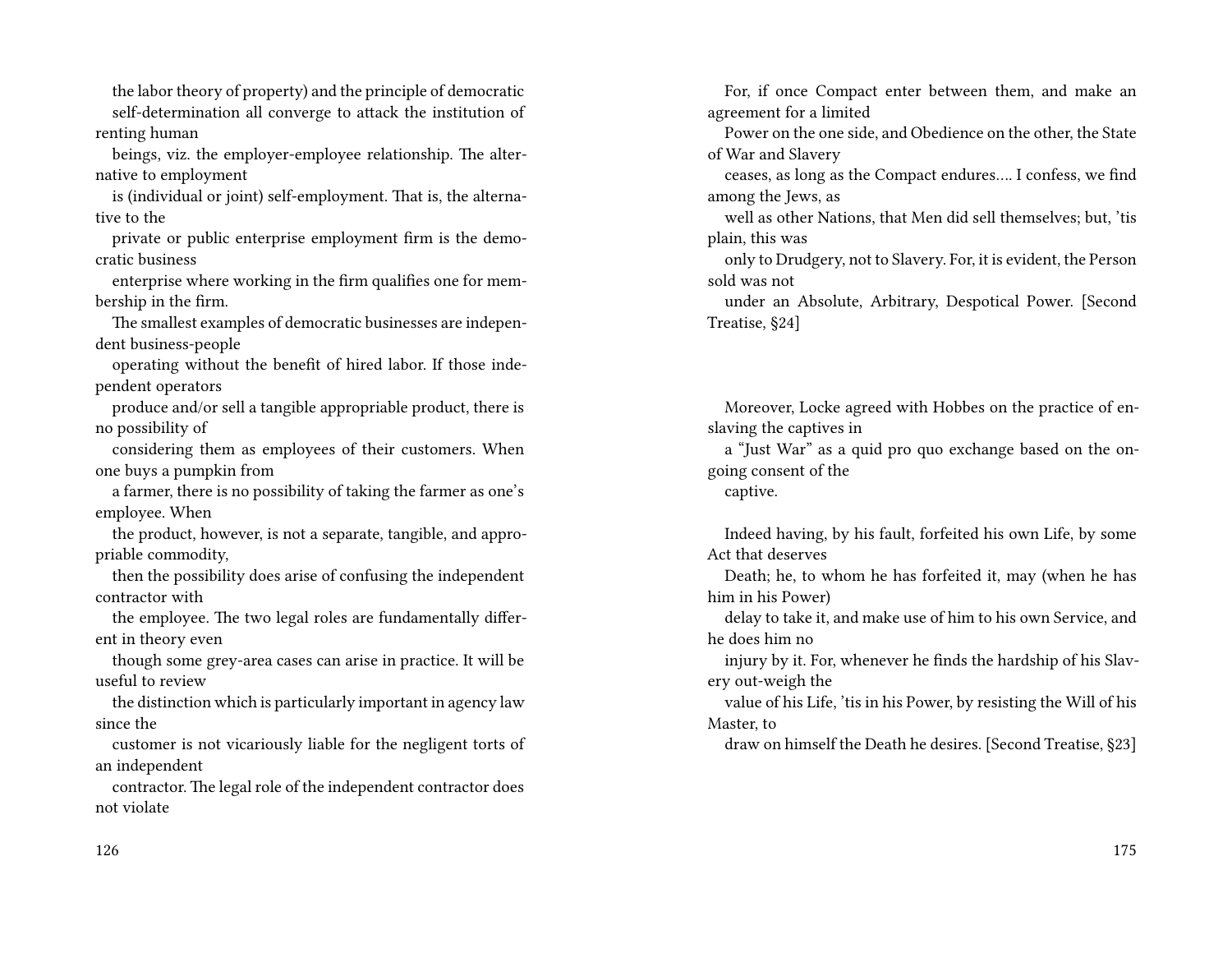the labor theory of property) and the principle of democratic self-determination all converge to attack the institution of renting human beings, viz. the employer-employee relationship. The alternative to employment is (individual or joint) self-employment. That is, the alternative to the private or public enterprise employment firm is the democratic business enterprise where working in the firm qualifies one for membership in the firm.

The smallest examples of democratic businesses are independent business-people operating without the benefit of hired labor. If those independent operators produce and/or sell a tangible appropriable product, there is no possibility of considering them as employees of their customers. When one buys a pumpkin from a farmer, there is no possibility of taking the farmer as one's employee. When the product, however, is not a separate, tangible, and appropriable commodity, then the possibility does arise of confusing the independent contractor with the employee. The two legal roles are fundamentally different in theory even though some grey-area cases can arise in practice. It will be useful to review the distinction which is particularly important in agency law since the customer is not vicariously liable for the negligent torts of an independent contractor. The legal role of the independent contractor does not violate

For, if once Compact enter between them, and make an agreement for a limited Power on the one side, and Obedience on the other, the State of War and Slavery ceases, as long as the Compact endures…. I confess, we find among the Jews, as well as other Nations, that Men did sell themselves; but, 'tis plain, this was only to Drudgery, not to Slavery. For, it is evident, the Person sold was not under an Absolute, Arbitrary, Despotical Power. [Second Treatise, §24]

Moreover, Locke agreed with Hobbes on the practice of enslaving the captives in a "Just War" as a quid pro quo exchange based on the ongoing consent of the captive.

Indeed having, by his fault, forfeited his own Life, by some Act that deserves Death; he, to whom he has forfeited it, may (when he has him in his Power) delay to take it, and make use of him to his own Service, and he does him no injury by it. For, whenever he finds the hardship of his Slavery out-weigh the value of his Life, 'tis in his Power, by resisting the Will of his Master, to draw on himself the Death he desires. [Second Treatise, §23]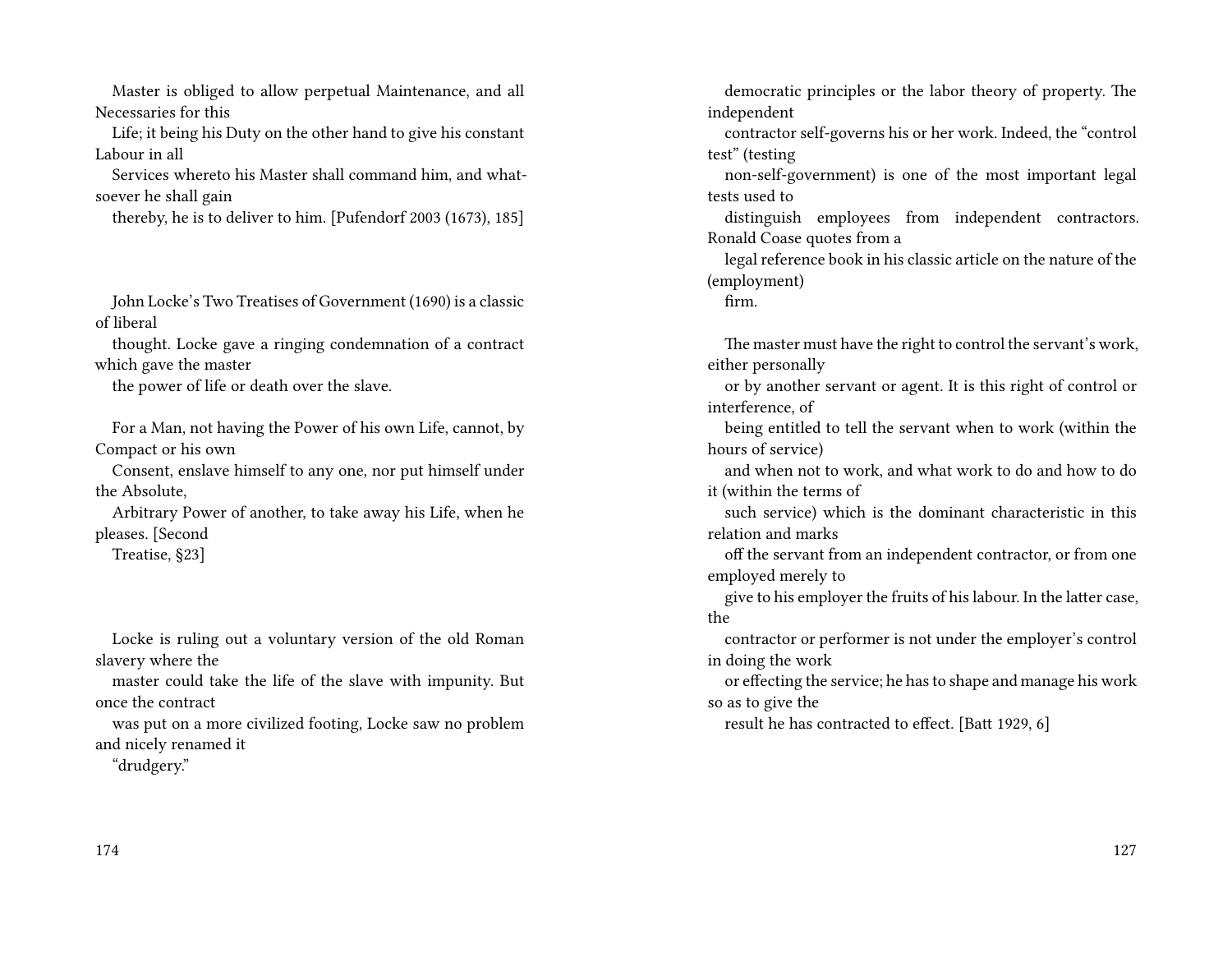Master is obliged to allow perpetual Maintenance, and all Necessaries for this Life; it being his Duty on the other hand to give his constant Labour in all Services whereto his Master shall command him, and whatsoever he shall gain thereby, he is to deliver to him. [Pufendorf 2003 (1673), 185]

John Locke's Two Treatises of Government (1690) is a classic of liberal thought. Locke gave a ringing condemnation of a contract which gave the master the power of life or death over the slave.

For a Man, not having the Power of his own Life, cannot, by Compact or his own Consent, enslave himself to any one, nor put himself under the Absolute, Arbitrary Power of another, to take away his Life, when he pleases. [Second Treatise, §23]

Locke is ruling out a voluntary version of the old Roman slavery where the master could take the life of the slave with impunity. But once the contract was put on a more civilized footing, Locke saw no problem and nicely renamed it "drudgery."

democratic principles or the labor theory of property. The independent contractor self-governs his or her work. Indeed, the "control test" (testing non-self-government) is one of the most important legal tests used to distinguish employees from independent contractors. Ronald Coase quotes from a legal reference book in his classic article on the nature of the (employment) firm.

The master must have the right to control the servant's work, either personally or by another servant or agent. It is this right of control or interference, of being entitled to tell the servant when to work (within the hours of service) and when not to work, and what work to do and how to do it (within the terms of such service) which is the dominant characteristic in this relation and marks off the servant from an independent contractor, or from one employed merely to give to his employer the fruits of his labour. In the latter case, the contractor or performer is not under the employer's control in doing the work or effecting the service; he has to shape and manage his work so as to give the result he has contracted to effect. [Batt 1929, 6]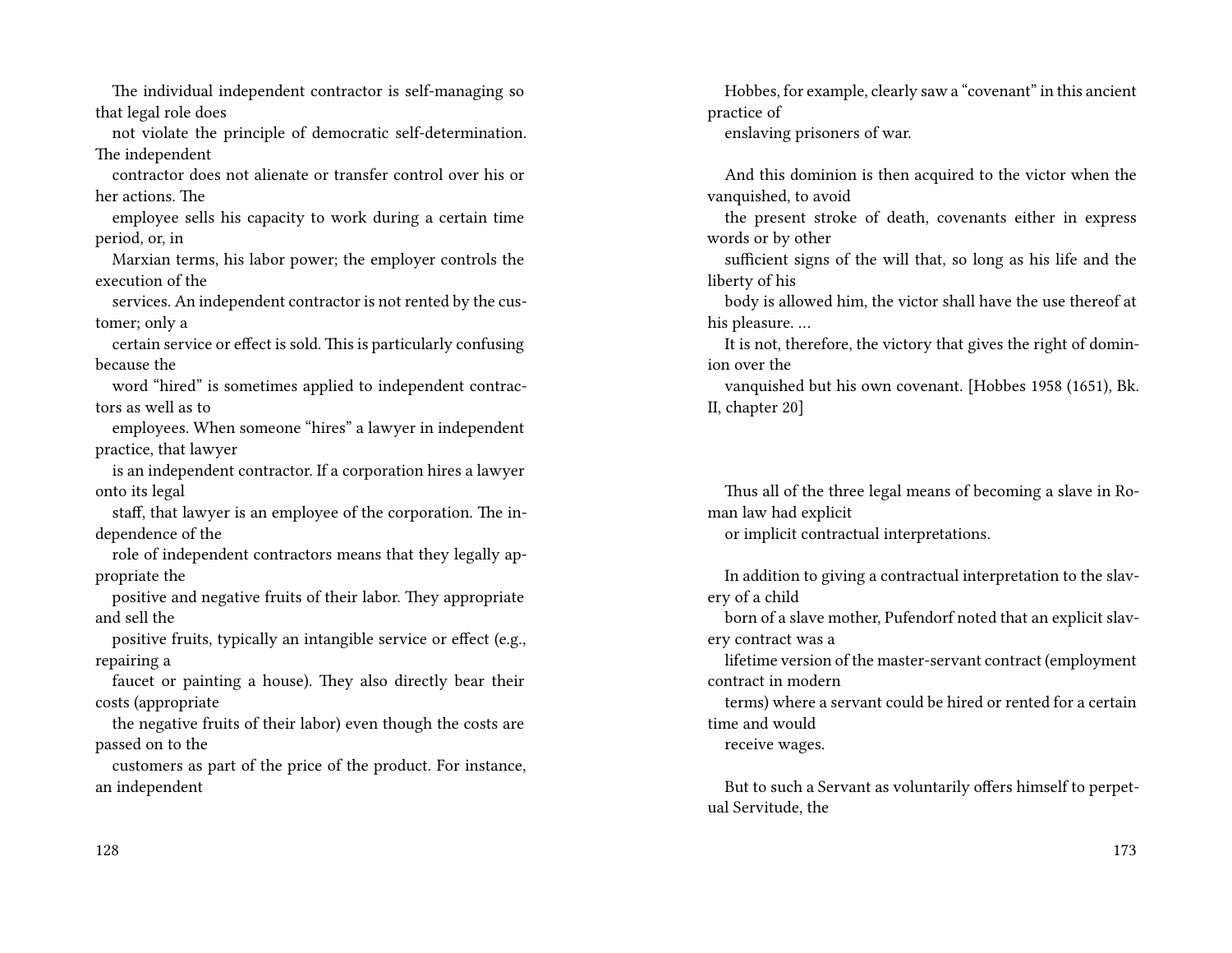The individual independent contractor is self-managing so that legal role does not violate the principle of democratic self-determination. The independent contractor does not alienate or transfer control over his or her actions. The employee sells his capacity to work during a certain time period, or, in Marxian terms, his labor power; the employer controls the execution of the services. An independent contractor is not rented by the customer; only a certain service or effect is sold. This is particularly confusing because the word "hired" is sometimes applied to independent contractors as well as to employees. When someone "hires" a lawyer in independent practice, that lawyer is an independent contractor. If a corporation hires a lawyer onto its legal staff, that lawyer is an employee of the corporation. The independence of the role of independent contractors means that they legally appropriate the positive and negative fruits of their labor. They appropriate and sell the positive fruits, typically an intangible service or effect (e.g., repairing a faucet or painting a house). They also directly bear their costs (appropriate the negative fruits of their labor) even though the costs are passed on to the customers as part of the price of the product. For instance, an independent

Hobbes, for example, clearly saw a "covenant" in this ancient practice of enslaving prisoners of war.

> And this dominion is then acquired to the victor when the vanquished, to avoid the present stroke of death, covenants either in express words or by other sufficient signs of the will that, so long as his life and the liberty of his body is allowed him, the victor shall have the use thereof at his pleasure. …
> It is not, therefore, the victory that gives the right of dominion over the vanquished but his own covenant. [Hobbes 1958 (1651), Bk. II, chapter 20]

Thus all of the three legal means of becoming a slave in Roman law had explicit or implicit contractual interpretations.

In addition to giving a contractual interpretation to the slavery of a child born of a slave mother, Pufendorf noted that an explicit slavery contract was a lifetime version of the master-servant contract (employment contract in modern terms) where a servant could be hired or rented for a certain time and would receive wages.

> But to such a Servant as voluntarily offers himself to perpetual Servitude, the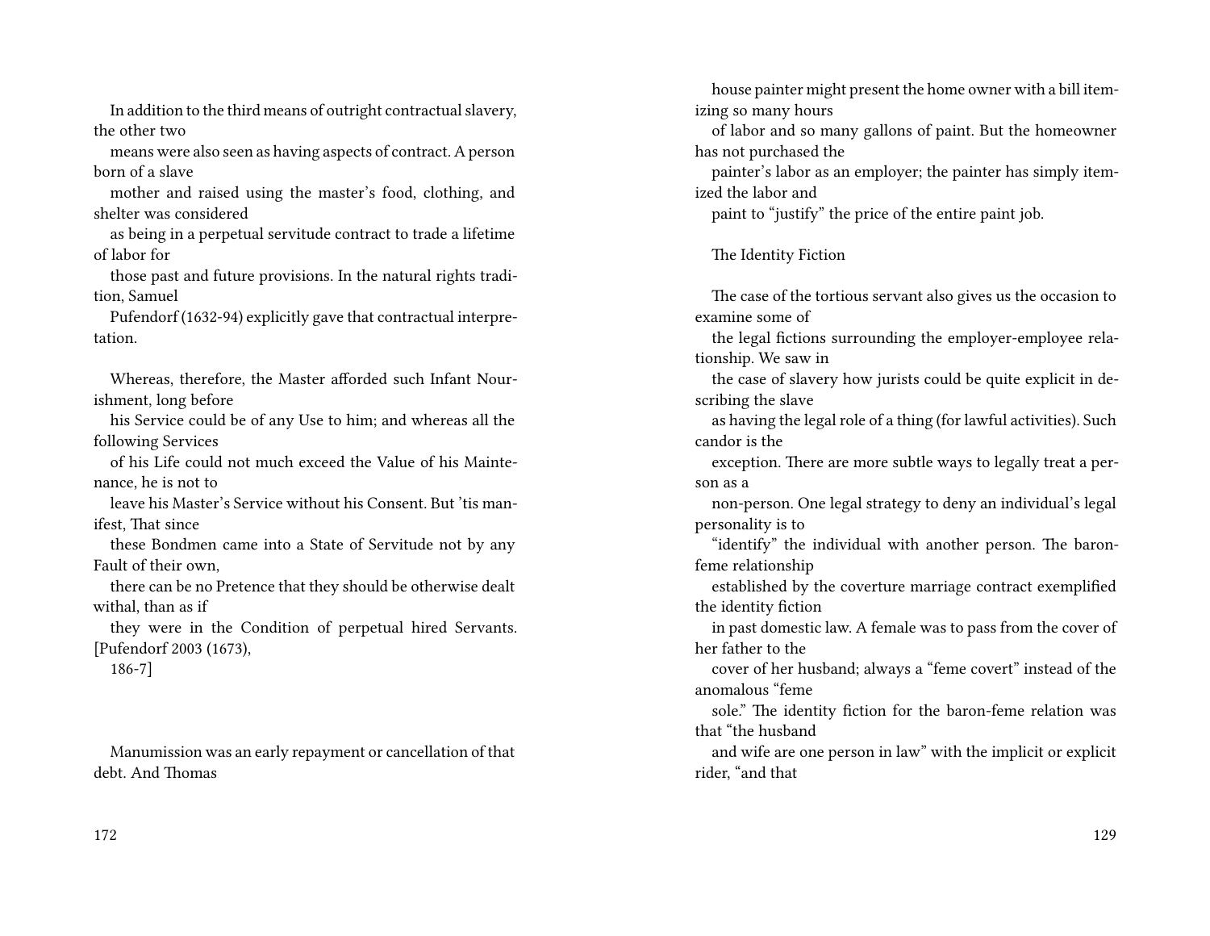In addition to the third means of outright contractual slavery, the other two means were also seen as having aspects of contract. A person born of a slave mother and raised using the master's food, clothing, and shelter was considered as being in a perpetual servitude contract to trade a lifetime of labor for those past and future provisions. In the natural rights tradition, Samuel Pufendorf (1632-94) explicitly gave that contractual interpretation.

> Whereas, therefore, the Master afforded such Infant Nourishment, long before his Service could be of any Use to him; and whereas all the following Services of his Life could not much exceed the Value of his Maintenance, he is not to leave his Master's Service without his Consent. But 'tis manifest, That since these Bondmen came into a State of Servitude not by any Fault of their own, there can be no Pretence that they should be otherwise dealt withal, than as if they were in the Condition of perpetual hired Servants. [Pufendorf 2003 (1673), 186-7]

Manumission was an early repayment or cancellation of that debt. And Thomas

house painter might present the home owner with a bill itemizing so many hours of labor and so many gallons of paint. But the homeowner has not purchased the painter's labor as an employer; the painter has simply itemized the labor and paint to "justify" the price of the entire paint job.

## The Identity Fiction

The case of the tortious servant also gives us the occasion to examine some of the legal fictions surrounding the employer-employee relationship. We saw in the case of slavery how jurists could be quite explicit in describing the slave as having the legal role of a thing (for lawful activities). Such candor is the exception. There are more subtle ways to legally treat a person as a non-person. One legal strategy to deny an individual's legal personality is to "identify" the individual with another person. The baron-feme relationship established by the coverture marriage contract exemplified the identity fiction in past domestic law. A female was to pass from the cover of her father to the cover of her husband; always a "feme covert" instead of the anomalous "feme sole." The identity fiction for the baron-feme relation was that "the husband and wife are one person in law" with the implicit or explicit rider, "and that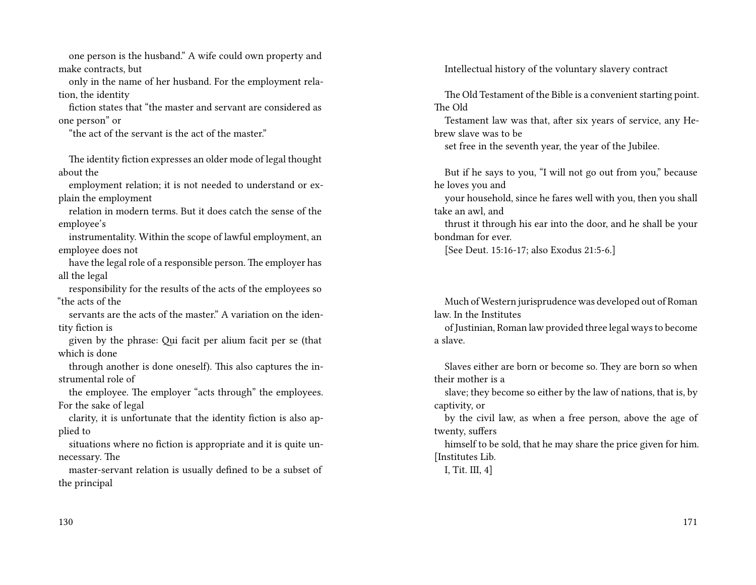one person is the husband." A wife could own property and make contracts, but only in the name of her husband. For the employment relation, the identity fiction states that "the master and servant are considered as one person" or "the act of the servant is the act of the master."

The identity fiction expresses an older mode of legal thought about the employment relation; it is not needed to understand or explain the employment relation in modern terms. But it does catch the sense of the employee's instrumentality. Within the scope of lawful employment, an employee does not have the legal role of a responsible person. The employer has all the legal responsibility for the results of the acts of the employees so "the acts of the servants are the acts of the master." A variation on the identity fiction is given by the phrase: Qui facit per alium facit per se (that which is done through another is done oneself). This also captures the instrumental role of the employee. The employer "acts through" the employees. For the sake of legal clarity, it is unfortunate that the identity fiction is also applied to situations where no fiction is appropriate and it is quite unnecessary. The master-servant relation is usually defined to be a subset of the principal

Intellectual history of the voluntary slavery contract

The Old Testament of the Bible is a convenient starting point. The Old Testament law was that, after six years of service, any Hebrew slave was to be set free in the seventh year, the year of the Jubilee.

But if he says to you, "I will not go out from you," because he loves you and your household, since he fares well with you, then you shall take an awl, and thrust it through his ear into the door, and he shall be your bondman for ever. [See Deut. 15:16-17; also Exodus 21:5-6.]

Much of Western jurisprudence was developed out of Roman law. In the Institutes of Justinian, Roman law provided three legal ways to become a slave.

Slaves either are born or become so. They are born so when their mother is a slave; they become so either by the law of nations, that is, by captivity, or by the civil law, as when a free person, above the age of twenty, suffers himself to be sold, that he may share the price given for him. [Institutes Lib. I, Tit. III, 4]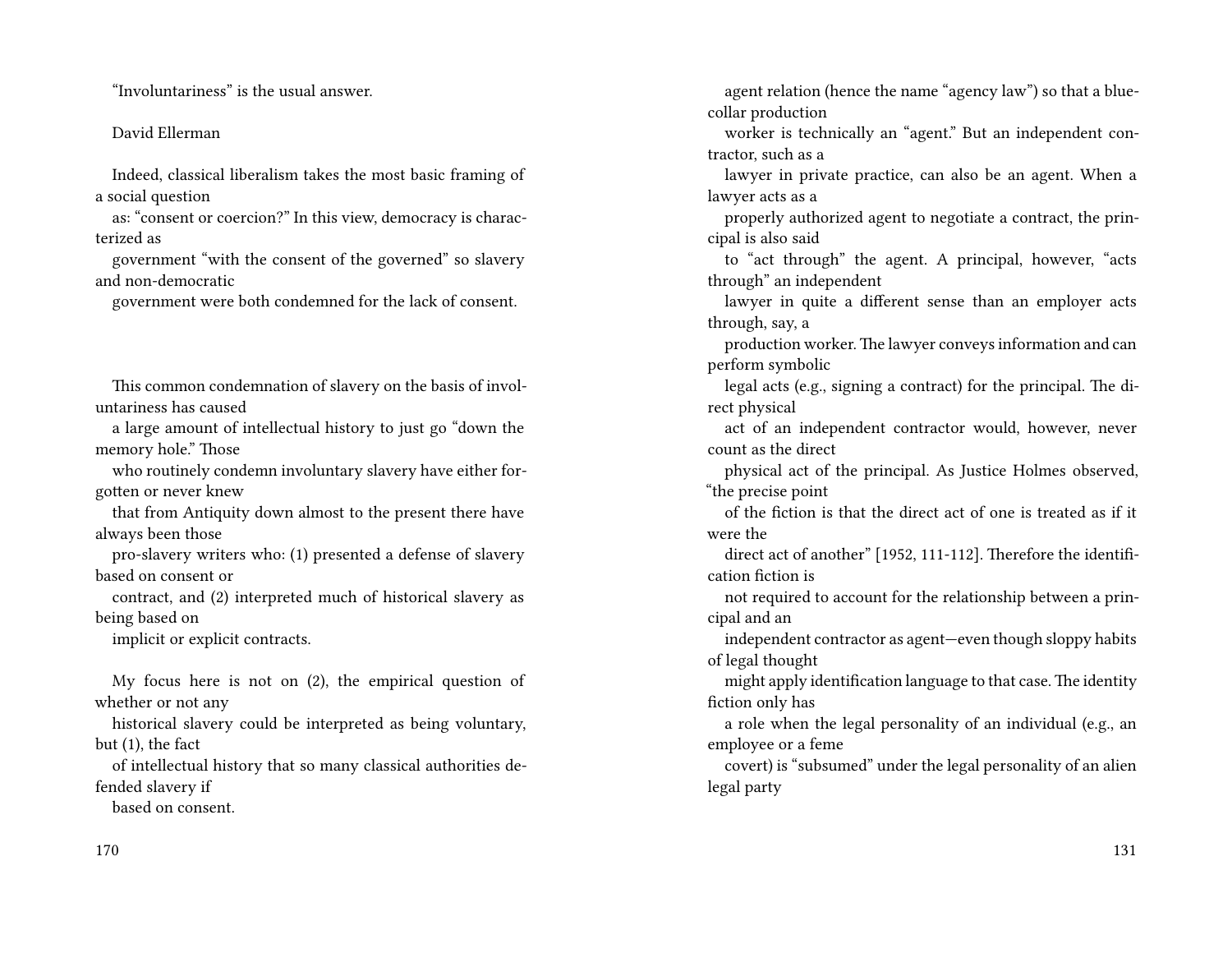"Involuntariness" is the usual answer.

David Ellerman

Indeed, classical liberalism takes the most basic framing of a social question as: "consent or coercion?" In this view, democracy is characterized as government "with the consent of the governed" so slavery and non-democratic government were both condemned for the lack of consent.

This common condemnation of slavery on the basis of involuntariness has caused a large amount of intellectual history to just go "down the memory hole." Those who routinely condemn involuntary slavery have either forgotten or never knew that from Antiquity down almost to the present there have always been those pro-slavery writers who: (1) presented a defense of slavery based on consent or contract, and (2) interpreted much of historical slavery as being based on implicit or explicit contracts.

My focus here is not on (2), the empirical question of whether or not any historical slavery could be interpreted as being voluntary, but (1), the fact of intellectual history that so many classical authorities defended slavery if based on consent.

agent relation (hence the name "agency law") so that a blue-collar production worker is technically an "agent." But an independent contractor, such as a lawyer in private practice, can also be an agent. When a lawyer acts as a properly authorized agent to negotiate a contract, the principal is also said to "act through" the agent. A principal, however, "acts through" an independent lawyer in quite a different sense than an employer acts through, say, a production worker. The lawyer conveys information and can perform symbolic legal acts (e.g., signing a contract) for the principal. The direct physical act of an independent contractor would, however, never count as the direct physical act of the principal. As Justice Holmes observed, "the precise point of the fiction is that the direct act of one is treated as if it were the direct act of another" [1952, 111-112]. Therefore the identification fiction is not required to account for the relationship between a principal and an independent contractor as agent—even though sloppy habits of legal thought might apply identification language to that case. The identity fiction only has a role when the legal personality of an individual (e.g., an employee or a feme covert) is "subsumed" under the legal personality of an alien legal party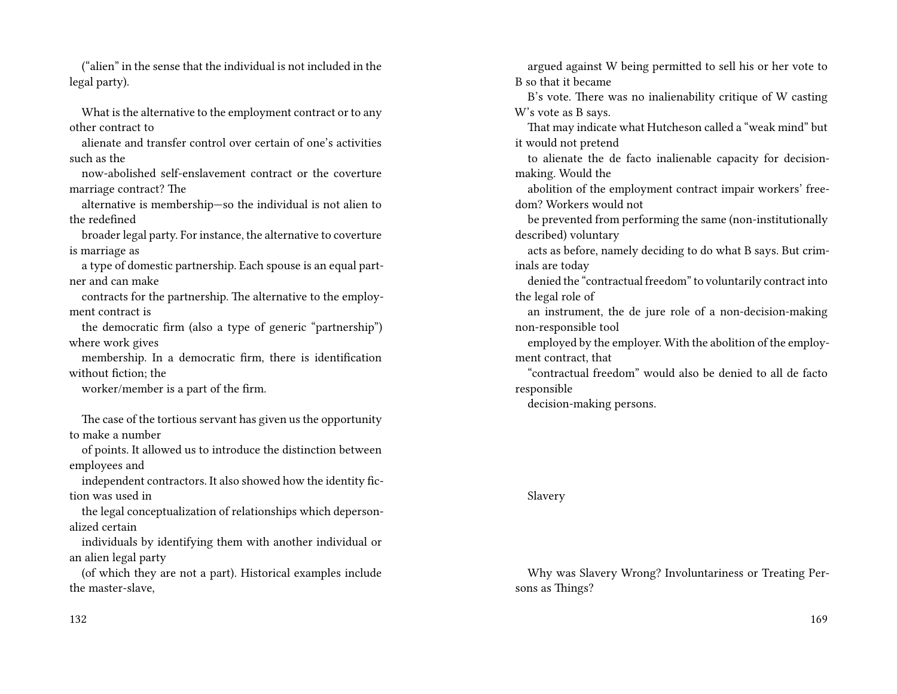("alien" in the sense that the individual is not included in the legal party).

What is the alternative to the employment contract or to any other contract to alienate and transfer control over certain of one's activities such as the now-abolished self-enslavement contract or the coverture marriage contract? The alternative is membership—so the individual is not alien to the redefined broader legal party. For instance, the alternative to coverture is marriage as a type of domestic partnership. Each spouse is an equal partner and can make contracts for the partnership. The alternative to the employment contract is the democratic firm (also a type of generic "partnership") where work gives membership. In a democratic firm, there is identification without fiction; the worker/member is a part of the firm.

The case of the tortious servant has given us the opportunity to make a number of points. It allowed us to introduce the distinction between employees and independent contractors. It also showed how the identity fiction was used in the legal conceptualization of relationships which depersonalized certain individuals by identifying them with another individual or an alien legal party (of which they are not a part). Historical examples include the master-slave,

argued against W being permitted to sell his or her vote to B so that it became B's vote. There was no inalienability critique of W casting W's vote as B says. That may indicate what Hutcheson called a "weak mind" but it would not pretend to alienate the de facto inalienable capacity for decision-making. Would the abolition of the employment contract impair workers' freedom? Workers would not be prevented from performing the same (non-institutionally described) voluntary acts as before, namely deciding to do what B says. But criminals are today denied the "contractual freedom" to voluntarily contract into the legal role of an instrument, the de jure role of a non-decision-making non-responsible tool employed by the employer. With the abolition of the employment contract, that "contractual freedom" would also be denied to all de facto responsible decision-making persons.

## Slavery

### Why was Slavery Wrong? Involuntariness or Treating Persons as Things?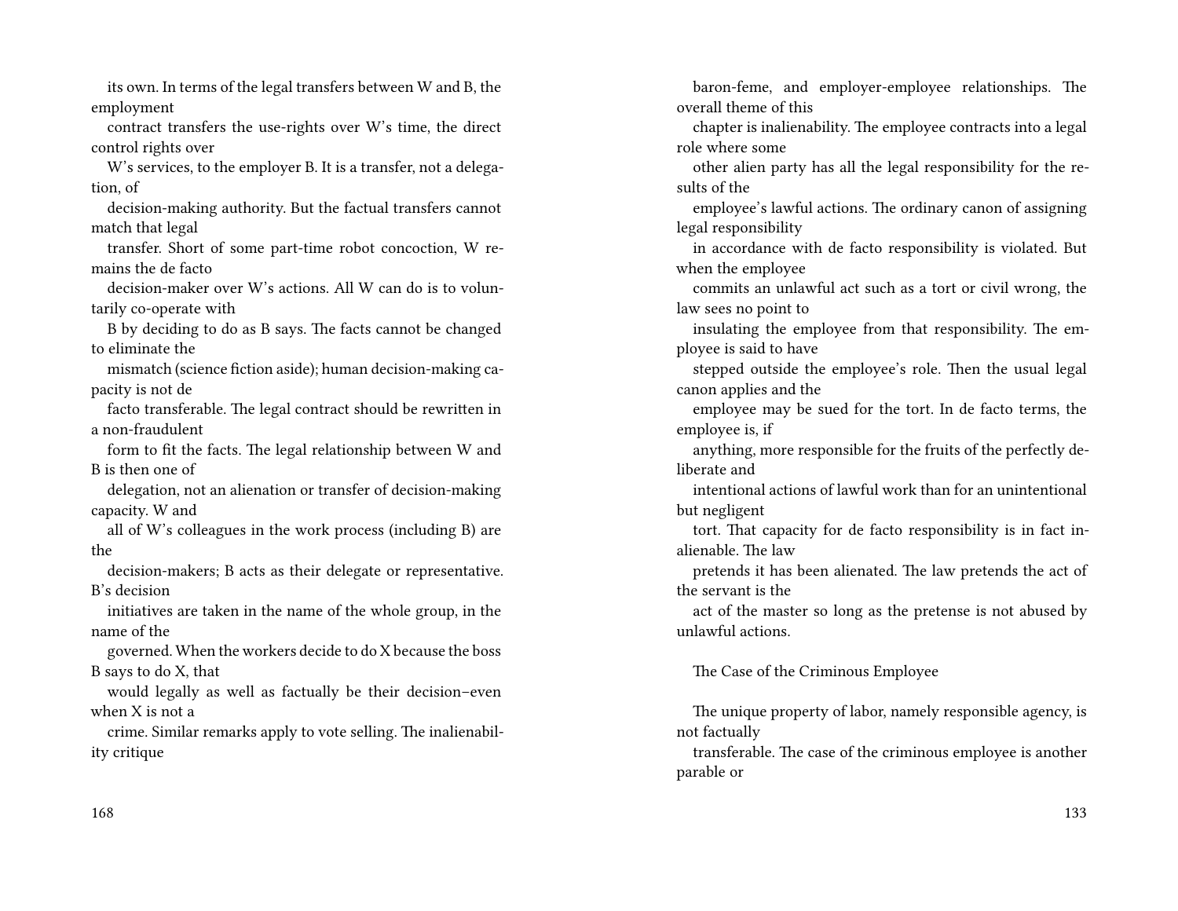its own. In terms of the legal transfers between W and B, the employment contract transfers the use-rights over W's time, the direct control rights over W's services, to the employer B. It is a transfer, not a delegation, of decision-making authority. But the factual transfers cannot match that legal transfer. Short of some part-time robot concoction, W remains the de facto decision-maker over W's actions. All W can do is to voluntarily co-operate with B by deciding to do as B says. The facts cannot be changed to eliminate the mismatch (science fiction aside); human decision-making capacity is not de facto transferable. The legal contract should be rewritten in a non-fraudulent form to fit the facts. The legal relationship between W and B is then one of delegation, not an alienation or transfer of decision-making capacity. W and all of W's colleagues in the work process (including B) are the decision-makers; B acts as their delegate or representative. B's decision initiatives are taken in the name of the whole group, in the name of the governed. When the workers decide to do X because the boss B says to do X, that would legally as well as factually be their decision–even when X is not a crime. Similar remarks apply to vote selling. The inalienability critique

baron-feme, and employer-employee relationships. The overall theme of this chapter is inalienability. The employee contracts into a legal role where some other alien party has all the legal responsibility for the results of the employee's lawful actions. The ordinary canon of assigning legal responsibility in accordance with de facto responsibility is violated. But when the employee commits an unlawful act such as a tort or civil wrong, the law sees no point to insulating the employee from that responsibility. The employee is said to have stepped outside the employee's role. Then the usual legal canon applies and the employee may be sued for the tort. In de facto terms, the employee is, if anything, more responsible for the fruits of the perfectly deliberate and intentional actions of lawful work than for an unintentional but negligent tort. That capacity for de facto responsibility is in fact inalienable. The law pretends it has been alienated. The law pretends the act of the servant is the act of the master so long as the pretense is not abused by unlawful actions.

## The Case of the Criminous Employee

The unique property of labor, namely responsible agency, is not factually transferable. The case of the criminous employee is another parable or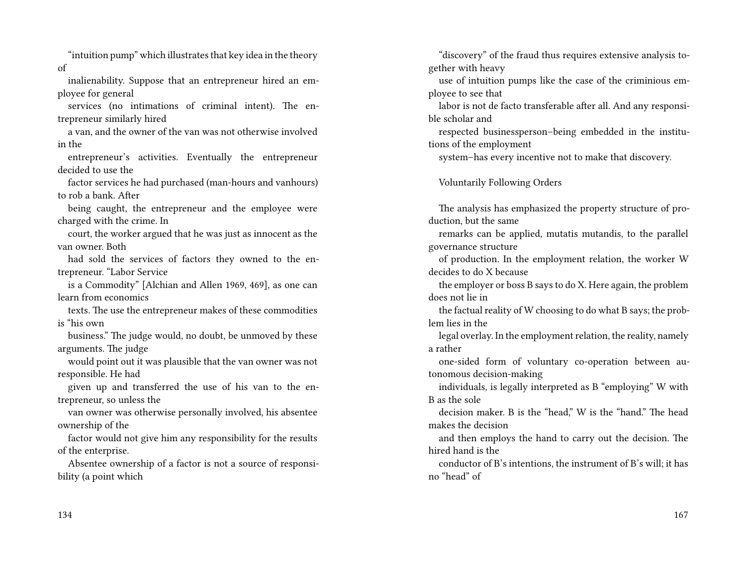"intuition pump" which illustrates that key idea in the theory of inalienability. Suppose that an entrepreneur hired an employee for general services (no intimations of criminal intent). The entrepreneur similarly hired a van, and the owner of the van was not otherwise involved in the entrepreneur's activities. Eventually the entrepreneur decided to use the factor services he had purchased (man-hours and vanhours) to rob a bank. After being caught, the entrepreneur and the employee were charged with the crime. In court, the worker argued that he was just as innocent as the van owner. Both had sold the services of factors they owned to the entrepreneur. "Labor Service is a Commodity" [Alchian and Allen 1969, 469], as one can learn from economics texts. The use the entrepreneur makes of these commodities is "his own business." The judge would, no doubt, be unmoved by these arguments. The judge would point out it was plausible that the van owner was not responsible. He had given up and transferred the use of his van to the entrepreneur, so unless the van owner was otherwise personally involved, his absentee ownership of the factor would not give him any responsibility for the results of the enterprise.

Absentee ownership of a factor is not a source of responsibility (a point which

"discovery" of the fraud thus requires extensive analysis together with heavy use of intuition pumps like the case of the criminious employee to see that labor is not de facto transferable after all. And any responsible scholar and respected businessperson–being embedded in the institutions of the employment system–has every incentive not to make that discovery.

## Voluntarily Following Orders

The analysis has emphasized the property structure of production, but the same remarks can be applied, mutatis mutandis, to the parallel governance structure of production. In the employment relation, the worker W decides to do X because the employer or boss B says to do X. Here again, the problem does not lie in the factual reality of W choosing to do what B says; the problem lies in the legal overlay. In the employment relation, the reality, namely a rather one-sided form of voluntary co-operation between autonomous decision-making individuals, is legally interpreted as B "employing" W with B as the sole decision maker. B is the "head," W is the "hand." The head makes the decision and then employs the hand to carry out the decision. The hired hand is the conductor of B's intentions, the instrument of B's will; it has no "head" of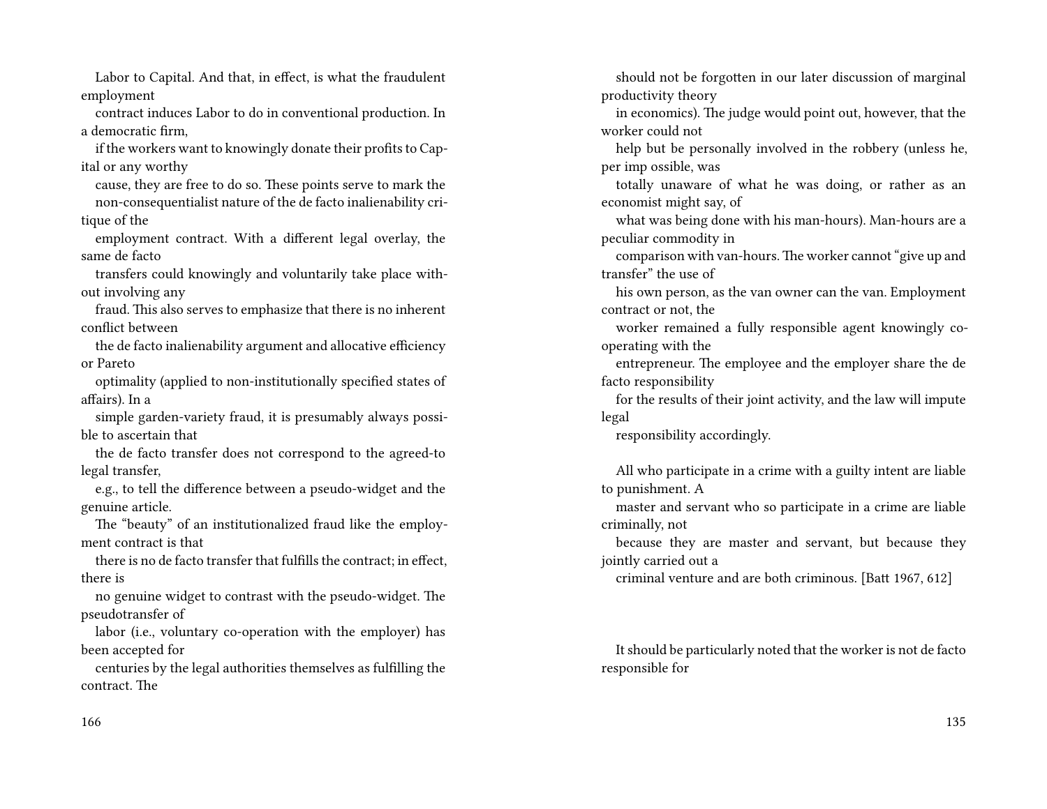Labor to Capital. And that, in effect, is what the fraudulent employment contract induces Labor to do in conventional production. In a democratic firm, if the workers want to knowingly donate their profits to Capital or any worthy cause, they are free to do so. These points serve to mark the non-consequentialist nature of the de facto inalienability critique of the employment contract. With a different legal overlay, the same de facto transfers could knowingly and voluntarily take place without involving any fraud. This also serves to emphasize that there is no inherent conflict between the de facto inalienability argument and allocative efficiency or Pareto optimality (applied to non-institutionally specified states of affairs). In a simple garden-variety fraud, it is presumably always possible to ascertain that the de facto transfer does not correspond to the agreed-to legal transfer, e.g., to tell the difference between a pseudo-widget and the genuine article.

The "beauty" of an institutionalized fraud like the employment contract is that there is no de facto transfer that fulfills the contract; in effect, there is no genuine widget to contrast with the pseudo-widget. The pseudotransfer of labor (i.e., voluntary co-operation with the employer) has been accepted for centuries by the legal authorities themselves as fulfilling the contract. The

should not be forgotten in our later discussion of marginal productivity theory in economics). The judge would point out, however, that the worker could not help but be personally involved in the robbery (unless he, per imp ossible, was totally unaware of what he was doing, or rather as an economist might say, of what was being done with his man-hours). Man-hours are a peculiar commodity in comparison with van-hours. The worker cannot "give up and transfer" the use of his own person, as the van owner can the van. Employment contract or not, the worker remained a fully responsible agent knowingly co-operating with the entrepreneur. The employee and the employer share the de facto responsibility for the results of their joint activity, and the law will impute legal responsibility accordingly.

> All who participate in a crime with a guilty intent are liable to punishment. A master and servant who so participate in a crime are liable criminally, not because they are master and servant, but because they jointly carried out a criminal venture and are both criminous. [Batt 1967, 612]

It should be particularly noted that the worker is not de facto responsible for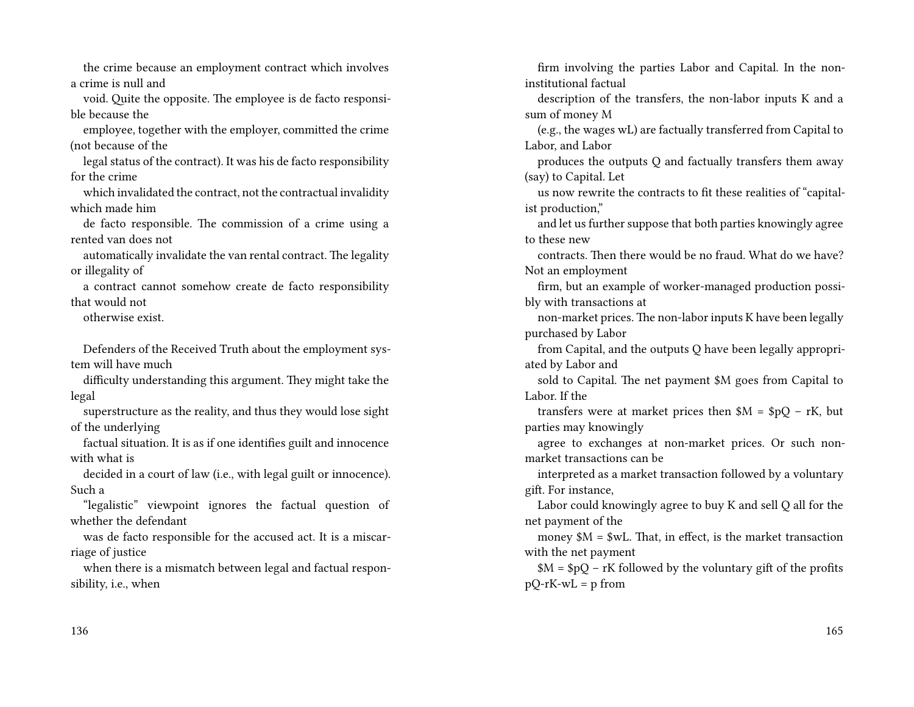the crime because an employment contract which involves a crime is null and void. Quite the opposite. The employee is de facto responsible because the employee, together with the employer, committed the crime (not because of the legal status of the contract). It was his de facto responsibility for the crime which invalidated the contract, not the contractual invalidity which made him de facto responsible. The commission of a crime using a rented van does not automatically invalidate the van rental contract. The legality or illegality of a contract cannot somehow create de facto responsibility that would not otherwise exist.

Defenders of the Received Truth about the employment system will have much difficulty understanding this argument. They might take the legal superstructure as the reality, and thus they would lose sight of the underlying factual situation. It is as if one identifies guilt and innocence with what is decided in a court of law (i.e., with legal guilt or innocence). Such a "legalistic" viewpoint ignores the factual question of whether the defendant was de facto responsible for the accused act. It is a miscarriage of justice when there is a mismatch between legal and factual responsibility, i.e., when

firm involving the parties Labor and Capital. In the non-institutional factual description of the transfers, the non-labor inputs K and a sum of money M (e.g., the wages wL) are factually transferred from Capital to Labor, and Labor produces the outputs Q and factually transfers them away (say) to Capital. Let us now rewrite the contracts to fit these realities of "capitalist production," and let us further suppose that both parties knowingly agree to these new contracts. Then there would be no fraud. What do we have? Not an employment firm, but an example of worker-managed production possibly with transactions at non-market prices. The non-labor inputs K have been legally purchased by Labor from Capital, and the outputs Q have been legally appropriated by Labor and sold to Capital. The net payment $\$M$ goes from Capital to Labor. If the transfers were at market prices then $\$M = \$pQ - rK$, but parties may knowingly agree to exchanges at non-market prices. Or such non-market transactions can be interpreted as a market transaction followed by a voluntary gift. For instance, Labor could knowingly agree to buy K and sell Q all for the net payment of the money $\$M = \$wL$. That, in effect, is the market transaction with the net payment $\$M = \$pQ - rK$ followed by the voluntary gift of the profits $pQ\text{-}rK\text{-}wL = p$ from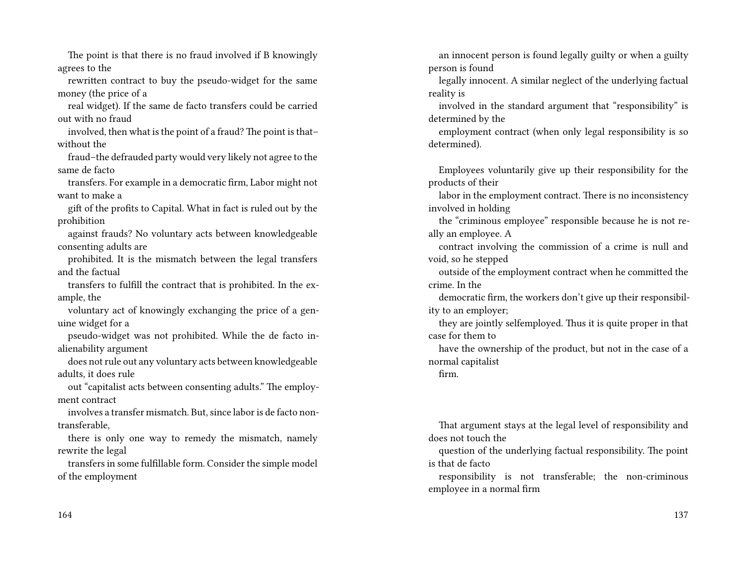The point is that there is no fraud involved if B knowingly agrees to the rewritten contract to buy the pseudo-widget for the same money (the price of a real widget). If the same de facto transfers could be carried out with no fraud involved, then what is the point of a fraud? The point is that–without the fraud–the defrauded party would very likely not agree to the same de facto transfers. For example in a democratic firm, Labor might not want to make a gift of the profits to Capital. What in fact is ruled out by the prohibition against frauds? No voluntary acts between knowledgeable consenting adults are prohibited. It is the mismatch between the legal transfers and the factual transfers to fulfill the contract that is prohibited. In the example, the voluntary act of knowingly exchanging the price of a genuine widget for a pseudo-widget was not prohibited. While the de facto inalienability argument does not rule out any voluntary acts between knowledgeable adults, it does rule out "capitalist acts between consenting adults." The employment contract involves a transfer mismatch. But, since labor is de facto nontransferable, there is only one way to remedy the mismatch, namely rewrite the legal transfers in some fulfillable form. Consider the simple model of the employment

an innocent person is found legally guilty or when a guilty person is found legally innocent. A similar neglect of the underlying factual reality is involved in the standard argument that "responsibility" is determined by the employment contract (when only legal responsibility is so determined).

Employees voluntarily give up their responsibility for the products of their labor in the employment contract. There is no inconsistency involved in holding the "criminous employee" responsible because he is not really an employee. A contract involving the commission of a crime is null and void, so he stepped outside of the employment contract when he committed the crime. In the democratic firm, the workers don't give up their responsibility to an employer; they are jointly selfemployed. Thus it is quite proper in that case for them to have the ownership of the product, but not in the case of a normal capitalist firm.

That argument stays at the legal level of responsibility and does not touch the question of the underlying factual responsibility. The point is that de facto responsibility is not transferable; the non-criminous employee in a normal firm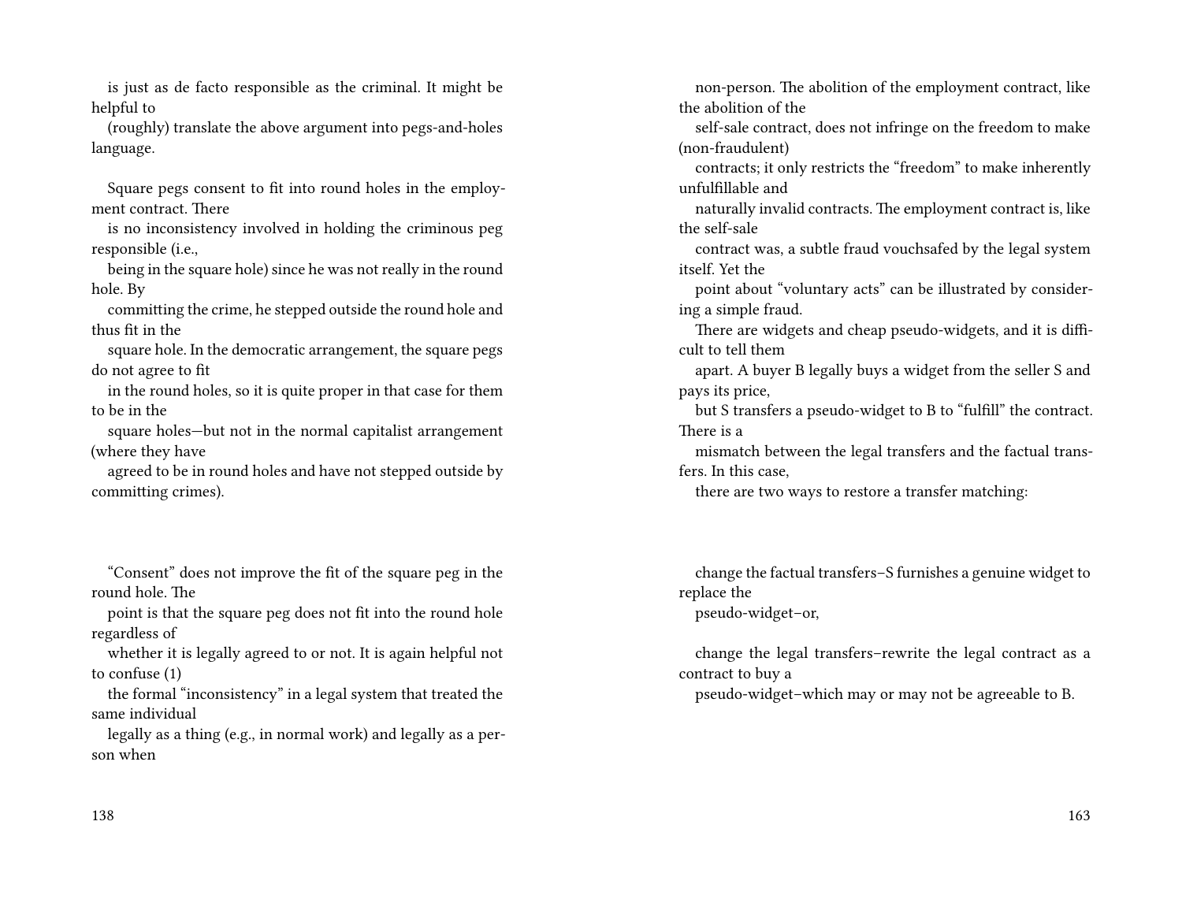is just as de facto responsible as the criminal. It might be helpful to (roughly) translate the above argument into pegs-and-holes language.

Square pegs consent to fit into round holes in the employment contract. There is no inconsistency involved in holding the criminous peg responsible (i.e., being in the square hole) since he was not really in the round hole. By committing the crime, he stepped outside the round hole and thus fit in the square hole. In the democratic arrangement, the square pegs do not agree to fit in the round holes, so it is quite proper in that case for them to be in the square holes—but not in the normal capitalist arrangement (where they have agreed to be in round holes and have not stepped outside by committing crimes).

"Consent" does not improve the fit of the square peg in the round hole. The point is that the square peg does not fit into the round hole regardless of whether it is legally agreed to or not. It is again helpful not to confuse (1) the formal "inconsistency" in a legal system that treated the same individual legally as a thing (e.g., in normal work) and legally as a person when

non-person. The abolition of the employment contract, like the abolition of the self-sale contract, does not infringe on the freedom to make (non-fraudulent) contracts; it only restricts the "freedom" to make inherently unfulfillable and naturally invalid contracts. The employment contract is, like the self-sale contract was, a subtle fraud vouchsafed by the legal system itself. Yet the point about "voluntary acts" can be illustrated by considering a simple fraud.

There are widgets and cheap pseudo-widgets, and it is difficult to tell them apart. A buyer B legally buys a widget from the seller S and pays its price, but S transfers a pseudo-widget to B to "fulfill" the contract. There is a mismatch between the legal transfers and the factual transfers. In this case, there are two ways to restore a transfer matching:

change the factual transfers–S furnishes a genuine widget to replace the pseudo-widget–or,

change the legal transfers–rewrite the legal contract as a contract to buy a pseudo-widget–which may or may not be agreeable to B.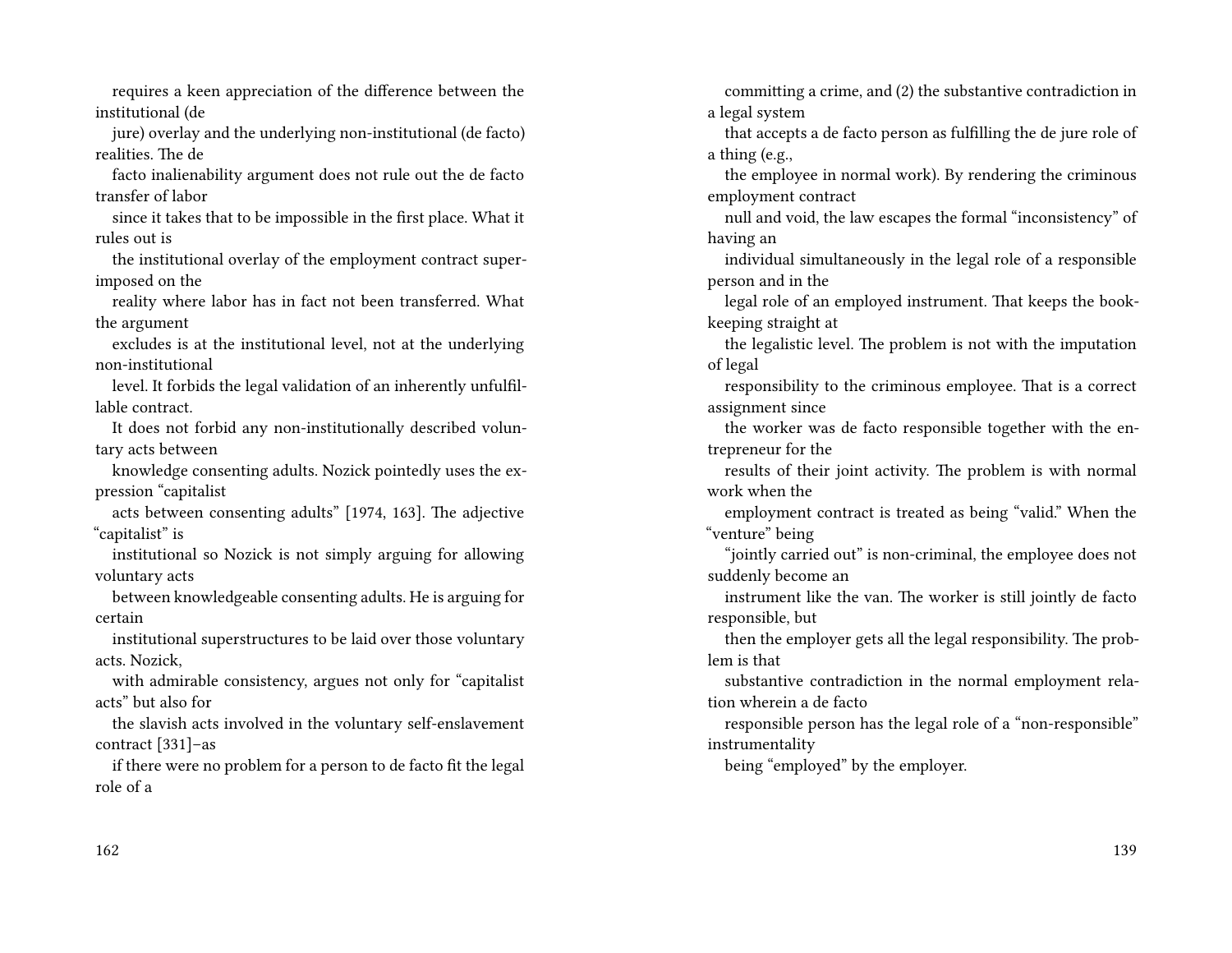requires a keen appreciation of the difference between the institutional (de jure) overlay and the underlying non-institutional (de facto) realities. The de facto inalienability argument does not rule out the de facto transfer of labor since it takes that to be impossible in the first place. What it rules out is the institutional overlay of the employment contract superimposed on the reality where labor has in fact not been transferred. What the argument excludes is at the institutional level, not at the underlying non-institutional level. It forbids the legal validation of an inherently unfulfillable contract.

It does not forbid any non-institutionally described voluntary acts between knowledge consenting adults. Nozick pointedly uses the expression "capitalist acts between consenting adults" [1974, 163]. The adjective "capitalist" is institutional so Nozick is not simply arguing for allowing voluntary acts between knowledgeable consenting adults. He is arguing for certain institutional superstructures to be laid over those voluntary acts. Nozick, with admirable consistency, argues not only for "capitalist acts" but also for the slavish acts involved in the voluntary self-enslavement contract [331]–as if there were no problem for a person to de facto fit the legal role of a

committing a crime, and (2) the substantive contradiction in a legal system that accepts a de facto person as fulfilling the de jure role of a thing (e.g., the employee in normal work). By rendering the criminous employment contract null and void, the law escapes the formal "inconsistency" of having an individual simultaneously in the legal role of a responsible person and in the legal role of an employed instrument. That keeps the bookkeeping straight at the legalistic level. The problem is not with the imputation of legal responsibility to the criminous employee. That is a correct assignment since the worker was de facto responsible together with the entrepreneur for the results of their joint activity. The problem is with normal work when the employment contract is treated as being "valid." When the "venture" being "jointly carried out" is non-criminal, the employee does not suddenly become an instrument like the van. The worker is still jointly de facto responsible, but then the employer gets all the legal responsibility. The problem is that substantive contradiction in the normal employment relation wherein a de facto responsible person has the legal role of a "non-responsible" instrumentality being "employed" by the employer.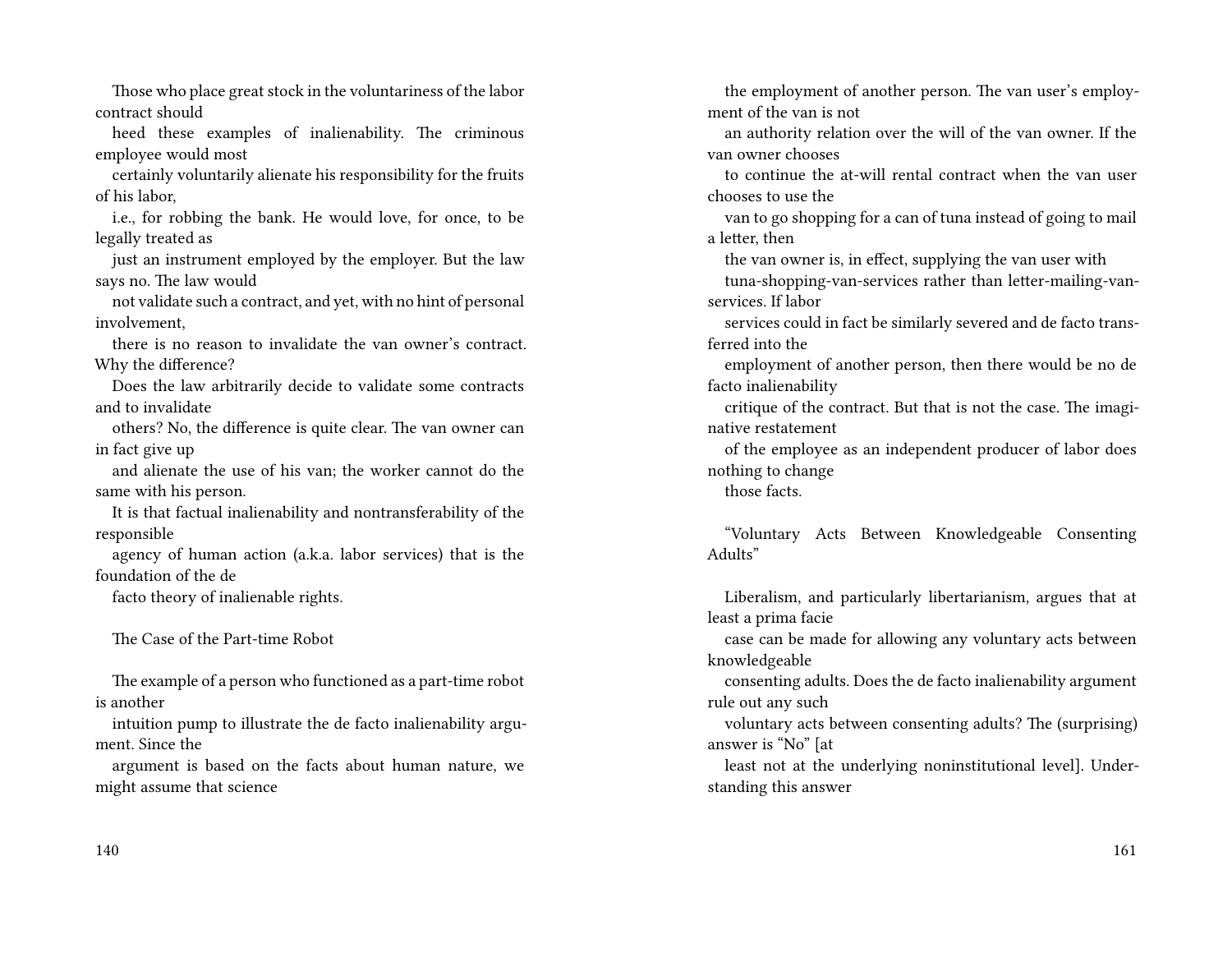Those who place great stock in the voluntariness of the labor contract should heed these examples of inalienability. The criminous employee would most certainly voluntarily alienate his responsibility for the fruits of his labor, i.e., for robbing the bank. He would love, for once, to be legally treated as just an instrument employed by the employer. But the law says no. The law would not validate such a contract, and yet, with no hint of personal involvement, there is no reason to invalidate the van owner's contract. Why the difference? Does the law arbitrarily decide to validate some contracts and to invalidate others? No, the difference is quite clear. The van owner can in fact give up and alienate the use of his van; the worker cannot do the same with his person. It is that factual inalienability and nontransferability of the responsible agency of human action (a.k.a. labor services) that is the foundation of the de facto theory of inalienable rights.

## The Case of the Part-time Robot

The example of a person who functioned as a part-time robot is another intuition pump to illustrate the de facto inalienability argument. Since the argument is based on the facts about human nature, we might assume that science

the employment of another person. The van user's employment of the van is not an authority relation over the will of the van owner. If the van owner chooses to continue the at-will rental contract when the van user chooses to use the van to go shopping for a can of tuna instead of going to mail a letter, then the van owner is, in effect, supplying the van user with tuna-shopping-van-services rather than letter-mailing-van-services. If labor services could in fact be similarly severed and de facto transferred into the employment of another person, then there would be no de facto inalienability critique of the contract. But that is not the case. The imaginative restatement of the employee as an independent producer of labor does nothing to change those facts.

## "Voluntary Acts Between Knowledgeable Consenting Adults"

Liberalism, and particularly libertarianism, argues that at least a prima facie case can be made for allowing any voluntary acts between knowledgeable consenting adults. Does the de facto inalienability argument rule out any such voluntary acts between consenting adults? The (surprising) answer is "No" [at least not at the underlying noninstitutional level]. Understanding this answer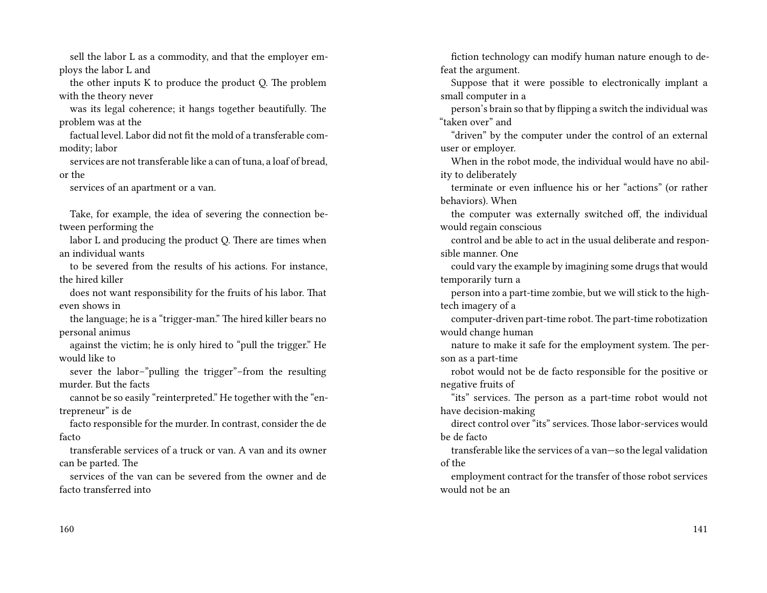sell the labor L as a commodity, and that the employer employs the labor L and the other inputs K to produce the product Q. The problem with the theory never was its legal coherence; it hangs together beautifully. The problem was at the factual level. Labor did not fit the mold of a transferable commodity; labor services are not transferable like a can of tuna, a loaf of bread, or the services of an apartment or a van.

Take, for example, the idea of severing the connection between performing the labor L and producing the product Q. There are times when an individual wants to be severed from the results of his actions. For instance, the hired killer does not want responsibility for the fruits of his labor. That even shows in the language; he is a "trigger-man." The hired killer bears no personal animus against the victim; he is only hired to "pull the trigger." He would like to sever the labor–"pulling the trigger"–from the resulting murder. But the facts cannot be so easily "reinterpreted." He together with the "entrepreneur" is de facto responsible for the murder. In contrast, consider the de facto transferable services of a truck or van. A van and its owner can be parted. The services of the van can be severed from the owner and de facto transferred into

fiction technology can modify human nature enough to defeat the argument.

Suppose that it were possible to electronically implant a small computer in a person's brain so that by flipping a switch the individual was "taken over" and "driven" by the computer under the control of an external user or employer.

When in the robot mode, the individual would have no ability to deliberately terminate or even influence his or her "actions" (or rather behaviors). When the computer was externally switched off, the individual would regain conscious control and be able to act in the usual deliberate and responsible manner. One could vary the example by imagining some drugs that would temporarily turn a person into a part-time zombie, but we will stick to the high-tech imagery of a computer-driven part-time robot. The part-time robotization would change human nature to make it safe for the employment system. The person as a part-time robot would not be de facto responsible for the positive or negative fruits of "its" services. The person as a part-time robot would not have decision-making direct control over "its" services. Those labor-services would be de facto transferable like the services of a van—so the legal validation of the employment contract for the transfer of those robot services would not be an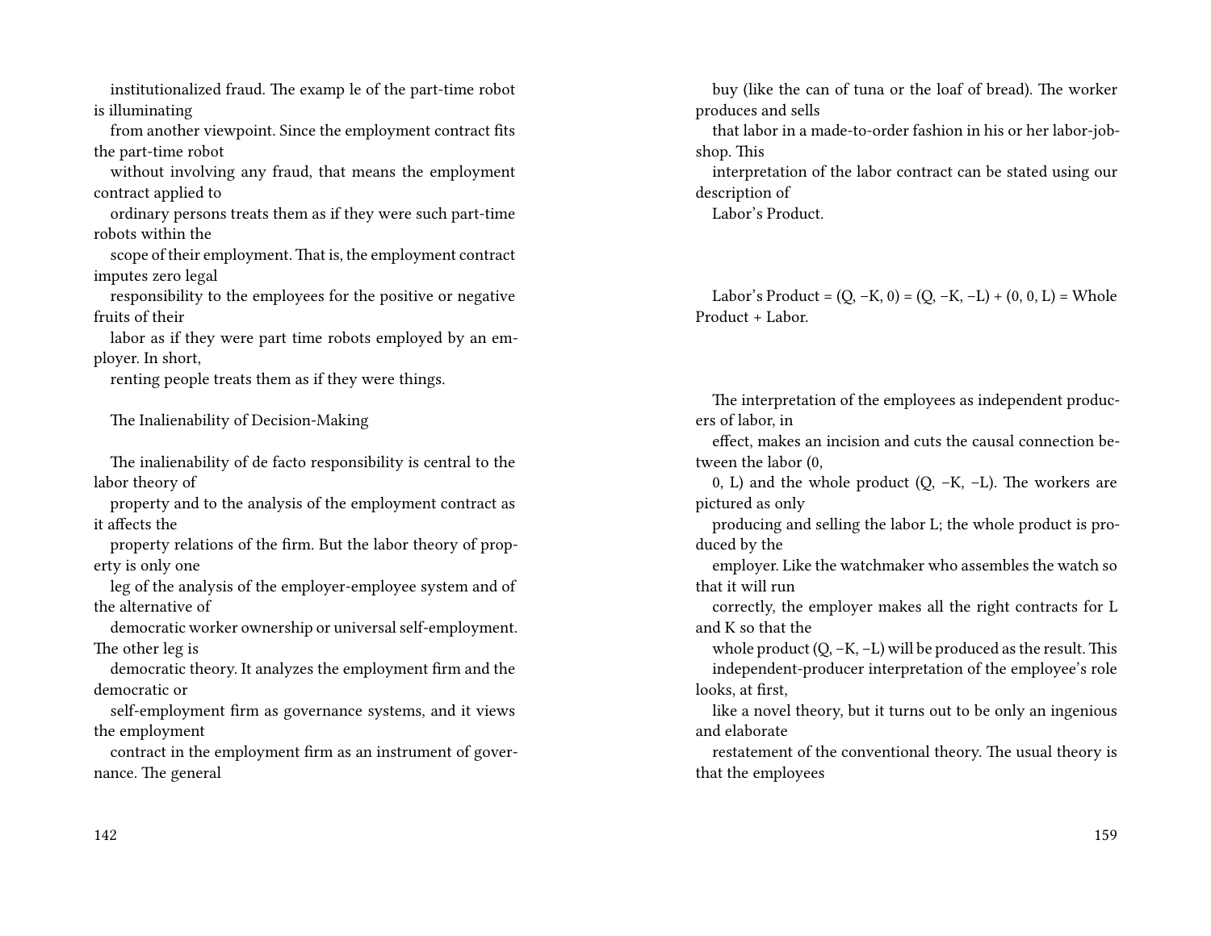institutionalized fraud. The examp le of the part-time robot is illuminating from another viewpoint. Since the employment contract fits the part-time robot without involving any fraud, that means the employment contract applied to ordinary persons treats them as if they were such part-time robots within the scope of their employment. That is, the employment contract imputes zero legal responsibility to the employees for the positive or negative fruits of their labor as if they were part time robots employed by an employer. In short, renting people treats them as if they were things.

## The Inalienability of Decision-Making

The inalienability of de facto responsibility is central to the labor theory of property and to the analysis of the employment contract as it affects the property relations of the firm. But the labor theory of property is only one leg of the analysis of the employer-employee system and of the alternative of democratic worker ownership or universal self-employment. The other leg is democratic theory. It analyzes the employment firm and the democratic or self-employment firm as governance systems, and it views the employment contract in the employment firm as an instrument of governance. The general

buy (like the can of tuna or the loaf of bread). The worker produces and sells that labor in a made-to-order fashion in his or her labor-job-shop. This interpretation of the labor contract can be stated using our description of Labor's Product.

$$\text{Labor's Product} = (Q, -K, 0) = (Q, -K, -L) + (0, 0, L) = \text{Whole Product} + \text{Labor}.$$

The interpretation of the employees as independent producers of labor, in effect, makes an incision and cuts the causal connection between the labor $(0, 0, L)$ and the whole product $(Q, -K, -L)$. The workers are pictured as only producing and selling the labor L; the whole product is produced by the employer. Like the watchmaker who assembles the watch so that it will run correctly, the employer makes all the right contracts for L and K so that the whole product $(Q, -K, -L)$ will be produced as the result. This independent-producer interpretation of the employee's role looks, at first, like a novel theory, but it turns out to be only an ingenious and elaborate restatement of the conventional theory. The usual theory is that the employees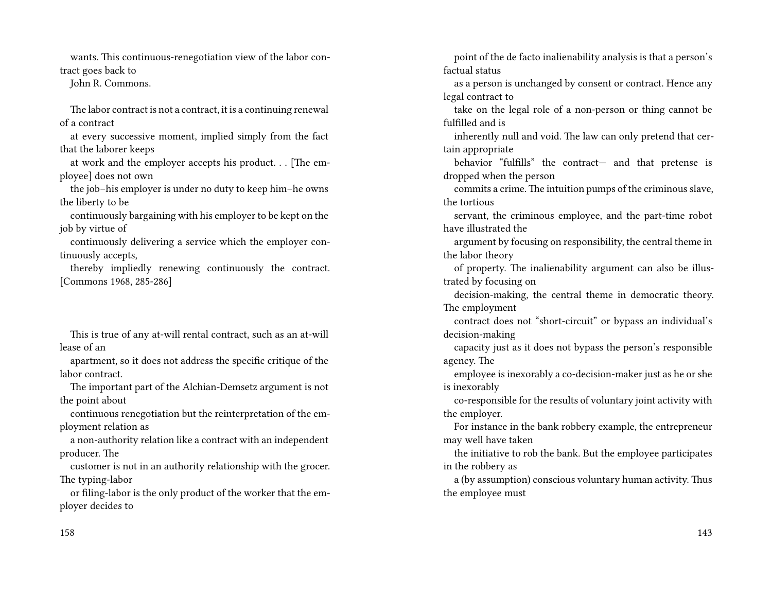wants. This continuous-renegotiation view of the labor contract goes back to John R. Commons.

> The labor contract is not a contract, it is a continuing renewal of a contract at every successive moment, implied simply from the fact that the laborer keeps at work and the employer accepts his product. . . [The employee] does not own the job–his employer is under no duty to keep him–he owns the liberty to be continuously bargaining with his employer to be kept on the job by virtue of continuously delivering a service which the employer continuously accepts, thereby impliedly renewing continuously the contract. [Commons 1968, 285-286]

This is true of any at-will rental contract, such as an at-will lease of an apartment, so it does not address the specific critique of the labor contract.

The important part of the Alchian-Demsetz argument is not the point about continuous renegotiation but the reinterpretation of the employment relation as a non-authority relation like a contract with an independent producer. The customer is not in an authority relationship with the grocer. The typing-labor or filing-labor is the only product of the worker that the employer decides to

point of the de facto inalienability analysis is that a person's factual status as a person is unchanged by consent or contract. Hence any legal contract to take on the legal role of a non-person or thing cannot be fulfilled and is inherently null and void. The law can only pretend that certain appropriate behavior "fulfills" the contract— and that pretense is dropped when the person commits a crime. The intuition pumps of the criminous slave, the tortious servant, the criminous employee, and the part-time robot have illustrated the argument by focusing on responsibility, the central theme in the labor theory of property. The inalienability argument can also be illustrated by focusing on decision-making, the central theme in democratic theory. The employment contract does not "short-circuit" or bypass an individual's decision-making capacity just as it does not bypass the person's responsible agency. The employee is inexorably a co-decision-maker just as he or she is inexorably co-responsible for the results of voluntary joint activity with the employer.

For instance in the bank robbery example, the entrepreneur may well have taken the initiative to rob the bank. But the employee participates in the robbery as a (by assumption) conscious voluntary human activity. Thus the employee must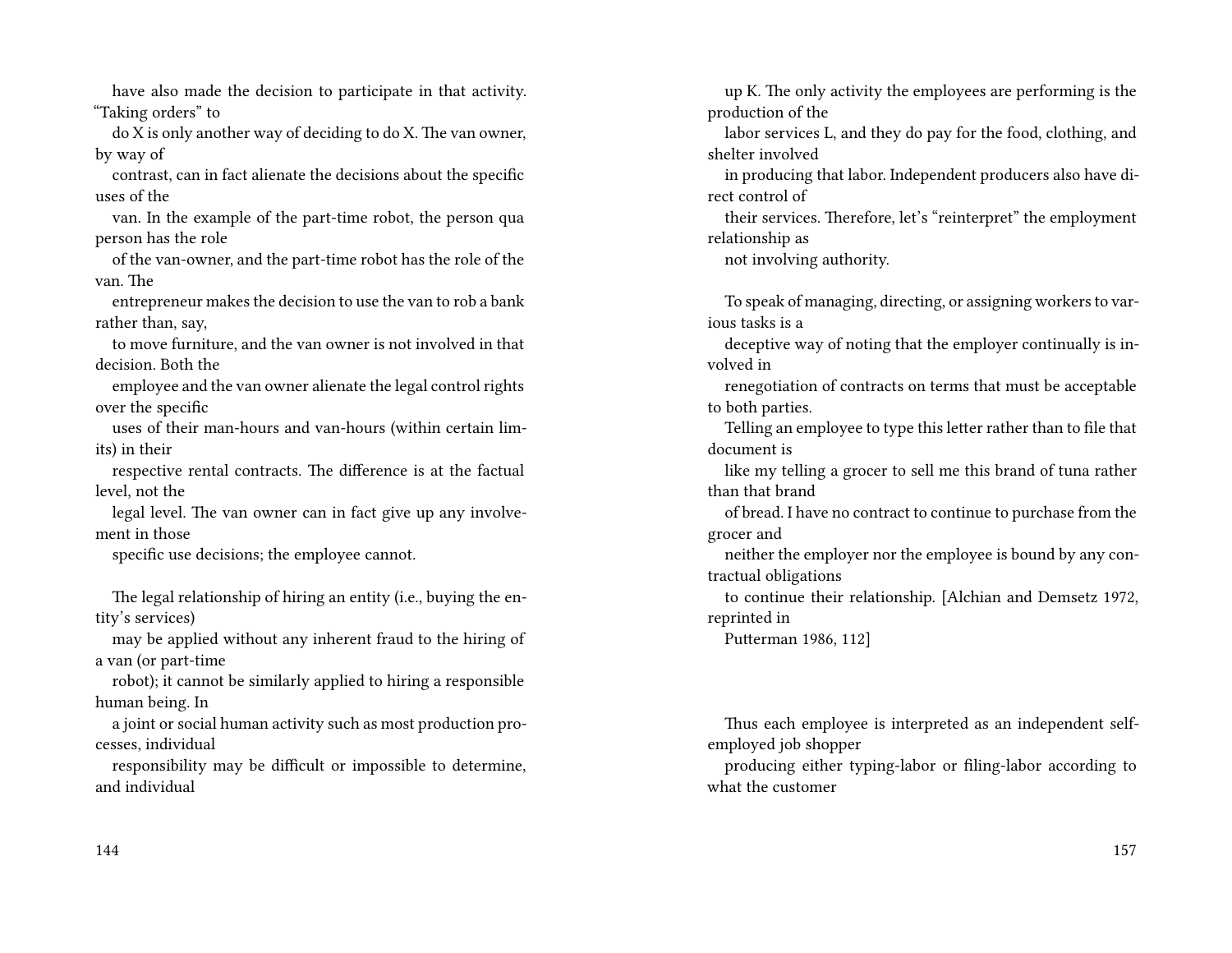have also made the decision to participate in that activity. "Taking orders" to do X is only another way of deciding to do X. The van owner, by way of contrast, can in fact alienate the decisions about the specific uses of the van. In the example of the part-time robot, the person qua person has the role of the van-owner, and the part-time robot has the role of the van. The entrepreneur makes the decision to use the van to rob a bank rather than, say, to move furniture, and the van owner is not involved in that decision. Both the employee and the van owner alienate the legal control rights over the specific uses of their man-hours and van-hours (within certain limits) in their respective rental contracts. The difference is at the factual level, not the legal level. The van owner can in fact give up any involvement in those specific use decisions; the employee cannot.

The legal relationship of hiring an entity (i.e., buying the entity's services) may be applied without any inherent fraud to the hiring of a van (or part-time robot); it cannot be similarly applied to hiring a responsible human being. In a joint or social human activity such as most production processes, individual responsibility may be difficult or impossible to determine, and individual

up K. The only activity the employees are performing is the production of the labor services L, and they do pay for the food, clothing, and shelter involved in producing that labor. Independent producers also have direct control of their services. Therefore, let's "reinterpret" the employment relationship as not involving authority.

> To speak of managing, directing, or assigning workers to various tasks is a deceptive way of noting that the employer continually is involved in renegotiation of contracts on terms that must be acceptable to both parties. Telling an employee to type this letter rather than to file that document is like my telling a grocer to sell me this brand of tuna rather than that brand of bread. I have no contract to continue to purchase from the grocer and neither the employer nor the employee is bound by any contractual obligations to continue their relationship. [Alchian and Demsetz 1972, reprinted in Putterman 1986, 112]

Thus each employee is interpreted as an independent self-employed job shopper producing either typing-labor or filing-labor according to what the customer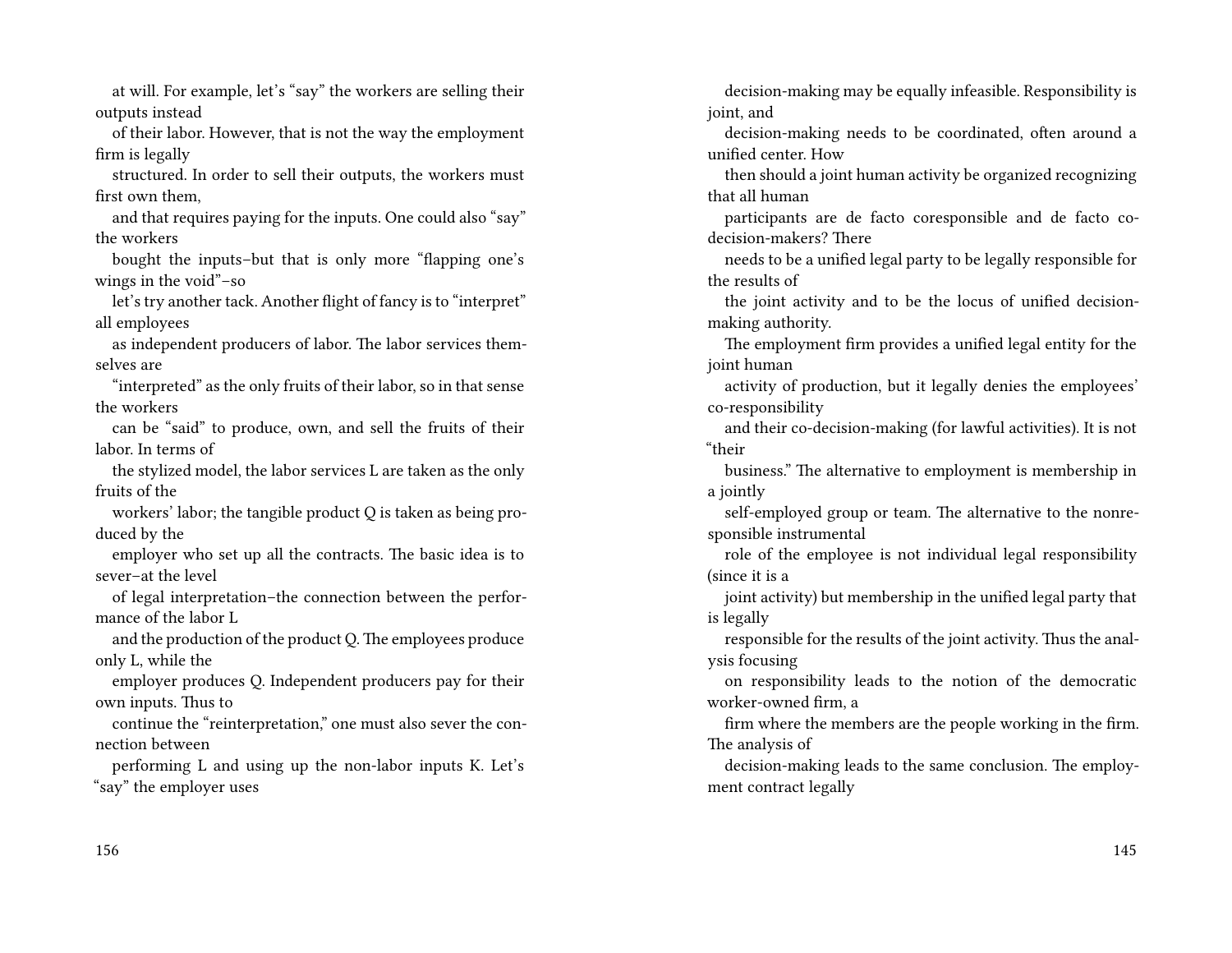at will. For example, let's "say" the workers are selling their outputs instead of their labor. However, that is not the way the employment firm is legally structured. In order to sell their outputs, the workers must first own them, and that requires paying for the inputs. One could also "say" the workers bought the inputs–but that is only more "flapping one's wings in the void"–so let's try another tack. Another flight of fancy is to "interpret" all employees as independent producers of labor. The labor services themselves are "interpreted" as the only fruits of their labor, so in that sense the workers can be "said" to produce, own, and sell the fruits of their labor. In terms of the stylized model, the labor services L are taken as the only fruits of the workers' labor; the tangible product Q is taken as being produced by the employer who set up all the contracts. The basic idea is to sever–at the level of legal interpretation–the connection between the performance of the labor L and the production of the product Q. The employees produce only L, while the employer produces Q. Independent producers pay for their own inputs. Thus to continue the "reinterpretation," one must also sever the connection between performing L and using up the non-labor inputs K. Let's "say" the employer uses

decision-making may be equally infeasible. Responsibility is joint, and decision-making needs to be coordinated, often around a unified center. How then should a joint human activity be organized recognizing that all human participants are de facto coresponsible and de facto co-decision-makers? There needs to be a unified legal party to be legally responsible for the results of the joint activity and to be the locus of unified decision-making authority.

The employment firm provides a unified legal entity for the joint human activity of production, but it legally denies the employees' co-responsibility and their co-decision-making (for lawful activities). It is not "their business." The alternative to employment is membership in a jointly self-employed group or team. The alternative to the nonresponsible instrumental role of the employee is not individual legal responsibility (since it is a joint activity) but membership in the unified legal party that is legally responsible for the results of the joint activity. Thus the analysis focusing on responsibility leads to the notion of the democratic worker-owned firm, a firm where the members are the people working in the firm. The analysis of decision-making leads to the same conclusion. The employment contract legally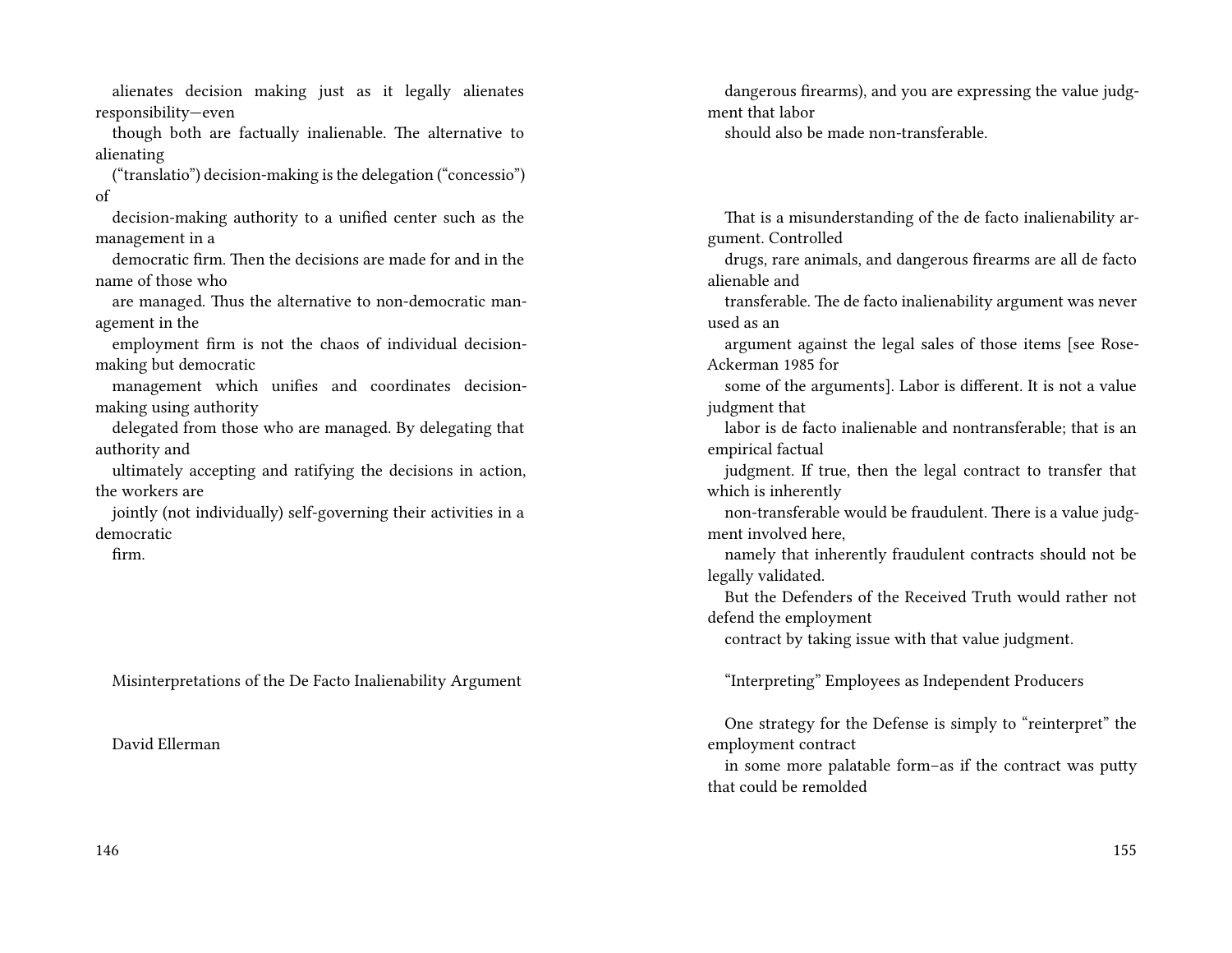alienates decision making just as it legally alienates responsibility—even though both are factually inalienable. The alternative to alienating ("translatio") decision-making is the delegation ("concessio") of decision-making authority to a unified center such as the management in a democratic firm. Then the decisions are made for and in the name of those who are managed. Thus the alternative to non-democratic management in the employment firm is not the chaos of individual decision-making but democratic management which unifies and coordinates decision-making using authority delegated from those who are managed. By delegating that authority and ultimately accepting and ratifying the decisions in action, the workers are jointly (not individually) self-governing their activities in a democratic firm.

# Misinterpretations of the De Facto Inalienability Argument

David Ellerman

dangerous firearms), and you are expressing the value judgment that labor should also be made non-transferable.

That is a misunderstanding of the de facto inalienability argument. Controlled drugs, rare animals, and dangerous firearms are all de facto alienable and transferable. The de facto inalienability argument was never used as an argument against the legal sales of those items [see Rose-Ackerman 1985 for some of the arguments]. Labor is different. It is not a value judgment that labor is de facto inalienable and nontransferable; that is an empirical factual judgment. If true, then the legal contract to transfer that which is inherently non-transferable would be fraudulent. There is a value judgment involved here, namely that inherently fraudulent contracts should not be legally validated.

But the Defenders of the Received Truth would rather not defend the employment contract by taking issue with that value judgment.

## "Interpreting" Employees as Independent Producers

One strategy for the Defense is simply to "reinterpret" the employment contract in some more palatable form–as if the contract was putty that could be remolded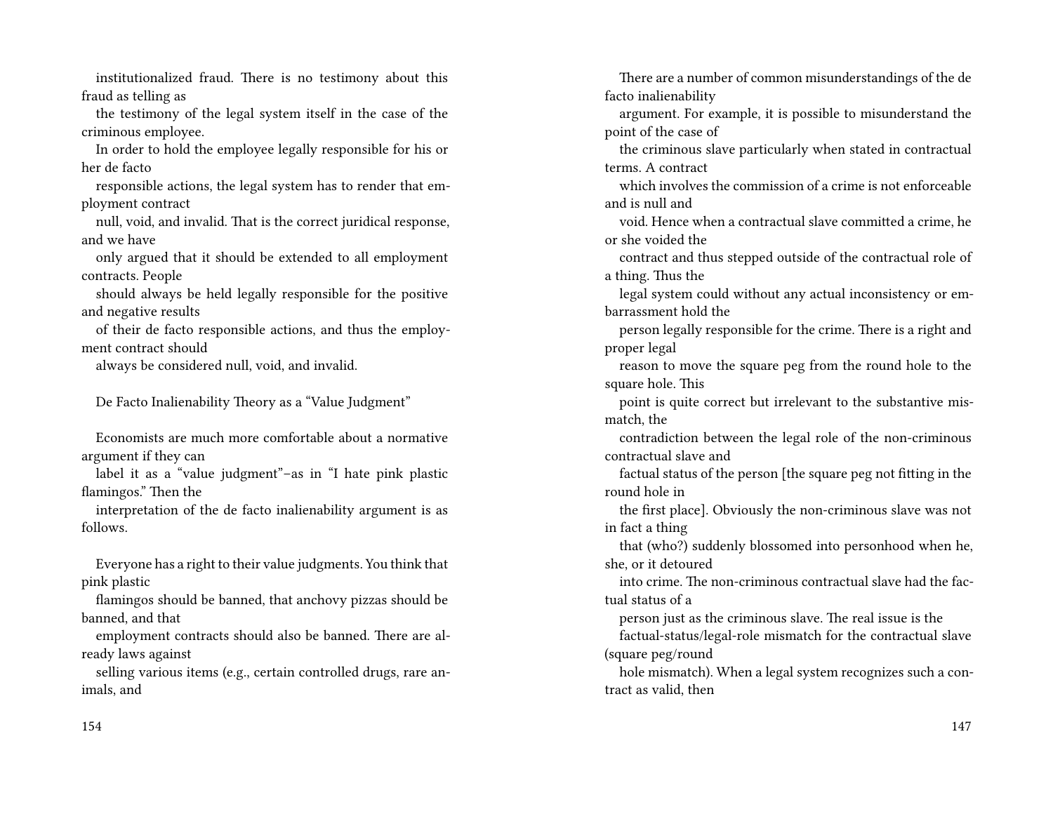institutionalized fraud. There is no testimony about this fraud as telling as the testimony of the legal system itself in the case of the criminous employee.

In order to hold the employee legally responsible for his or her de facto responsible actions, the legal system has to render that employment contract null, void, and invalid. That is the correct juridical response, and we have only argued that it should be extended to all employment contracts. People should always be held legally responsible for the positive and negative results of their de facto responsible actions, and thus the employment contract should always be considered null, void, and invalid.

## De Facto Inalienability Theory as a "Value Judgment"

Economists are much more comfortable about a normative argument if they can label it as a "value judgment"–as in "I hate pink plastic flamingos." Then the interpretation of the de facto inalienability argument is as follows.

Everyone has a right to their value judgments. You think that pink plastic flamingos should be banned, that anchovy pizzas should be banned, and that employment contracts should also be banned. There are already laws against selling various items (e.g., certain controlled drugs, rare animals, and

There are a number of common misunderstandings of the de facto inalienability argument. For example, it is possible to misunderstand the point of the case of the criminous slave particularly when stated in contractual terms. A contract which involves the commission of a crime is not enforceable and is null and void. Hence when a contractual slave committed a crime, he or she voided the contract and thus stepped outside of the contractual role of a thing. Thus the legal system could without any actual inconsistency or embarrassment hold the person legally responsible for the crime. There is a right and proper legal reason to move the square peg from the round hole to the square hole. This point is quite correct but irrelevant to the substantive mismatch, the contradiction between the legal role of the non-criminous contractual slave and factual status of the person [the square peg not fitting in the round hole in the first place]. Obviously the non-criminous slave was not in fact a thing that (who?) suddenly blossomed into personhood when he, she, or it detoured into crime. The non-criminous contractual slave had the factual status of a person just as the criminous slave. The real issue is the factual-status/legal-role mismatch for the contractual slave (square peg/round hole mismatch). When a legal system recognizes such a contract as valid, then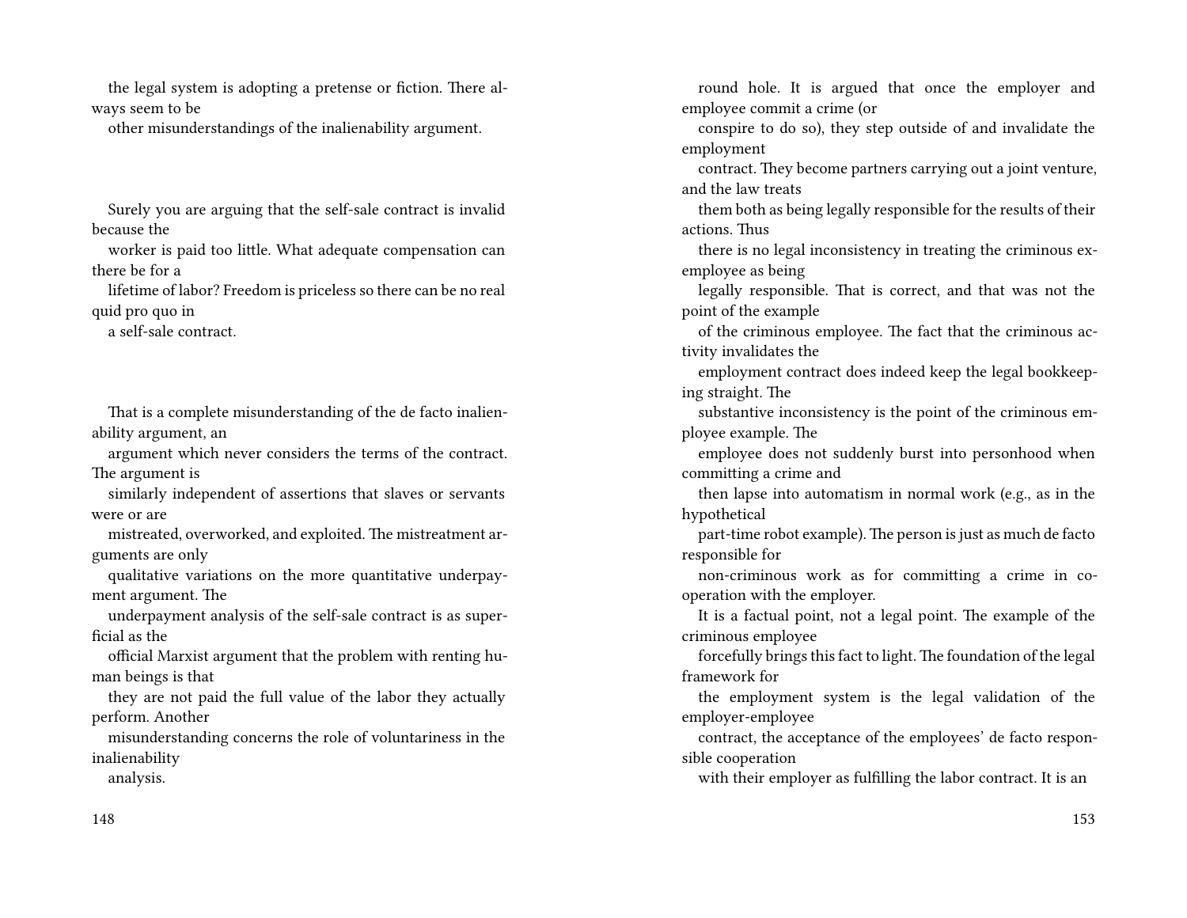the legal system is adopting a pretense or fiction. There always seem to be other misunderstandings of the inalienability argument.

Surely you are arguing that the self-sale contract is invalid because the worker is paid too little. What adequate compensation can there be for a lifetime of labor? Freedom is priceless so there can be no real quid pro quo in a self-sale contract.

That is a complete misunderstanding of the de facto inalienability argument, an argument which never considers the terms of the contract. The argument is similarly independent of assertions that slaves or servants were or are mistreated, overworked, and exploited. The mistreatment arguments are only qualitative variations on the more quantitative underpayment argument. The underpayment analysis of the self-sale contract is as superficial as the official Marxist argument that the problem with renting human beings is that they are not paid the full value of the labor they actually perform. Another misunderstanding concerns the role of voluntariness in the inalienability analysis.

round hole. It is argued that once the employer and employee commit a crime (or conspire to do so), they step outside of and invalidate the employment contract. They become partners carrying out a joint venture, and the law treats them both as being legally responsible for the results of their actions. Thus there is no legal inconsistency in treating the criminous ex-employee as being legally responsible. That is correct, and that was not the point of the example of the criminous employee. The fact that the criminous activity invalidates the employment contract does indeed keep the legal bookkeeping straight. The substantive inconsistency is the point of the criminous employee example. The employee does not suddenly burst into personhood when committing a crime and then lapse into automatism in normal work (e.g., as in the hypothetical part-time robot example). The person is just as much de facto responsible for non-criminous work as for committing a crime in cooperation with the employer.

It is a factual point, not a legal point. The example of the criminous employee forcefully brings this fact to light. The foundation of the legal framework for the employment system is the legal validation of the employer-employee contract, the acceptance of the employees' de facto responsible cooperation with their employer as fulfilling the labor contract. It is an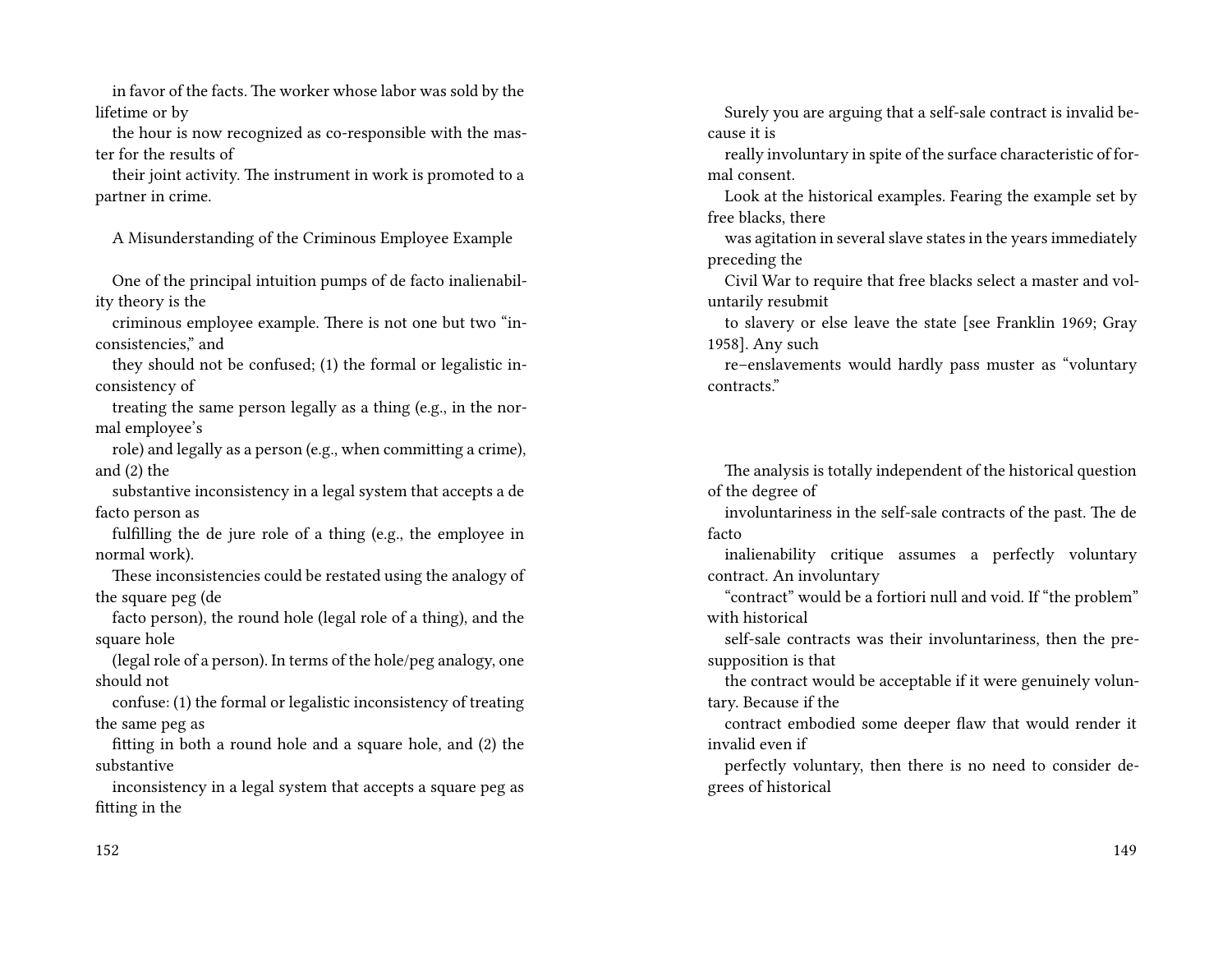in favor of the facts. The worker whose labor was sold by the lifetime or by the hour is now recognized as co-responsible with the master for the results of their joint activity. The instrument in work is promoted to a partner in crime.

## A Misunderstanding of the Criminous Employee Example

One of the principal intuition pumps of de facto inalienability theory is the criminous employee example. There is not one but two "inconsistencies," and they should not be confused; (1) the formal or legalistic inconsistency of treating the same person legally as a thing (e.g., in the normal employee's role) and legally as a person (e.g., when committing a crime), and (2) the substantive inconsistency in a legal system that accepts a de facto person as fulfilling the de jure role of a thing (e.g., the employee in normal work).

These inconsistencies could be restated using the analogy of the square peg (de facto person), the round hole (legal role of a thing), and the square hole (legal role of a person). In terms of the hole/peg analogy, one should not confuse: (1) the formal or legalistic inconsistency of treating the same peg as fitting in both a round hole and a square hole, and (2) the substantive inconsistency in a legal system that accepts a square peg as fitting in the

Surely you are arguing that a self-sale contract is invalid because it is really involuntary in spite of the surface characteristic of formal consent.

Look at the historical examples. Fearing the example set by free blacks, there was agitation in several slave states in the years immediately preceding the Civil War to require that free blacks select a master and voluntarily resubmit to slavery or else leave the state [see Franklin 1969; Gray 1958]. Any such re–enslavements would hardly pass muster as "voluntary contracts."

The analysis is totally independent of the historical question of the degree of involuntariness in the self-sale contracts of the past. The de facto inalienability critique assumes a perfectly voluntary contract. An involuntary "contract" would be a fortiori null and void. If "the problem" with historical self-sale contracts was their involuntariness, then the presupposition is that the contract would be acceptable if it were genuinely voluntary. Because if the contract embodied some deeper flaw that would render it invalid even if perfectly voluntary, then there is no need to consider degrees of historical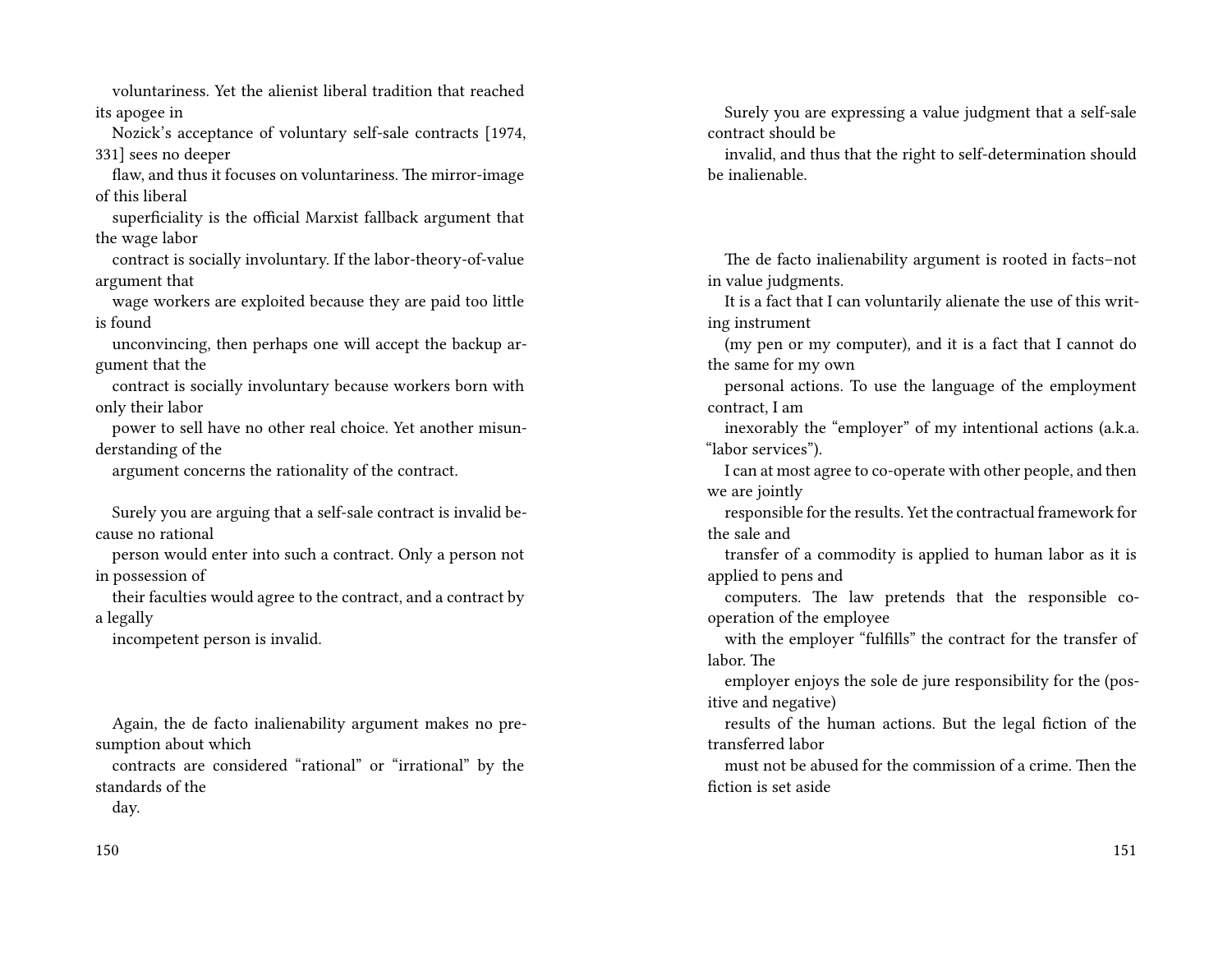voluntariness. Yet the alienist liberal tradition that reached its apogee in Nozick's acceptance of voluntary self-sale contracts [1974, 331] sees no deeper flaw, and thus it focuses on voluntariness. The mirror-image of this liberal superficiality is the official Marxist fallback argument that the wage labor contract is socially involuntary. If the labor-theory-of-value argument that wage workers are exploited because they are paid too little is found unconvincing, then perhaps one will accept the backup argument that the contract is socially involuntary because workers born with only their labor power to sell have no other real choice. Yet another misunderstanding of the argument concerns the rationality of the contract.

Surely you are arguing that a self-sale contract is invalid because no rational person would enter into such a contract. Only a person not in possession of their faculties would agree to the contract, and a contract by a legally incompetent person is invalid.

Again, the de facto inalienability argument makes no presumption about which contracts are considered "rational" or "irrational" by the standards of the day.

Surely you are expressing a value judgment that a self-sale contract should be invalid, and thus that the right to self-determination should be inalienable.

The de facto inalienability argument is rooted in facts–not in value judgments.

It is a fact that I can voluntarily alienate the use of this writing instrument (my pen or my computer), and it is a fact that I cannot do the same for my own personal actions. To use the language of the employment contract, I am inexorably the "employer" of my intentional actions (a.k.a. "labor services").

I can at most agree to co-operate with other people, and then we are jointly responsible for the results. Yet the contractual framework for the sale and transfer of a commodity is applied to human labor as it is applied to pens and computers. The law pretends that the responsible co-operation of the employee with the employer "fulfills" the contract for the transfer of labor. The employer enjoys the sole de jure responsibility for the (positive and negative) results of the human actions. But the legal fiction of the transferred labor must not be abused for the commission of a crime. Then the fiction is set aside